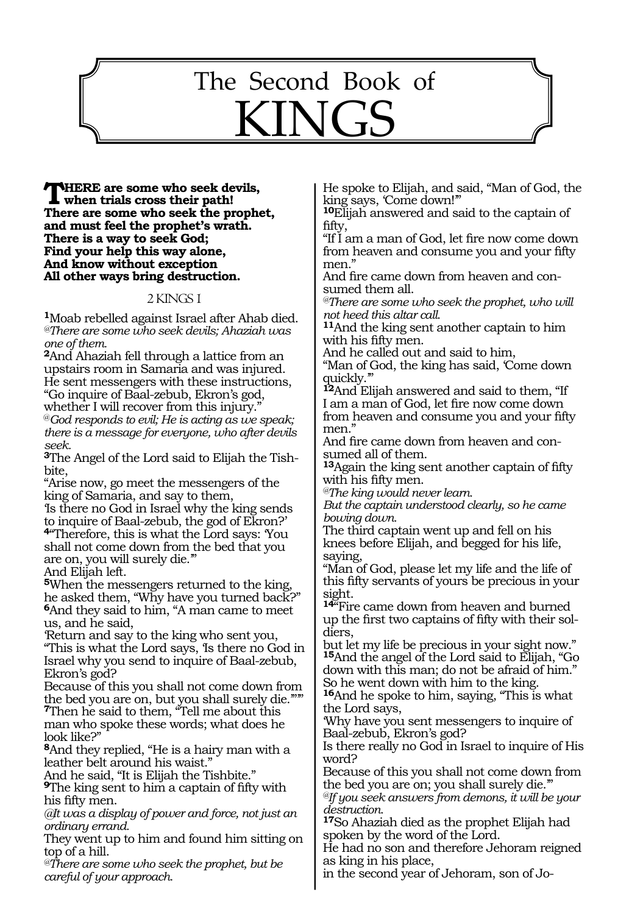# The Second Book of KINGS

**THERE are some who seek devils, when trials cross their path!**
**There are some who seek the prophet, and must feel the prophet's wrath.**
**There is a way to seek God;**
**Find your help this way alone,**
**And know without exception**
**All other ways bring destruction.**

## 2 KINGS 1

**1**Moab rebelled against Israel after Ahab died.
*@There are some who seek devils; Ahaziah was one of them.*
**2**And Ahaziah fell through a lattice from an upstairs room in Samaria and was injured.
He sent messengers with these instructions,
"Go inquire of Baal-zebub, Ekron's god, whether I will recover from this injury."
*@God responds to evil; He is acting as we speak; there is a message for everyone, who after devils seek.*
**3**The Angel of the Lord said to Elijah the Tishbite,
"Arise now, go meet the messengers of the king of Samaria, and say to them,
'Is there no God in Israel why the king sends to inquire of Baal-zebub, the god of Ekron?'
**4**"Therefore, this is what the Lord says: 'You shall not come down from the bed that you are on, you will surely die.'"
And Elijah left.
**5**When the messengers returned to the king, he asked them, "Why have you turned back?"
**6**And they said to him, "A man came to meet us, and he said,
'Return and say to the king who sent you,
"This is what the Lord says, 'Is there no God in Israel why you send to inquire of Baal-zebub, Ekron's god?
Because of this you shall not come down from the bed you are on, but you shall surely die.'"'"
**7**Then he said to them, "Tell me about this man who spoke these words; what does he look like?"
**8**And they replied, "He is a hairy man with a leather belt around his waist."
And he said, "It is Elijah the Tishbite."
**9**The king sent to him a captain of fifty with his fifty men.
*@It was a display of power and force, not just an ordinary errand.*
They went up to him and found him sitting on top of a hill.
*@There are some who seek the prophet, but be careful of your approach.*
He spoke to Elijah, and said, "Man of God, the king says, 'Come down!'"
**10**Elijah answered and said to the captain of fifty,
"If I am a man of God, let fire now come down from heaven and consume you and your fifty men."
And fire came down from heaven and consumed them all.
*@There are some who seek the prophet, who will not heed this altar call.*
**11**And the king sent another captain to him with his fifty men.
And he called out and said to him,
"Man of God, the king has said, 'Come down quickly.'"
**12**And Elijah answered and said to them, "If I am a man of God, let fire now come down from heaven and consume you and your fifty men."
And fire came down from heaven and consumed all of them.
**13**Again the king sent another captain of fifty with his fifty men.
*@The king would never learn.*
*But the captain understood clearly, so he came bowing down.*
The third captain went up and fell on his knees before Elijah, and begged for his life, saying,
"Man of God, please let my life and the life of this fifty servants of yours be precious in your sight.
**14**"Fire came down from heaven and burned up the first two captains of fifty with their soldiers,
but let my life be precious in your sight now."
**15**And the angel of the Lord said to Elijah, "Go down with this man; do not be afraid of him."
So he went down with him to the king.
**16**And he spoke to him, saying, "This is what the Lord says,
'Why have you sent messengers to inquire of Baal-zebub, Ekron's god?
Is there really no God in Israel to inquire of His word?
Because of this you shall not come down from the bed you are on; you shall surely die.'"
*@If you seek answers from demons, it will be your destruction.*
**17**So Ahaziah died as the prophet Elijah had spoken by the word of the Lord.
He had no son and therefore Jehoram reigned as king in his place,
in the second year of Jehoram, son of Jo-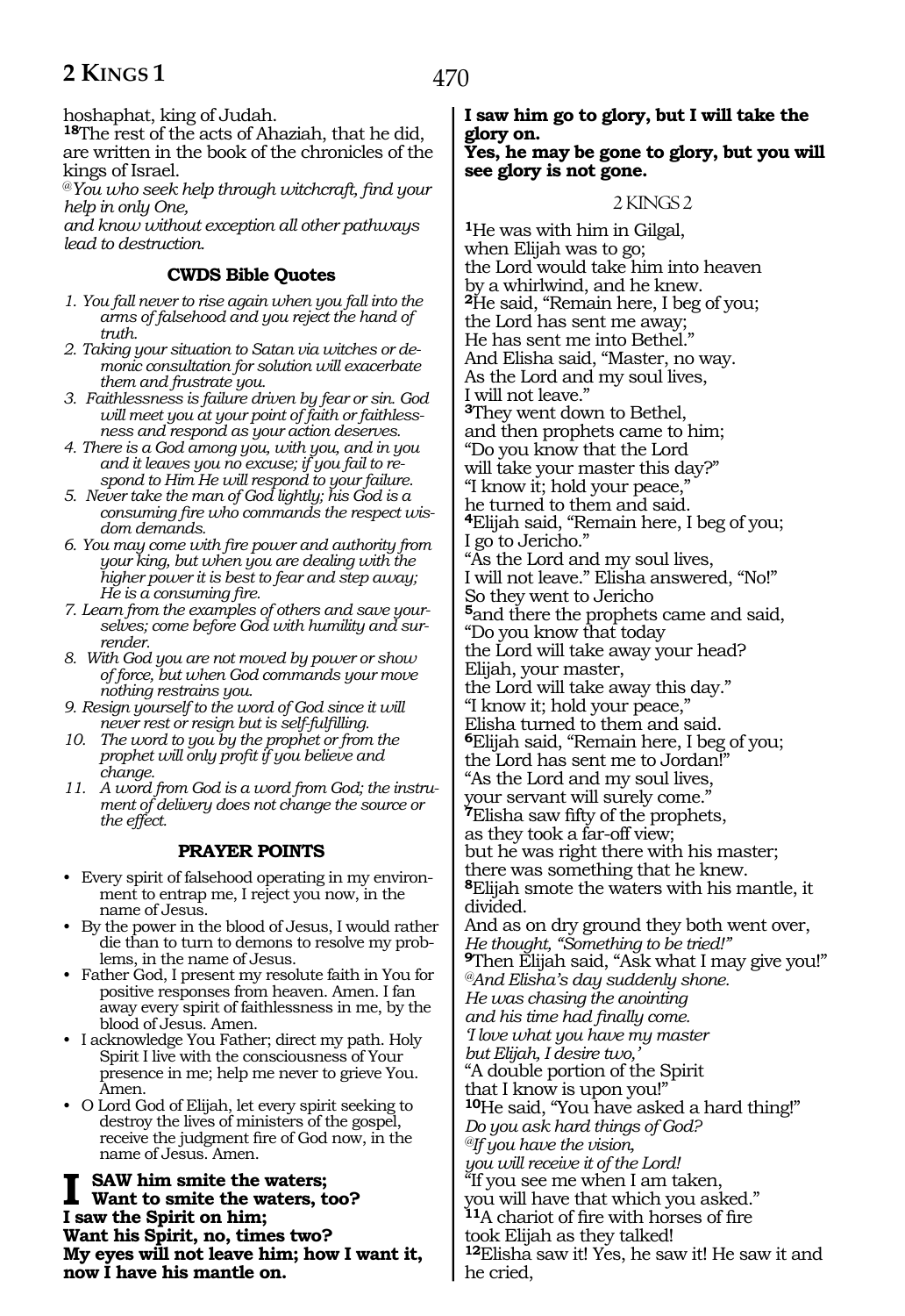hoshaphat, king of Judah.

**18**The rest of the acts of Ahaziah, that he did, are written in the book of the chronicles of the kings of Israel.

*@You who seek help through witchcraft, find your help in only One,*
*and know without exception all other pathways lead to destruction.*

### CWDS Bible Quotes

1. *You fall never to rise again when you fall into the arms of falsehood and you reject the hand of truth.*
2. *Taking your situation to Satan via witches or demonic consultation for solution will exacerbate them and frustrate you.*
3. *Faithlessness is failure driven by fear or sin. God will meet you at your point of faith or faithlessness and respond as your action deserves.*
4. *There is a God among you, with you, and in you and it leaves you no excuse; if you fail to respond to Him He will respond to your failure.*
5. *Never take the man of God lightly; his God is a consuming fire who commands the respect wisdom demands.*
6. *You may come with fire power and authority from your king, but when you are dealing with the higher power it is best to fear and step away; He is a consuming fire.*
7. *Learn from the examples of others and save yourselves; come before God with humility and surrender.*
8. *With God you are not moved by power or show of force, but when God commands your move nothing restrains you.*
9. *Resign yourself to the word of God since it will never rest or resign but is self-fulfilling.*
10. *The word to you by the prophet or from the prophet will only profit if you believe and change.*
11. *A word from God is a word from God; the instrument of delivery does not change the source or the effect.*

### PRAYER POINTS

- Every spirit of falsehood operating in my environment to entrap me, I reject you now, in the name of Jesus.
- By the power in the blood of Jesus, I would rather die than to turn to demons to resolve my problems, in the name of Jesus.
- Father God, I present my resolute faith in You for positive responses from heaven. Amen. I fan away every spirit of faithlessness in me, by the blood of Jesus. Amen.
- I acknowledge You Father; direct my path. Holy Spirit I live with the consciousness of Your presence in me; help me never to grieve You. Amen.
- O Lord God of Elijah, let every spirit seeking to destroy the lives of ministers of the gospel, receive the judgment fire of God now, in the name of Jesus. Amen.

**I SAW him smite the waters;**
**Want to smite the waters, too?**
**I saw the Spirit on him;**
**Want his Spirit, no, times two?**
**My eyes will not leave him; how I want it, now I have his mantle on.**
**I saw him go to glory, but I will take the glory on.**
**Yes, he may be gone to glory, but you will see glory is not gone.**

2 KINGS 2

**1**He was with him in Gilgal,
when Elijah was to go;
the Lord would take him into heaven
by a whirlwind, and he knew.
**2**He said, "Remain here, I beg of you;
the Lord has sent me away;
He has sent me into Bethel."
And Elisha said, "Master, no way.
As the Lord and my soul lives,
I will not leave."
**3**They went down to Bethel,
and then prophets came to him;
"Do you know that the Lord
will take your master this day?"
"I know it; hold your peace,"
he turned to them and said.
**4**Elijah said, "Remain here, I beg of you;
I go to Jericho."
"As the Lord and my soul lives,
I will not leave." Elisha answered, "No!"
So they went to Jericho
**5**and there the prophets came and said,
"Do you know that today
the Lord will take away your head?
Elijah, your master,
the Lord will take away this day."
"I know it; hold your peace,"
Elisha turned to them and said.
**6**Elijah said, "Remain here, I beg of you;
the Lord has sent me to Jordan!"
"As the Lord and my soul lives,
your servant will surely come."
**7**Elisha saw fifty of the prophets,
as they took a far-off view;
but he was right there with his master;
there was something that he knew.
**8**Elijah smote the waters with his mantle, it divided.
And as on dry ground they both went over,
*He thought, "Something to be tried!"*
**9**Then Elijah said, "Ask what I may give you!"
*@And Elisha's day suddenly shone.*
*He was chasing the anointing*
*and his time had finally come.*
*'I love what you have my master*
*but Elijah, I desire two,'*
"A double portion of the Spirit
that I know is upon you!"
**10**He said, "You have asked a hard thing!"
*Do you ask hard things of God?*
*@If you have the vision,*
*you will receive it of the Lord!*
"If you see me when I am taken,
you will have that which you asked."
**11**A chariot of fire with horses of fire
took Elijah as they talked!
**12**Elisha saw it! Yes, he saw it! He saw it and he cried,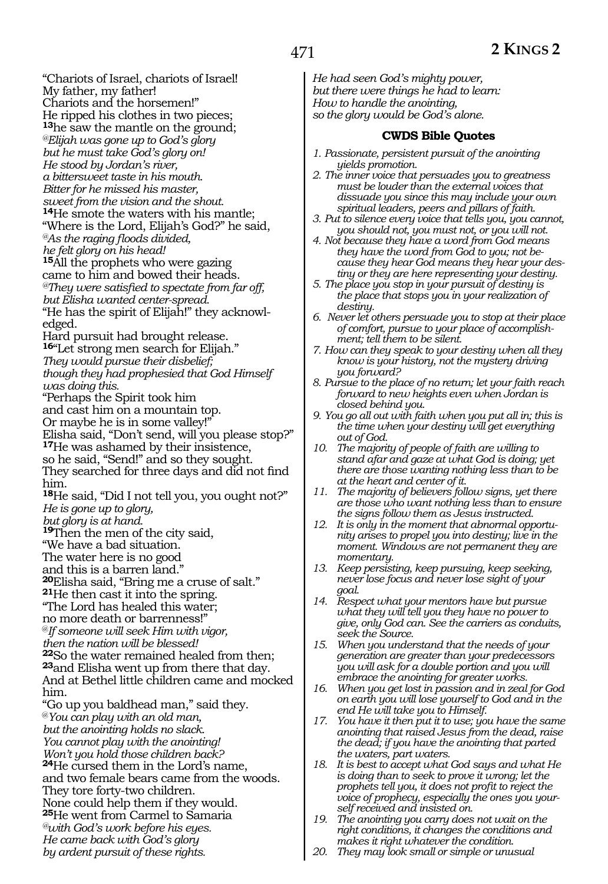"Chariots of Israel, chariots of Israel!
My father, my father!
Chariots and the horsemen!"
He ripped his clothes in two pieces;
**13**he saw the mantle on the ground;
*@Elijah was gone up to God's glory*
*but he must take God's glory on!*
*He stood by Jordan's river,*
*a bittersweet taste in his mouth.*
*Bitter for he missed his master,*
*sweet from the vision and the shout.*
**14**He smote the waters with his mantle;
"Where is the Lord, Elijah's God?" he said,
*@As the raging floods divided,*
*he felt glory on his head!*
**15**All the prophets who were gazing
came to him and bowed their heads.
*@They were satisfied to spectate from far off,*
*but Elisha wanted center-spread.*
"He has the spirit of Elijah!" they acknowledged.
Hard pursuit had brought release.
**16**"Let strong men search for Elijah."
*They would pursue their disbelief;*
*though they had prophesied that God Himself was doing this.*
"Perhaps the Spirit took him
and cast him on a mountain top.
Or maybe he is in some valley!"
Elisha said, "Don't send, will you please stop?"
**17**He was ashamed by their insistence,
so he said, "Send!" and so they sought.
They searched for three days and did not find him.
**18**He said, "Did I not tell you, you ought not?"
*He is gone up to glory,*
*but glory is at hand.*
**19**Then the men of the city said,
"We have a bad situation.
The water here is no good
and this is a barren land."
**20**Elisha said, "Bring me a cruse of salt."
**21**He then cast it into the spring.
"The Lord has healed this water;
no more death or barrenness!"
*@If someone will seek Him with vigor,*
*then the nation will be blessed!*
**22**So the water remained healed from then;
**23**and Elisha went up from there that day.
And at Bethel little children came and mocked him.
"Go up you baldhead man," said they.
*@You can play with an old man,*
*but the anointing holds no slack.*
*You cannot play with the anointing!*
*Won't you hold those children back?*
**24**He cursed them in the Lord's name,
and two female bears came from the woods.
They tore forty-two children.
None could help them if they would.
**25**He went from Carmel to Samaria
*@with God's work before his eyes.*
*He came back with God's glory*
*by ardent pursuit of these rights.*
*He had seen God's mighty power,*
*but there were things he had to learn:*
*How to handle the anointing,*
*so the glory would be God's alone.*

### CWDS Bible Quotes

1. *Passionate, persistent pursuit of the anointing yields promotion.*
2. *The inner voice that persuades you to greatness must be louder than the external voices that dissuade you since this may include your own spiritual leaders, peers and pillars of faith.*
3. *Put to silence every voice that tells you, you cannot, you should not, you must not, or you will not.*
4. *Not because they have a word from God means they have the word from God to you; not because they hear God means they hear your destiny or they are here representing your destiny.*
5. *The place you stop in your pursuit of destiny is the place that stops you in your realization of destiny.*
6. *Never let others persuade you to stop at their place of comfort, pursue to your place of accomplishment; tell them to be silent.*
7. *How can they speak to your destiny when all they know is your history, not the mystery driving you forward?*
8. *Pursue to the place of no return; let your faith reach forward to new heights even when Jordan is closed behind you.*
9. *You go all out with faith when you put all in; this is the time when your destiny will get everything out of God.*
10. *The majority of people of faith are willing to stand afar and gaze at what God is doing; yet there are those wanting nothing less than to be at the heart and center of it.*
11. *The majority of believers follow signs, yet there are those who want nothing less than to ensure the signs follow them as Jesus instructed.*
12. *It is only in the moment that abnormal opportunity arises to propel you into destiny; live in the moment. Windows are not permanent they are momentary.*
13. *Keep persisting, keep pursuing, keep seeking, never lose focus and never lose sight of your goal.*
14. *Respect what your mentors have but pursue what they will tell you they have no power to give, only God can. See the carriers as conduits, seek the Source.*
15. *When you understand that the needs of your generation are greater than your predecessors you will ask for a double portion and you will embrace the anointing for greater works.*
16. *When you get lost in passion and in zeal for God on earth you will lose yourself to God and in the end He will take you to Himself.*
17. *You have it then put it to use; you have the same anointing that raised Jesus from the dead, raise the dead; if you have the anointing that parted the waters, part waters.*
18. *It is best to accept what God says and what He is doing than to seek to prove it wrong; let the prophets tell you, it does not profit to reject the voice of prophecy, especially the ones you yourself received and insisted on.*
19. *The anointing you carry does not wait on the right conditions, it changes the conditions and makes it right whatever the condition.*
20. *They may look small or simple or unusual*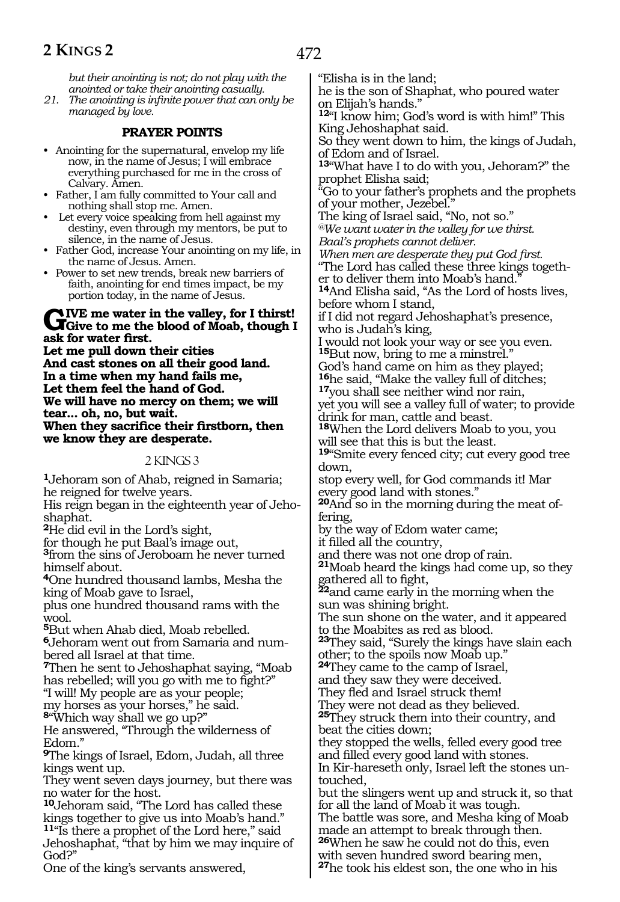*but their anointing is not; do not play with the anointed or take their anointing casually.*

21. *The anointing is infinite power that can only be managed by love.*

## PRAYER POINTS

- Anointing for the supernatural, envelop my life now, in the name of Jesus; I will embrace everything purchased for me in the cross of Calvary. Amen.
- Father, I am fully committed to Your call and nothing shall stop me. Amen.
- Let every voice speaking from hell against my destiny, even through my mentors, be put to silence, in the name of Jesus.
- Father God, increase Your anointing on my life, in the name of Jesus. Amen.
- Power to set new trends, break new barriers of faith, anointing for end times impact, be my portion today, in the name of Jesus.

**GIVE me water in the valley, for I thirst!**
**Give to me the blood of Moab, though I ask for water first.**
**Let me pull down their cities**
**And cast stones on all their good land.**
**In a time when my hand fails me,**
**Let them feel the hand of God.**
**We will have no mercy on them; we will tear... oh, no, but wait.**
**When they sacrifice their firstborn, then we know they are desperate.**

### 2 KINGS 3

**1**Jehoram son of Ahab, reigned in Samaria;
he reigned for twelve years.
His reign began in the eighteenth year of Jehoshaphat.
**2**He did evil in the Lord's sight,
for though he put Baal's image out,
**3**from the sins of Jeroboam he never turned himself about.
**4**One hundred thousand lambs, Mesha the king of Moab gave to Israel,
plus one hundred thousand rams with the wool.
**5**But when Ahab died, Moab rebelled.
**6**Jehoram went out from Samaria and numbered all Israel at that time.
**7**Then he sent to Jehoshaphat saying, "Moab has rebelled; will you go with me to fight?"
"I will! My people are as your people;
my horses as your horses," he said.
**8**"Which way shall we go up?"
He answered, "Through the wilderness of Edom."
**9**The kings of Israel, Edom, Judah, all three kings went up.
They went seven days journey, but there was no water for the host.
**10**Jehoram said, "The Lord has called these kings together to give us into Moab's hand."
**11**"Is there a prophet of the Lord here," said Jehoshaphat, "that by him we may inquire of God?"
One of the king's servants answered,
"Elisha is in the land;
he is the son of Shaphat, who poured water on Elijah's hands."
**12**"I know him; God's word is with him!" This King Jehoshaphat said.
So they went down to him, the kings of Judah, of Edom and of Israel.
**13**"What have I to do with you, Jehoram?" the prophet Elisha said;
"Go to your father's prophets and the prophets of your mother, Jezebel."
The king of Israel said, "No, not so."
*@We want water in the valley for we thirst.*
*Baal's prophets cannot deliver.*
*When men are desperate they put God first.*
"The Lord has called these three kings together to deliver them into Moab's hand."
**14**And Elisha said, "As the Lord of hosts lives, before whom I stand,
if I did not regard Jehoshaphat's presence, who is Judah's king,
I would not look your way or see you even.
**15**But now, bring to me a minstrel."
God's hand came on him as they played;
**16**he said, "Make the valley full of ditches;
**17**you shall see neither wind nor rain,
yet you will see a valley full of water; to provide drink for man, cattle and beast.
**18**When the Lord delivers Moab to you, you will see that this is but the least.
**19**"Smite every fenced city; cut every good tree down,
stop every well, for God commands it! Mar every good land with stones."
**20**And so in the morning during the meat offering,
by the way of Edom water came;
it filled all the country,
and there was not one drop of rain.
**21**Moab heard the kings had come up, so they gathered all to fight,
**22**and came early in the morning when the sun was shining bright.
The sun shone on the water, and it appeared to the Moabites as red as blood.
**23**They said, "Surely the kings have slain each other; to the spoils now Moab up."
**24**They came to the camp of Israel,
and they saw they were deceived.
They fled and Israel struck them!
They were not dead as they believed.
**25**They struck them into their country, and beat the cities down;
they stopped the wells, felled every good tree and filled every good land with stones.
In Kir-hareseth only, Israel left the stones untouched,
but the slingers went up and struck it, so that for all the land of Moab it was tough.
The battle was sore, and Mesha king of Moab made an attempt to break through then.
**26**When he saw he could not do this, even with seven hundred sword bearing men,
**27**he took his eldest son, the one who in his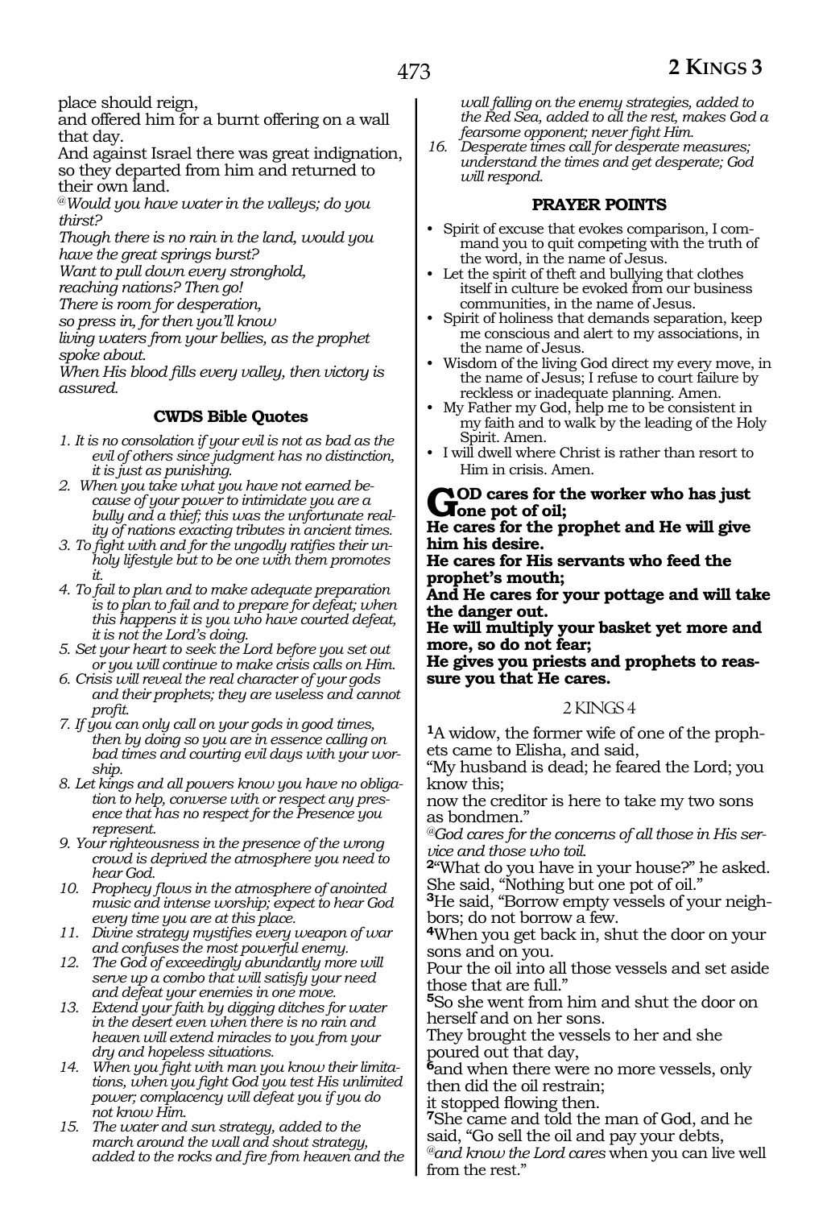place should reign,
and offered him for a burnt offering on a wall that day.
And against Israel there was great indignation, so they departed from him and returned to their own land.
@*Would you have water in the valleys; do you thirst?*
*Though there is no rain in the land, would you have the great springs burst?*
*Want to pull down every stronghold,*
*reaching nations? Then go!*
*There is room for desperation,*
*so press in, for then you'll know*
*living waters from your bellies, as the prophet spoke about.*
*When His blood fills every valley, then victory is assured.*

### CWDS Bible Quotes

1. *It is no consolation if your evil is not as bad as the evil of others since judgment has no distinction, it is just as punishing.*
2. *When you take what you have not earned because of your power to intimidate you are a bully and a thief; this was the unfortunate reality of nations exacting tributes in ancient times.*
3. *To fight with and for the ungodly ratifies their unholy lifestyle but to be one with them promotes it.*
4. *To fail to plan and to make adequate preparation is to plan to fail and to prepare for defeat; when this happens it is you who have courted defeat, it is not the Lord's doing.*
5. *Set your heart to seek the Lord before you set out or you will continue to make crisis calls on Him.*
6. *Crisis will reveal the real character of your gods and their prophets; they are useless and cannot profit.*
7. *If you can only call on your gods in good times, then by doing so you are in essence calling on bad times and courting evil days with your worship.*
8. *Let kings and all powers know you have no obligation to help, converse with or respect any presence that has no respect for the Presence you represent.*
9. *Your righteousness in the presence of the wrong crowd is deprived the atmosphere you need to hear God.*
10. *Prophecy flows in the atmosphere of anointed music and intense worship; expect to hear God every time you are at this place.*
11. *Divine strategy mystifies every weapon of war and confuses the most powerful enemy.*
12. *The God of exceedingly abundantly more will serve up a combo that will satisfy your need and defeat your enemies in one move.*
13. *Extend your faith by digging ditches for water in the desert even when there is no rain and heaven will extend miracles to you from your dry and hopeless situations.*
14. *When you fight with man you know their limitations, when you fight God you test His unlimited power; complacency will defeat you if you do not know Him.*
15. *The water and sun strategy, added to the march around the wall and shout strategy, added to the rocks and fire from heaven and the wall falling on the enemy strategies, added to the Red Sea, added to all the rest, makes God a fearsome opponent; never fight Him.*
16. *Desperate times call for desperate measures; understand the times and get desperate; God will respond.*

### PRAYER POINTS

- Spirit of excuse that evokes comparison, I command you to quit competing with the truth of the word, in the name of Jesus.
- Let the spirit of theft and bullying that clothes itself in culture be evoked from our business communities, in the name of Jesus.
- Spirit of holiness that demands separation, keep me conscious and alert to my associations, in the name of Jesus.
- Wisdom of the living God direct my every move, in the name of Jesus; I refuse to court failure by reckless or inadequate planning. Amen.
- My Father my God, help me to be consistent in my faith and to walk by the leading of the Holy Spirit. Amen.
- I will dwell where Christ is rather than resort to Him in crisis. Amen.

**GOD cares for the worker who has just one pot of oil;**
**He cares for the prophet and He will give him his desire.**
**He cares for His servants who feed the prophet's mouth;**
**And He cares for your pottage and will take the danger out.**
**He will multiply your basket yet more and more, so do not fear;**
**He gives you priests and prophets to reassure you that He cares.**

## 2 KINGS 4

**1**A widow, the former wife of one of the prophets came to Elisha, and said,
"My husband is dead; he feared the Lord; you know this;
now the creditor is here to take my two sons as bondmen."
@*God cares for the concerns of all those in His service and those who toil.*
**2**"What do you have in your house?" he asked.
She said, "Nothing but one pot of oil."
**3**He said, "Borrow empty vessels of your neighbors; do not borrow a few.
**4**When you get back in, shut the door on your sons and on you.
Pour the oil into all those vessels and set aside those that are full."
**5**So she went from him and shut the door on herself and on her sons.
They brought the vessels to her and she poured out that day,
**6**and when there were no more vessels, only then did the oil restrain;
it stopped flowing then.
**7**She came and told the man of God, and he said, "Go sell the oil and pay your debts,
@*and know the Lord cares* when you can live well from the rest."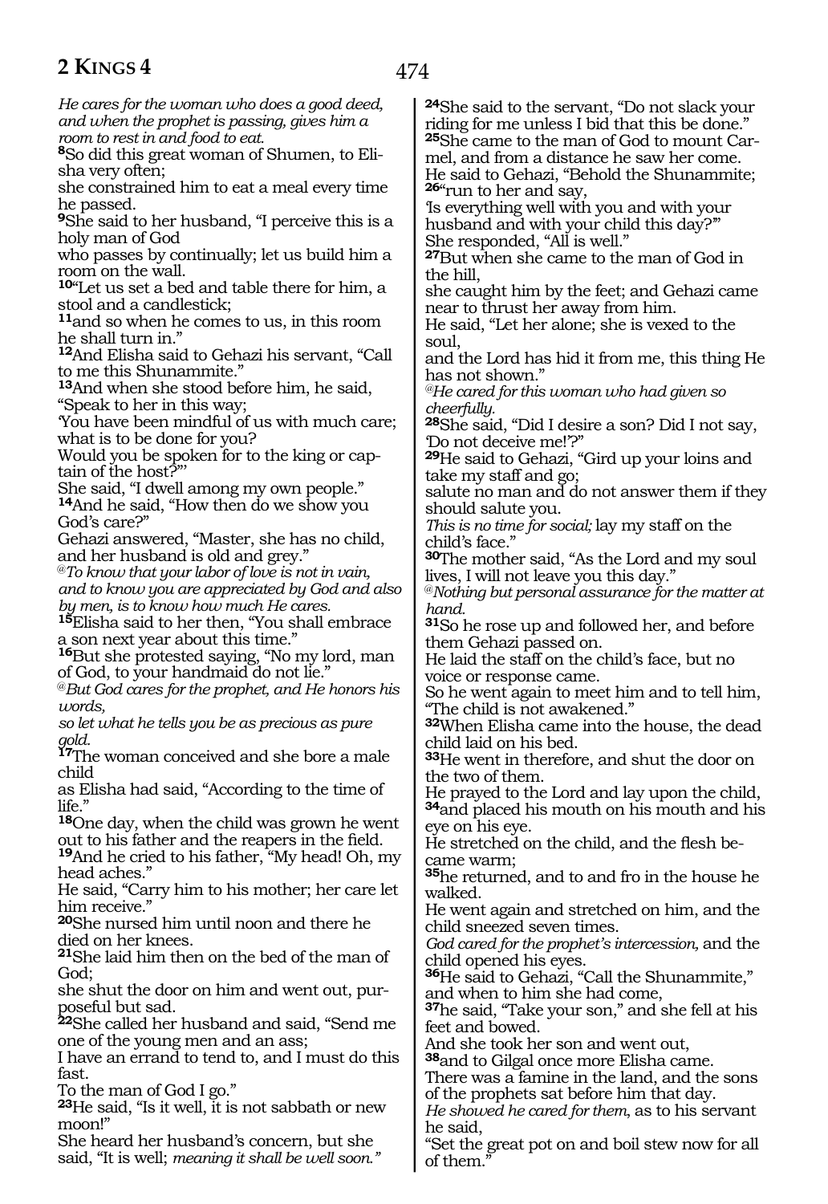*He cares for the woman who does a good deed, and when the prophet is passing, gives him a room to rest in and food to eat.*

**8**So did this great woman of Shumen, to Elisha very often;
she constrained him to eat a meal every time he passed.

**9**She said to her husband, "I perceive this is a holy man of God
who passes by continually; let us build him a room on the wall.

**10**"Let us set a bed and table there for him, a stool and a candlestick;

**11**and so when he comes to us, in this room he shall turn in."

**12**And Elisha said to Gehazi his servant, "Call to me this Shunammite."

**13**And when she stood before him, he said, "Speak to her in this way;
'You have been mindful of us with much care; what is to be done for you?
Would you be spoken for to the king or captain of the host?'"
She said, "I dwell among my own people."

**14**And he said, "How then do we show you God's care?"
Gehazi answered, "Master, she has no child, and her husband is old and grey."

@*To know that your labor of love is not in vain, and to know you are appreciated by God and also by men, is to know how much He cares.*

**15**Elisha said to her then, "You shall embrace a son next year about this time."

**16**But she protested saying, "No my lord, man of God, to your handmaid do not lie."

@*But God cares for the prophet, and He honors his words,
so let what he tells you be as precious as pure gold.*

**17**The woman conceived and she bore a male child
as Elisha had said, "According to the time of life."

**18**One day, when the child was grown he went out to his father and the reapers in the field.

**19**And he cried to his father, "My head! Oh, my head aches."
He said, "Carry him to his mother; her care let him receive."

**20**She nursed him until noon and there he died on her knees.

**21**She laid him then on the bed of the man of God;
she shut the door on him and went out, purposeful but sad.

**22**She called her husband and said, "Send me one of the young men and an ass;
I have an errand to tend to, and I must do this fast.
To the man of God I go."

**23**He said, "Is it well, it is not sabbath or new moon!"
She heard her husband's concern, but she said, "It is well; *meaning it shall be well soon."*

**24**She said to the servant, "Do not slack your riding for me unless I bid that this be done."

**25**She came to the man of God to mount Carmel, and from a distance he saw her come.
He said to Gehazi, "Behold the Shunammite;

**26**"run to her and say,
'Is everything well with you and with your husband and with your child this day?'"
She responded, "All is well."

**27**But when she came to the man of God in the hill,
she caught him by the feet; and Gehazi came near to thrust her away from him.
He said, "Let her alone; she is vexed to the soul,
and the Lord has hid it from me, this thing He has not shown."

@*He cared for this woman who had given so cheerfully.*

**28**She said, "Did I desire a son? Did I not say, 'Do not deceive me!'?"

**29**He said to Gehazi, "Gird up your loins and take my staff and go;
salute no man and do not answer them if they should salute you.
*This is no time for social;* lay my staff on the child's face."

**30**The mother said, "As the Lord and my soul lives, I will not leave you this day."

@*Nothing but personal assurance for the matter at hand.*

**31**So he rose up and followed her, and before them Gehazi passed on.
He laid the staff on the child's face, but no voice or response came.
So he went again to meet him and to tell him, "The child is not awakened."

**32**When Elisha came into the house, the dead child laid on his bed.

**33**He went in therefore, and shut the door on the two of them.
He prayed to the Lord and lay upon the child,

**34**and placed his mouth on his mouth and his eye on his eye.
He stretched on the child, and the flesh became warm;

**35**he returned, and to and fro in the house he walked.
He went again and stretched on him, and the child sneezed seven times.
*God cared for the prophet's intercession,* and the child opened his eyes.

**36**He said to Gehazi, "Call the Shunammite," and when to him she had come,

**37**he said, "Take your son," and she fell at his feet and bowed.
And she took her son and went out,

**38**and to Gilgal once more Elisha came.
There was a famine in the land, and the sons of the prophets sat before him that day.
*He showed he cared for them,* as to his servant he said,
"Set the great pot on and boil stew now for all of them."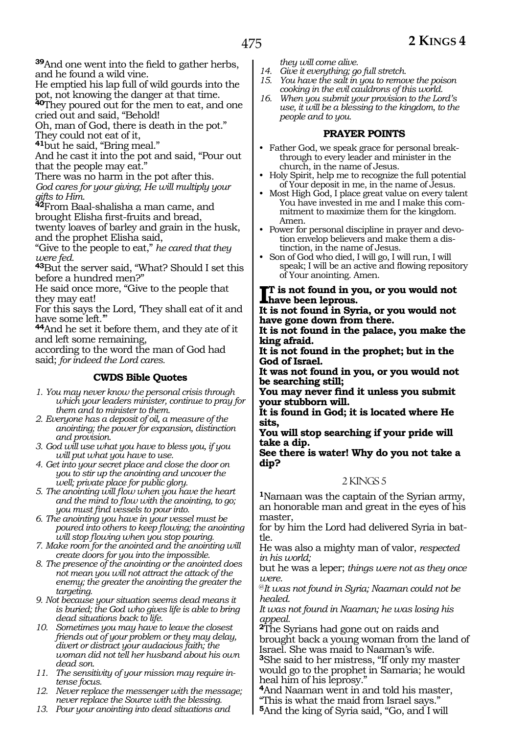**39**And one went into the field to gather herbs, and he found a wild vine.
He emptied his lap full of wild gourds into the pot, not knowing the danger at that time.
**40**They poured out for the men to eat, and one cried out and said, "Behold!
Oh, man of God, there is death in the pot."
They could not eat of it,
**41**but he said, "Bring meal."
And he cast it into the pot and said, "Pour out that the people may eat."
There was no harm in the pot after this.
*God cares for your giving; He will multiply your gifts to Him.*
**42**From Baal-shalisha a man came, and brought Elisha first-fruits and bread,
twenty loaves of barley and grain in the husk, and the prophet Elisha said,
"Give to the people to eat," *he cared that they were fed.*
**43**But the server said, "What? Should I set this before a hundred men?"
He said once more, "Give to the people that they may eat!
For this says the Lord, 'They shall eat of it and have some left.'"
**44**And he set it before them, and they ate of it and left some remaining,
according to the word the man of God had said; *for indeed the Lord cares.*

### CWDS Bible Quotes

1. *You may never know the personal crisis through which your leaders minister, continue to pray for them and to minister to them.*
2. *Everyone has a deposit of oil, a measure of the anointing; the power for expansion, distinction and provision.*
3. *God will use what you have to bless you, if you will put what you have to use.*
4. *Get into your secret place and close the door on you to stir up the anointing and uncover the well; private place for public glory.*
5. *The anointing will flow when you have the heart and the mind to flow with the anointing, to go; you must find vessels to pour into.*
6. *The anointing you have in your vessel must be poured into others to keep flowing; the anointing will stop flowing when you stop pouring.*
7. *Make room for the anointed and the anointing will create doors for you into the impossible.*
8. *The presence of the anointing or the anointed does not mean you will not attract the attack of the enemy; the greater the anointing the greater the targeting.*
9. *Not because your situation seems dead means it is buried; the God who gives life is able to bring dead situations back to life.*
10. *Sometimes you may have to leave the closest friends out of your problem or they may delay, divert or distract your audacious faith; the woman did not tell her husband about his own dead son.*
11. *The sensitivity of your mission may require intense focus.*
12. *Never replace the messenger with the message; never replace the Source with the blessing.*
13. *Pour your anointing into dead situations and they will come alive.*
14. *Give it everything; go full stretch.*
15. *You have the salt in you to remove the poison cooking in the evil cauldrons of this world.*
16. *When you submit your provision to the Lord's use, it will be a blessing to the kingdom, to the people and to you.*

### PRAYER POINTS

- Father God, we speak grace for personal breakthrough to every leader and minister in the church, in the name of Jesus.
- Holy Spirit, help me to recognize the full potential of Your deposit in me, in the name of Jesus.
- Most High God, I place great value on every talent You have invested in me and I make this commitment to maximize them for the kingdom. Amen.
- Power for personal discipline in prayer and devotion envelop believers and make them a distinction, in the name of Jesus.
- Son of God who died, I will go, I will run, I will speak; I will be an active and flowing repository of Your anointing. Amen.

**It is not found in you, or you would not have been leprous.**
**It is not found in Syria, or you would not have gone down from there.**
**It is not found in the palace, you make the king afraid.**
**It is not found in the prophet; but in the God of Israel.**
**It was not found in you, or you would not be searching still;**
**You may never find it unless you submit your stubborn will.**
**It is found in God; it is located where He sits,**
**You will stop searching if your pride will take a dip.**
**See there is water! Why do you not take a dip?**

2 KINGS 5

**1**Namaan was the captain of the Syrian army, an honorable man and great in the eyes of his master,
for by him the Lord had delivered Syria in battle.
He was also a mighty man of valor, *respected in his world;*
but he was a leper; *things were not as they once were.*
*@It was not found in Syria; Naaman could not be healed.*
*It was not found in Naaman; he was losing his appeal.*
**2**The Syrians had gone out on raids and brought back a young woman from the land of Israel. She was maid to Naaman's wife.
**3**She said to her mistress, "If only my master would go to the prophet in Samaria; he would heal him of his leprosy."
**4**And Naaman went in and told his master, "This is what the maid from Israel says."
**5**And the king of Syria said, "Go, and I will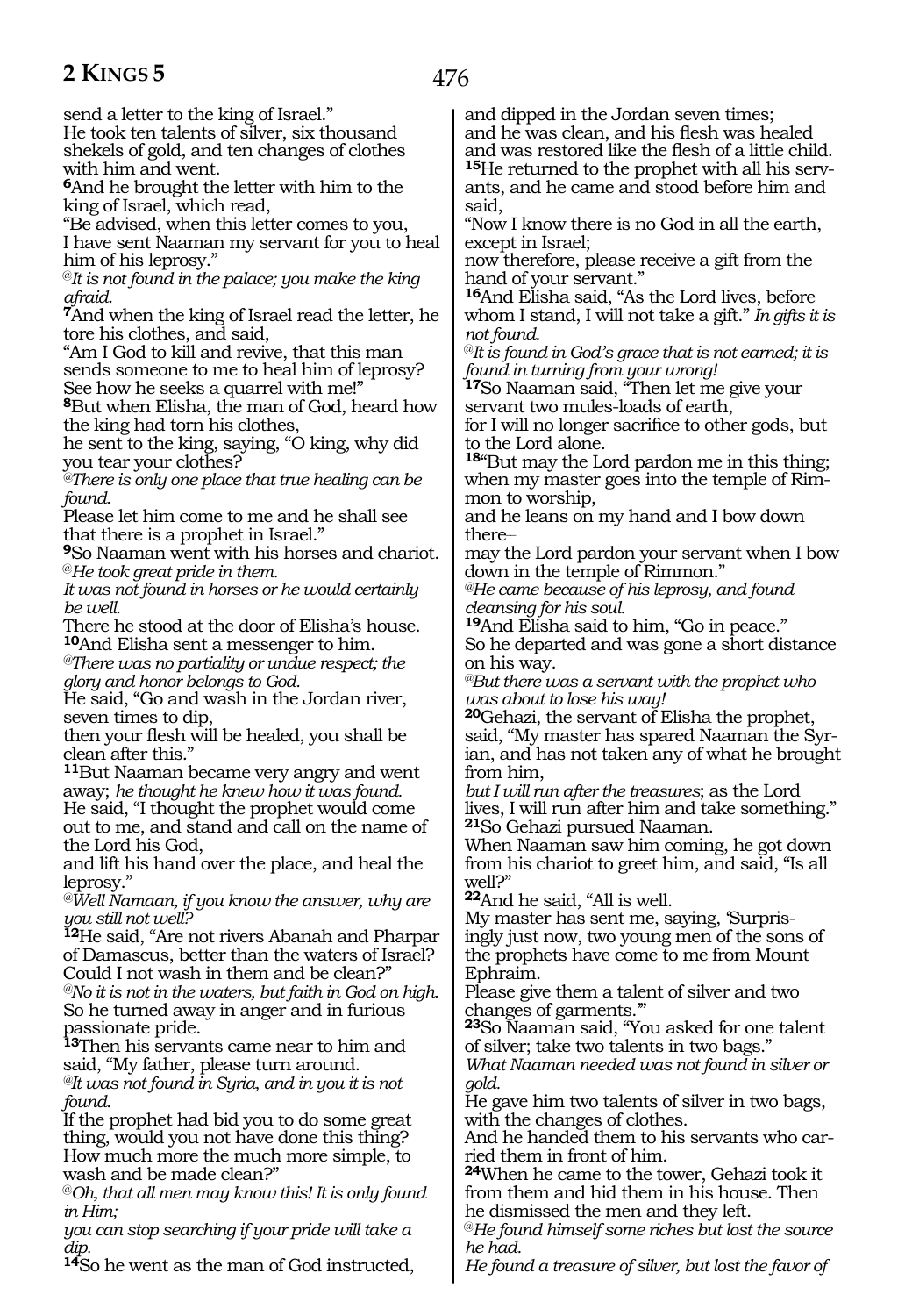send a letter to the king of Israel."
He took ten talents of silver, six thousand shekels of gold, and ten changes of clothes with him and went.
**6**And he brought the letter with him to the king of Israel, which read,
"Be advised, when this letter comes to you, I have sent Naaman my servant for you to heal him of his leprosy."
*@It is not found in the palace; you make the king afraid.*
**7**And when the king of Israel read the letter, he tore his clothes, and said,
"Am I God to kill and revive, that this man sends someone to me to heal him of leprosy? See how he seeks a quarrel with me!"
**8**But when Elisha, the man of God, heard how the king had torn his clothes,
he sent to the king, saying, "O king, why did you tear your clothes?
*@There is only one place that true healing can be found.*
Please let him come to me and he shall see that there is a prophet in Israel."
**9**So Naaman went with his horses and chariot.
*@He took great pride in them.*
*It was not found in horses or he would certainly be well.*
There he stood at the door of Elisha's house.
**10**And Elisha sent a messenger to him.
*@There was no partiality or undue respect; the glory and honor belongs to God.*
He said, "Go and wash in the Jordan river, seven times to dip,
then your flesh will be healed, you shall be clean after this."
**11**But Naaman became very angry and went away; *he thought he knew how it was found.*
He said, "I thought the prophet would come out to me, and stand and call on the name of the Lord his God,
and lift his hand over the place, and heal the leprosy."
*@Well Namaan, if you know the answer, why are you still not well?*
**12**He said, "Are not rivers Abanah and Pharpar of Damascus, better than the waters of Israel? Could I not wash in them and be clean?"
*@No it is not in the waters, but faith in God on high.*
So he turned away in anger and in furious passionate pride.
**13**Then his servants came near to him and said, "My father, please turn around.
*@It was not found in Syria, and in you it is not found.*
If the prophet had bid you to do some great thing, would you not have done this thing?
How much more the much more simple, to wash and be made clean?"
*@Oh, that all men may know this! It is only found in Him;*
*you can stop searching if your pride will take a dip.*
**14**So he went as the man of God instructed,
and dipped in the Jordan seven times;
and he was clean, and his flesh was healed and was restored like the flesh of a little child.
**15**He returned to the prophet with all his servants, and he came and stood before him and said,
"Now I know there is no God in all the earth, except in Israel;
now therefore, please receive a gift from the hand of your servant."
**16**And Elisha said, "As the Lord lives, before whom I stand, I will not take a gift." *In gifts it is not found.*
*@It is found in God's grace that is not earned; it is found in turning from your wrong!*
**17**So Naaman said, "Then let me give your servant two mules-loads of earth,
for I will no longer sacrifice to other gods, but to the Lord alone.
**18**"But may the Lord pardon me in this thing; when my master goes into the temple of Rimmon to worship,
and he leans on my hand and I bow down there–
may the Lord pardon your servant when I bow down in the temple of Rimmon."
*@He came because of his leprosy, and found cleansing for his soul.*
**19**And Elisha said to him, "Go in peace."
So he departed and was gone a short distance on his way.
*@But there was a servant with the prophet who was about to lose his way!*
**20**Gehazi, the servant of Elisha the prophet, said, "My master has spared Naaman the Syrian, and has not taken any of what he brought from him,
*but I will run after the treasures*; as the Lord lives, I will run after him and take something."
**21**So Gehazi pursued Naaman.
When Naaman saw him coming, he got down from his chariot to greet him, and said, "Is all well?"
**22**And he said, "All is well.
My master has sent me, saying, 'Surprisingly just now, two young men of the sons of the prophets have come to me from Mount Ephraim.
Please give them a talent of silver and two changes of garments.'"
**23**So Naaman said, "You asked for one talent of silver; take two talents in two bags."
*What Naaman needed was not found in silver or gold.*
He gave him two talents of silver in two bags, with the changes of clothes.
And he handed them to his servants who carried them in front of him.
**24**When he came to the tower, Gehazi took it from them and hid them in his house. Then he dismissed the men and they left.
*@He found himself some riches but lost the source he had.*
*He found a treasure of silver, but lost the favor of*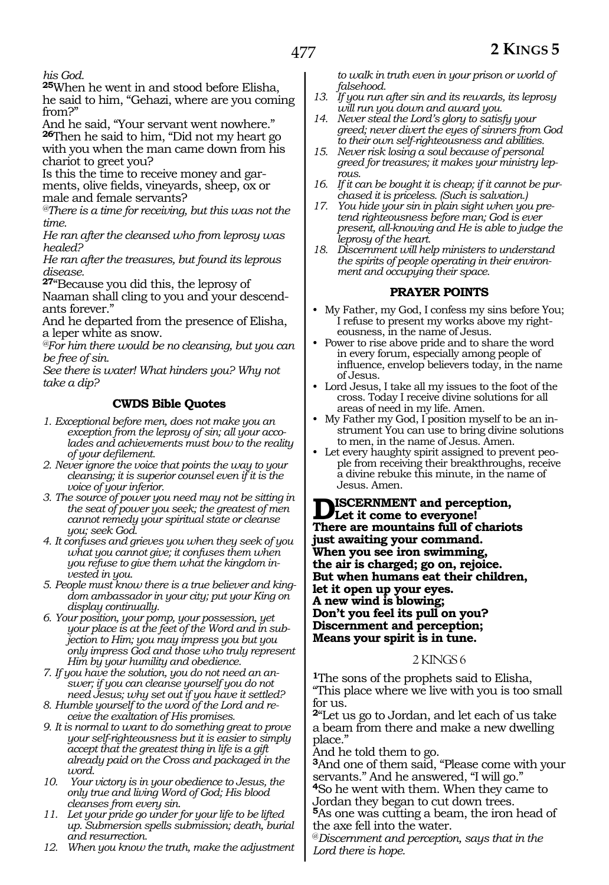*his God.*

**25**When he went in and stood before Elisha, he said to him, "Gehazi, where are you coming from?"

And he said, "Your servant went nowhere."

**26**Then he said to him, "Did not my heart go with you when the man came down from his chariot to greet you?

Is this the time to receive money and garments, olive fields, vineyards, sheep, ox or male and female servants?

*@There is a time for receiving, but this was not the time.*

*He ran after the cleansed who from leprosy was healed?*

*He ran after the treasures, but found its leprous disease.*

**27**"Because you did this, the leprosy of Naaman shall cling to you and your descendants forever."

And he departed from the presence of Elisha, a leper white as snow.

*@For him there would be no cleansing, but you can be free of sin.*

*See there is water! What hinders you? Why not take a dip?*

### CWDS Bible Quotes

1. *Exceptional before men, does not make you an exception from the leprosy of sin; all your accolades and achievements must bow to the reality of your defilement.*
2. *Never ignore the voice that points the way to your cleansing; it is superior counsel even if it is the voice of your inferior.*
3. *The source of power you need may not be sitting in the seat of power you seek; the greatest of men cannot remedy your spiritual state or cleanse you; seek God.*
4. *It confuses and grieves you when they seek of you what you cannot give; it confuses them when you refuse to give them what the kingdom invested in you.*
5. *People must know there is a true believer and kingdom ambassador in your city; put your King on display continually.*
6. *Your position, your pomp, your possession, yet your place is at the feet of the Word and in subjection to Him; you may impress you but you only impress God and those who truly represent Him by your humility and obedience.*
7. *If you have the solution, you do not need an answer; if you can cleanse yourself you do not need Jesus; why set out if you have it settled?*
8. *Humble yourself to the word of the Lord and receive the exaltation of His promises.*
9. *It is normal to want to do something great to prove your self-righteousness but it is easier to simply accept that the greatest thing in life is a gift already paid on the Cross and packaged in the word.*
10. *Your victory is in your obedience to Jesus, the only true and living Word of God; His blood cleanses from every sin.*
11. *Let your pride go under for your life to be lifted up. Submersion spells submission; death, burial and resurrection.*
12. *When you know the truth, make the adjustment to walk in truth even in your prison or world of falsehood.*
13. *If you run after sin and its rewards, its leprosy will run you down and award you.*
14. *Never steal the Lord's glory to satisfy your greed; never divert the eyes of sinners from God to their own self-righteousness and abilities.*
15. *Never risk losing a soul because of personal greed for treasures; it makes your ministry leprous.*
16. *If it can be bought it is cheap; if it cannot be purchased it is priceless. (Such is salvation.)*
17. *You hide your sin in plain sight when you pretend righteousness before man; God is ever present, all-knowing and He is able to judge the leprosy of the heart.*
18. *Discernment will help ministers to understand the spirits of people operating in their environment and occupying their space.*

### PRAYER POINTS

- My Father, my God, I confess my sins before You; I refuse to present my works above my righteousness, in the name of Jesus.
- Power to rise above pride and to share the word in every forum, especially among people of influence, envelop believers today, in the name of Jesus.
- Lord Jesus, I take all my issues to the foot of the cross. Today I receive divine solutions for all areas of need in my life. Amen.
- My Father my God, I position myself to be an instrument You can use to bring divine solutions to men, in the name of Jesus. Amen.
- Let every haughty spirit assigned to prevent people from receiving their breakthroughs, receive a divine rebuke this minute, in the name of Jesus. Amen.

**DISCERNMENT and perception,**
**Let it come to everyone!**
**There are mountains full of chariots**
**just awaiting your command.**
**When you see iron swimming,**
**the air is charged; go on, rejoice.**
**But when humans eat their children,**
**let it open up your eyes.**
**A new wind is blowing;**
**Don't you feel its pull on you?**
**Discernment and perception;**
**Means your spirit is in tune.**

## 2 KINGS 6

**1**The sons of the prophets said to Elisha, "This place where we live with you is too small for us.

**2**"Let us go to Jordan, and let each of us take a beam from there and make a new dwelling place."

And he told them to go.

**3**And one of them said, "Please come with your servants." And he answered, "I will go."

**4**So he went with them. When they came to Jordan they began to cut down trees.

**5**As one was cutting a beam, the iron head of the axe fell into the water.

*@Discernment and perception, says that in the Lord there is hope.*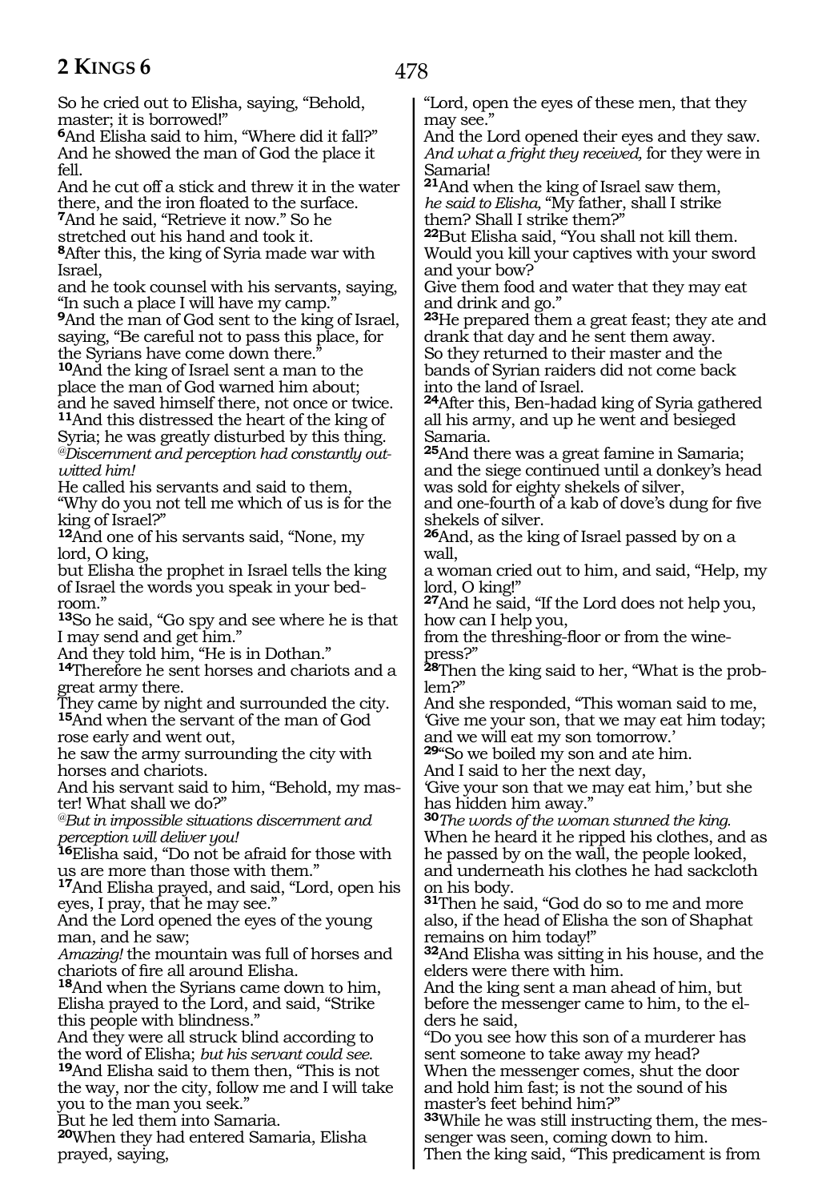So he cried out to Elisha, saying, "Behold, master; it is borrowed!"

**6**And Elisha said to him, "Where did it fall?"
And he showed the man of God the place it fell.
And he cut off a stick and threw it in the water there, and the iron floated to the surface.

**7**And he said, "Retrieve it now." So he stretched out his hand and took it.

**8**After this, the king of Syria made war with Israel,
and he took counsel with his servants, saying, "In such a place I will have my camp."

**9**And the man of God sent to the king of Israel, saying, "Be careful not to pass this place, for the Syrians have come down there."

**10**And the king of Israel sent a man to the place the man of God warned him about;
and he saved himself there, not once or twice.

**11**And this distressed the heart of the king of Syria; he was greatly disturbed by this thing.
*@Discernment and perception had constantly outwitted him!*
He called his servants and said to them, "Why do you not tell me which of us is for the king of Israel?"

**12**And one of his servants said, "None, my lord, O king,
but Elisha the prophet in Israel tells the king of Israel the words you speak in your bedroom."

**13**So he said, "Go spy and see where he is that I may send and get him."
And they told him, "He is in Dothan."

**14**Therefore he sent horses and chariots and a great army there.
They came by night and surrounded the city.

**15**And when the servant of the man of God rose early and went out,
he saw the army surrounding the city with horses and chariots.
And his servant said to him, "Behold, my master! What shall we do?"
*@But in impossible situations discernment and perception will deliver you!*

**16**Elisha said, "Do not be afraid for those with us are more than those with them."

**17**And Elisha prayed, and said, "Lord, open his eyes, I pray, that he may see."
And the Lord opened the eyes of the young man, and he saw;
*Amazing!* the mountain was full of horses and chariots of fire all around Elisha.

**18**And when the Syrians came down to him, Elisha prayed to the Lord, and said, "Strike this people with blindness."
And they were all struck blind according to the word of Elisha; *but his servant could see.*

**19**And Elisha said to them then, "This is not the way, nor the city, follow me and I will take you to the man you seek."
But he led them into Samaria.

**20**When they had entered Samaria, Elisha prayed, saying,
"Lord, open the eyes of these men, that they may see."
And the Lord opened their eyes and they saw.
*And what a fright they received,* for they were in Samaria!

**21**And when the king of Israel saw them, *he said to Elisha,* "My father, shall I strike them? Shall I strike them?"

**22**But Elisha said, "You shall not kill them.
Would you kill your captives with your sword and your bow?
Give them food and water that they may eat and drink and go."

**23**He prepared them a great feast; they ate and drank that day and he sent them away.
So they returned to their master and the bands of Syrian raiders did not come back into the land of Israel.

**24**After this, Ben-hadad king of Syria gathered all his army, and up he went and besieged Samaria.

**25**And there was a great famine in Samaria;
and the siege continued until a donkey's head was sold for eighty shekels of silver,
and one-fourth of a kab of dove's dung for five shekels of silver.

**26**And, as the king of Israel passed by on a wall,
a woman cried out to him, and said, "Help, my lord, O king!"

**27**And he said, "If the Lord does not help you, how can I help you,
from the threshing-floor or from the winepress?"

**28**Then the king said to her, "What is the problem?"
And she responded, "This woman said to me, 'Give me your son, that we may eat him today; and we will eat my son tomorrow.'

**29**"So we boiled my son and ate him.
And I said to her the next day,
'Give your son that we may eat him,' but she has hidden him away."

**30***The words of the woman stunned the king.*
When he heard it he ripped his clothes, and as he passed by on the wall, the people looked, and underneath his clothes he had sackcloth on his body.

**31**Then he said, "God do so to me and more also, if the head of Elisha the son of Shaphat remains on him today!"

**32**And Elisha was sitting in his house, and the elders were there with him.
And the king sent a man ahead of him, but before the messenger came to him, to the elders he said,
"Do you see how this son of a murderer has sent someone to take away my head?
When the messenger comes, shut the door and hold him fast; is not the sound of his master's feet behind him?"

**33**While he was still instructing them, the messenger was seen, coming down to him.
Then the king said, "This predicament is from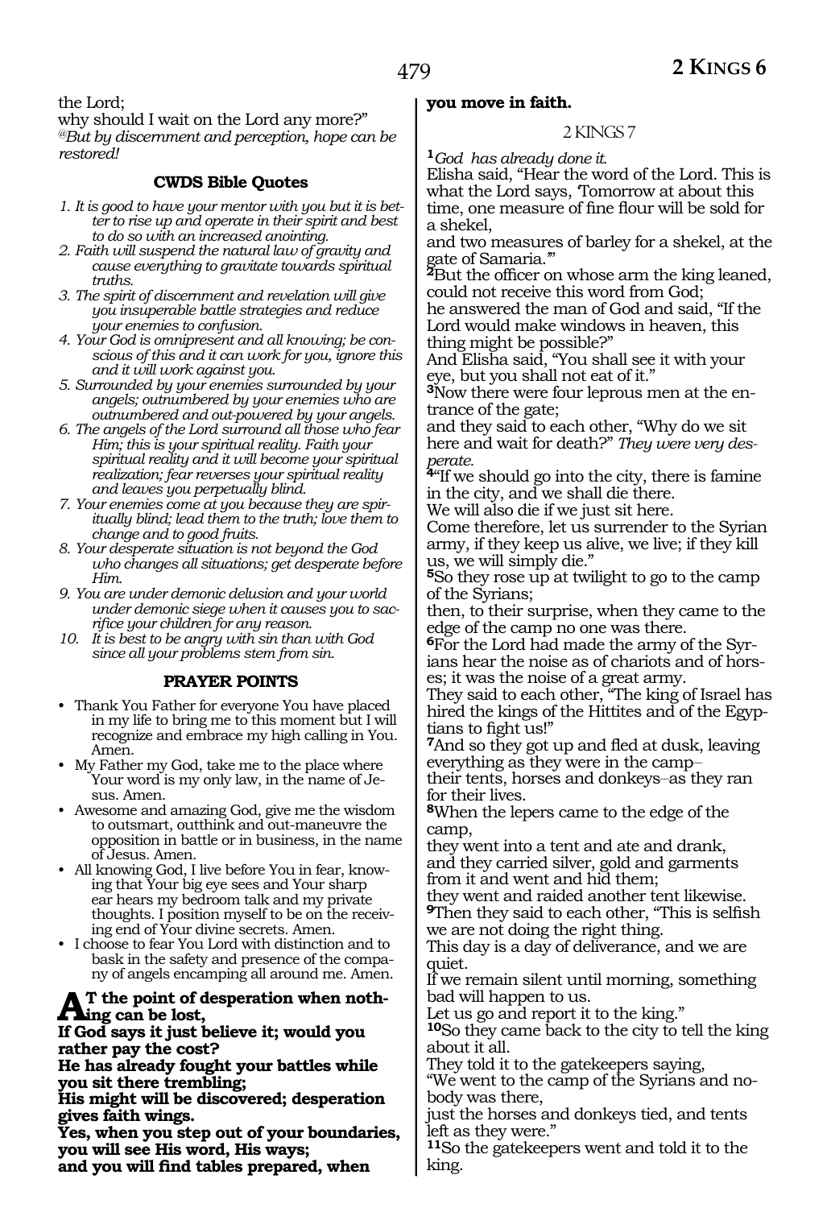the Lord;
why should I wait on the Lord any more?"
*@But by discernment and perception, hope can be restored!*

### CWDS Bible Quotes

1. *It is good to have your mentor with you but it is better to rise up and operate in their spirit and best to do so with an increased anointing.*
2. *Faith will suspend the natural law of gravity and cause everything to gravitate towards spiritual truths.*
3. *The spirit of discernment and revelation will give you insuperable battle strategies and reduce your enemies to confusion.*
4. *Your God is omnipresent and all knowing; be conscious of this and it can work for you, ignore this and it will work against you.*
5. *Surrounded by your enemies surrounded by your angels; outnumbered by your enemies who are outnumbered and out-powered by your angels.*
6. *The angels of the Lord surround all those who fear Him; this is your spiritual reality. Faith your spiritual reality and it will become your spiritual realization; fear reverses your spiritual reality and leaves you perpetually blind.*
7. *Your enemies come at you because they are spiritually blind; lead them to the truth; love them to change and to good fruits.*
8. *Your desperate situation is not beyond the God who changes all situations; get desperate before Him.*
9. *You are under demonic delusion and your world under demonic siege when it causes you to sacrifice your children for any reason.*
10. *It is best to be angry with sin than with God since all your problems stem from sin.*

### PRAYER POINTS

- Thank You Father for everyone You have placed in my life to bring me to this moment but I will recognize and embrace my high calling in You. Amen.
- My Father my God, take me to the place where Your word is my only law, in the name of Jesus. Amen.
- Awesome and amazing God, give me the wisdom to outsmart, outthink and out-maneuvre the opposition in battle or in business, in the name of Jesus. Amen.
- All knowing God, I live before You in fear, knowing that Your big eye sees and Your sharp ear hears my bedroom talk and my private thoughts. I position myself to be on the receiving end of Your divine secrets. Amen.
- I choose to fear You Lord with distinction and to bask in the safety and presence of the company of angels encamping all around me. Amen.

**AT the point of desperation when nothing can be lost,**
**If God says it just believe it; would you rather pay the cost?**
**He has already fought your battles while you sit there trembling;**
**His might will be discovered; desperation gives faith wings.**
**Yes, when you step out of your boundaries, you will see His word, His ways;**
**and you will find tables prepared, when you move in faith.**

## 2 KINGS 7

**1** *God has already done it.*
Elisha said, "Hear the word of the Lord. This is what the Lord says, 'Tomorrow at about this time, one measure of fine flour will be sold for a shekel,
and two measures of barley for a shekel, at the gate of Samaria.'"
**2** But the officer on whose arm the king leaned, could not receive this word from God;
he answered the man of God and said, "If the Lord would make windows in heaven, this thing might be possible?"
And Elisha said, "You shall see it with your eye, but you shall not eat of it."
**3** Now there were four leprous men at the entrance of the gate;
and they said to each other, "Why do we sit here and wait for death?" *They were very desperate.*
**4** "If we should go into the city, there is famine in the city, and we shall die there.
We will also die if we just sit here.
Come therefore, let us surrender to the Syrian army, if they keep us alive, we live; if they kill us, we will simply die."
**5** So they rose up at twilight to go to the camp of the Syrians;
then, to their surprise, when they came to the edge of the camp no one was there.
**6** For the Lord had made the army of the Syrians hear the noise as of chariots and of horses; it was the noise of a great army.
They said to each other, "The king of Israel has hired the kings of the Hittites and of the Egyptians to fight us!"
**7** And so they got up and fled at dusk, leaving everything as they were in the camp–
their tents, horses and donkeys–as they ran for their lives.
**8** When the lepers came to the edge of the camp,
they went into a tent and ate and drank,
and they carried silver, gold and garments from it and went and hid them;
they went and raided another tent likewise.
**9** Then they said to each other, "This is selfish we are not doing the right thing.
This day is a day of deliverance, and we are quiet.
If we remain silent until morning, something bad will happen to us.
Let us go and report it to the king."
**10** So they came back to the city to tell the king about it all.
They told it to the gatekeepers saying,
"We went to the camp of the Syrians and nobody was there,
just the horses and donkeys tied, and tents left as they were."
**11** So the gatekeepers went and told it to the king.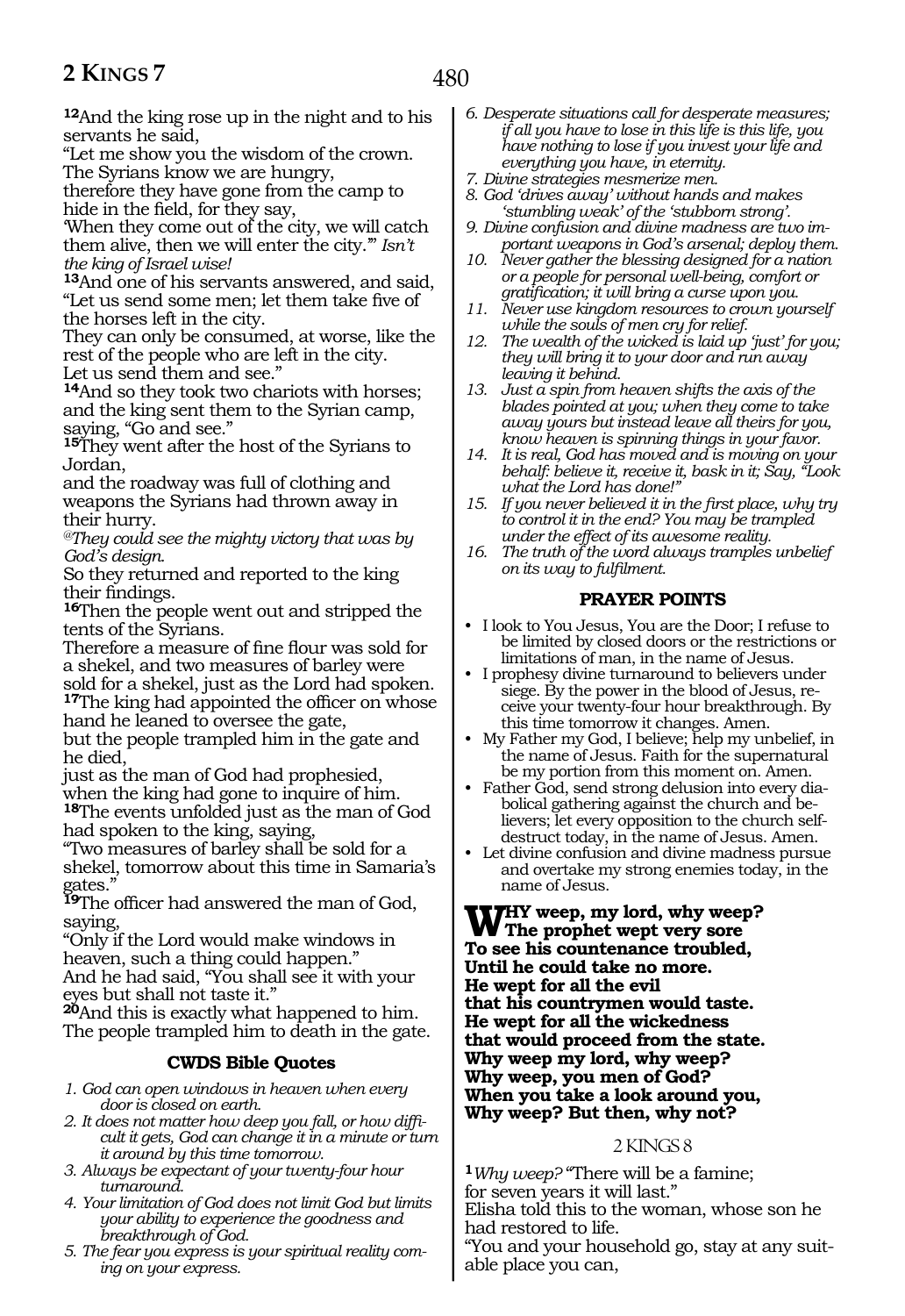**12**And the king rose up in the night and to his servants he said,

"Let me show you the wisdom of the crown. The Syrians know we are hungry,

therefore they have gone from the camp to hide in the field, for they say,

'When they come out of the city, we will catch them alive, then we will enter the city.'" *Isn't the king of Israel wise!*

**13**And one of his servants answered, and said, "Let us send some men; let them take five of the horses left in the city.

They can only be consumed, at worse, like the rest of the people who are left in the city. Let us send them and see."

**14**And so they took two chariots with horses; and the king sent them to the Syrian camp, saying, "Go and see."

**15**They went after the host of the Syrians to Jordan,

and the roadway was full of clothing and weapons the Syrians had thrown away in their hurry.

*@They could see the mighty victory that was by God's design.*

So they returned and reported to the king their findings.

**16**Then the people went out and stripped the tents of the Syrians.

Therefore a measure of fine flour was sold for a shekel, and two measures of barley were sold for a shekel, just as the Lord had spoken.

**17**The king had appointed the officer on whose hand he leaned to oversee the gate,

but the people trampled him in the gate and he died,

just as the man of God had prophesied, when the king had gone to inquire of him.

**18**The events unfolded just as the man of God had spoken to the king, saying,

"Two measures of barley shall be sold for a shekel, tomorrow about this time in Samaria's gates."

**19**The officer had answered the man of God, saying,

"Only if the Lord would make windows in heaven, such a thing could happen."

And he had said, "You shall see it with your eyes but shall not taste it."

**20**And this is exactly what happened to him. The people trampled him to death in the gate.

### CWDS Bible Quotes

1. *God can open windows in heaven when every door is closed on earth.*
2. *It does not matter how deep you fall, or how difficult it gets, God can change it in a minute or turn it around by this time tomorrow.*
3. *Always be expectant of your twenty-four hour turnaround.*
4. *Your limitation of God does not limit God but limits your ability to experience the goodness and breakthrough of God.*
5. *The fear you express is your spiritual reality coming on your express.*
6. *Desperate situations call for desperate measures; if all you have to lose in this life is this life, you have nothing to lose if you invest your life and everything you have, in eternity.*
7. *Divine strategies mesmerize men.*
8. *God 'drives away' without hands and makes 'stumbling weak' of the 'stubborn strong'.*
9. *Divine confusion and divine madness are two important weapons in God's arsenal; deploy them.*
10. *Never gather the blessing designed for a nation or a people for personal well-being, comfort or gratification; it will bring a curse upon you.*
11. *Never use kingdom resources to crown yourself while the souls of men cry for relief.*
12. *The wealth of the wicked is laid up 'just' for you; they will bring it to your door and run away leaving it behind.*
13. *Just a spin from heaven shifts the axis of the blades pointed at you; when they come to take away yours but instead leave all theirs for you, know heaven is spinning things in your favor.*
14. *It is real, God has moved and is moving on your behalf: believe it, receive it, bask in it; Say, "Look what the Lord has done!"*
15. *If you never believed it in the first place, why try to control it in the end? You may be trampled under the effect of its awesome reality.*
16. *The truth of the word always tramples unbelief on its way to fulfilment.*

### PRAYER POINTS

- I look to You Jesus, You are the Door; I refuse to be limited by closed doors or the restrictions or limitations of man, in the name of Jesus.
- I prophesy divine turnaround to believers under siege. By the power in the blood of Jesus, receive your twenty-four hour breakthrough. By this time tomorrow it changes. Amen.
- My Father my God, I believe; help my unbelief, in the name of Jesus. Faith for the supernatural be my portion from this moment on. Amen.
- Father God, send strong delusion into every diabolical gathering against the church and believers; let every opposition to the church self-destruct today, in the name of Jesus. Amen.
- Let divine confusion and divine madness pursue and overtake my strong enemies today, in the name of Jesus.

**WHY weep, my lord, why weep?**
**The prophet wept very sore**
**To see his countenance troubled,**
**Until he could take no more.**
**He wept for all the evil**
**that his countrymen would taste.**
**He wept for all the wickedness**
**that would proceed from the state.**
**Why weep my lord, why weep?**
**Why weep, you men of God?**
**When you take a look around you,**
**Why weep? But then, why not?**

## 2 KINGS 8

**1***Why weep?* "There will be a famine; for seven years it will last."

Elisha told this to the woman, whose son he had restored to life.

"You and your household go, stay at any suitable place you can,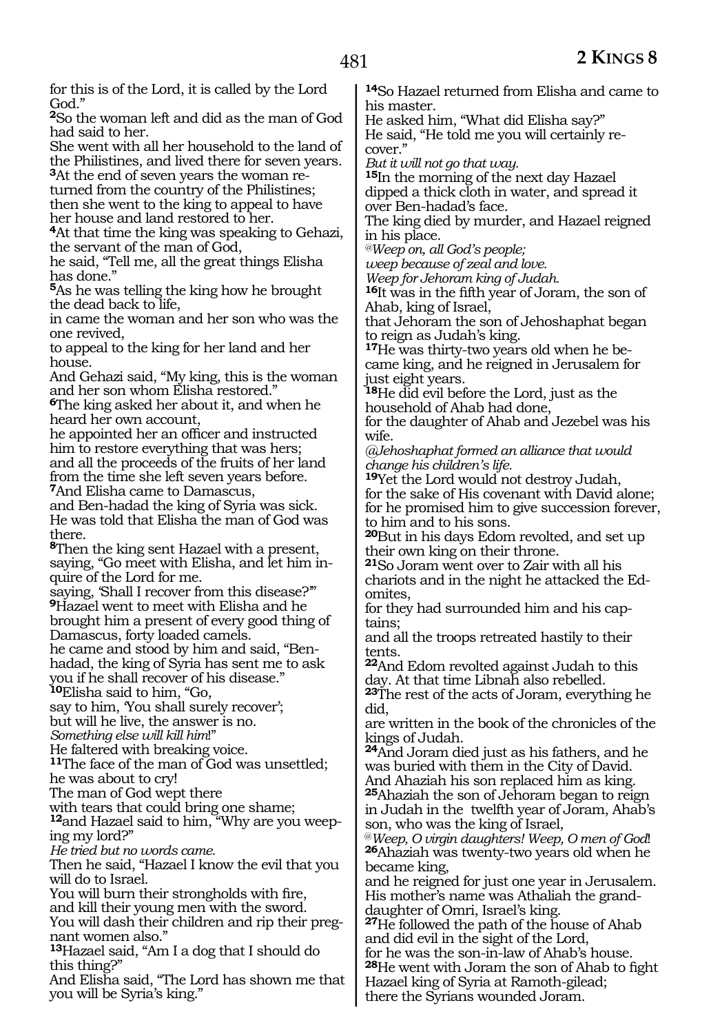for this is of the Lord, it is called by the Lord God."

**2**So the woman left and did as the man of God had said to her.
She went with all her household to the land of the Philistines, and lived there for seven years.
**3**At the end of seven years the woman returned from the country of the Philistines; then she went to the king to appeal to have her house and land restored to her.
**4**At that time the king was speaking to Gehazi, the servant of the man of God,
he said, "Tell me, all the great things Elisha has done."
**5**As he was telling the king how he brought the dead back to life,
in came the woman and her son who was the one revived,
to appeal to the king for her land and her house.
And Gehazi said, "My king, this is the woman and her son whom Elisha restored."
**6**The king asked her about it, and when he heard her own account,
he appointed her an officer and instructed him to restore everything that was hers;
and all the proceeds of the fruits of her land from the time she left seven years before.
**7**And Elisha came to Damascus,
and Ben-hadad the king of Syria was sick.
He was told that Elisha the man of God was there.
**8**Then the king sent Hazael with a present, saying, "Go meet with Elisha, and let him inquire of the Lord for me.
saying, 'Shall I recover from this disease?'"
**9**Hazael went to meet with Elisha and he brought him a present of every good thing of Damascus, forty loaded camels.
he came and stood by him and said, "Ben-hadad, the king of Syria has sent me to ask you if he shall recover of his disease."
**10**Elisha said to him, "Go,
say to him, 'You shall surely recover';
but will he live, the answer is no.
*Something else will kill him!*"
He faltered with breaking voice.
**11**The face of the man of God was unsettled;
he was about to cry!
The man of God wept there
with tears that could bring one shame;
**12**and Hazael said to him, "Why are you weeping my lord?"
*He tried but no words came.*
Then he said, "Hazael I know the evil that you will do to Israel.
You will burn their strongholds with fire,
and kill their young men with the sword.
You will dash their children and rip their pregnant women also."
**13**Hazael said, "Am I a dog that I should do this thing?"
And Elisha said, "The Lord has shown me that you will be Syria's king."

**14**So Hazael returned from Elisha and came to his master.
He asked him, "What did Elisha say?"
He said, "He told me you will certainly recover."
*But it will not go that way.*
**15**In the morning of the next day Hazael dipped a thick cloth in water, and spread it over Ben-hadad's face.
The king died by murder, and Hazael reigned in his place.
*@Weep on, all God's people;*
*weep because of zeal and love.*
*Weep for Jehoram king of Judah.*
**16**It was in the fifth year of Joram, the son of Ahab, king of Israel,
that Jehoram the son of Jehoshaphat began to reign as Judah's king.
**17**He was thirty-two years old when he became king, and he reigned in Jerusalem for just eight years.
**18**He did evil before the Lord, just as the household of Ahab had done,
for the daughter of Ahab and Jezebel was his wife.
*@Jehoshaphat formed an alliance that would change his children's life.*
**19**Yet the Lord would not destroy Judah,
for the sake of His covenant with David alone;
for he promised him to give succession forever, to him and to his sons.
**20**But in his days Edom revolted, and set up their own king on their throne.
**21**So Joram went over to Zair with all his chariots and in the night he attacked the Edomites,
for they had surrounded him and his captains;
and all the troops retreated hastily to their tents.
**22**And Edom revolted against Judah to this day. At that time Libnah also rebelled.
**23**The rest of the acts of Joram, everything he did,
are written in the book of the chronicles of the kings of Judah.
**24**And Joram died just as his fathers, and he was buried with them in the City of David.
And Ahaziah his son replaced him as king.
**25**Ahaziah the son of Jehoram began to reign in Judah in the twelfth year of Joram, Ahab's son, who was the king of Israel,
*@Weep, O virgin daughters! Weep, O men of God!*
**26**Ahaziah was twenty-two years old when he became king,
and he reigned for just one year in Jerusalem.
His mother's name was Athaliah the granddaughter of Omri, Israel's king.
**27**He followed the path of the house of Ahab and did evil in the sight of the Lord,
for he was the son-in-law of Ahab's house.
**28**He went with Joram the son of Ahab to fight Hazael king of Syria at Ramoth-gilead;
there the Syrians wounded Joram.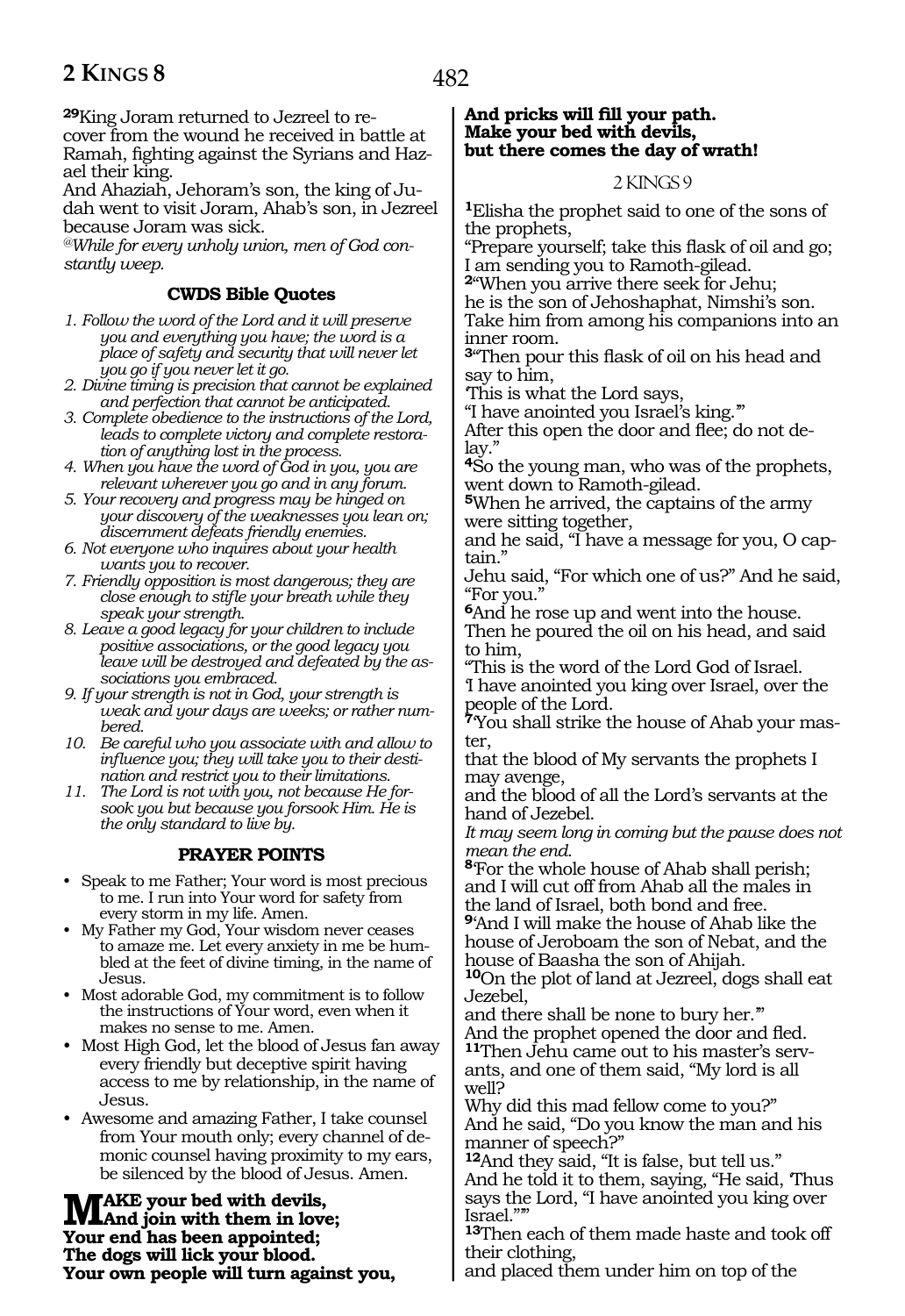**29**King Joram returned to Jezreel to recover from the wound he received in battle at Ramah, fighting against the Syrians and Hazael their king.
And Ahaziah, Jehoram's son, the king of Judah went to visit Joram, Ahab's son, in Jezreel because Joram was sick.
*@While for every unholy union, men of God constantly weep.*

### CWDS Bible Quotes

1. *Follow the word of the Lord and it will preserve you and everything you have; the word is a place of safety and security that will never let you go if you never let it go.*
2. *Divine timing is precision that cannot be explained and perfection that cannot be anticipated.*
3. *Complete obedience to the instructions of the Lord, leads to complete victory and complete restoration of anything lost in the process.*
4. *When you have the word of God in you, you are relevant wherever you go and in any forum.*
5. *Your recovery and progress may be hinged on your discovery of the weaknesses you lean on; discernment defeats friendly enemies.*
6. *Not everyone who inquires about your health wants you to recover.*
7. *Friendly opposition is most dangerous; they are close enough to stifle your breath while they speak your strength.*
8. *Leave a good legacy for your children to include positive associations, or the good legacy you leave will be destroyed and defeated by the associations you embraced.*
9. *If your strength is not in God, your strength is weak and your days are weeks; or rather numbered.*
10. *Be careful who you associate with and allow to influence you; they will take you to their destination and restrict you to their limitations.*
11. *The Lord is not with you, not because He forsook you but because you forsook Him. He is the only standard to live by.*

### PRAYER POINTS

- Speak to me Father; Your word is most precious to me. I run into Your word for safety from every storm in my life. Amen.
- My Father my God, Your wisdom never ceases to amaze me. Let every anxiety in me be humbled at the feet of divine timing, in the name of Jesus.
- Most adorable God, my commitment is to follow the instructions of Your word, even when it makes no sense to me. Amen.
- Most High God, let the blood of Jesus fan away every friendly but deceptive spirit having access to me by relationship, in the name of Jesus.
- Awesome and amazing Father, I take counsel from Your mouth only; every channel of demonic counsel having proximity to my ears, be silenced by the blood of Jesus. Amen.

**MAKE your bed with devils,**
**And join with them in love;**
**Your end has been appointed;**
**The dogs will lick your blood.**
**Your own people will turn against you,**
**And pricks will fill your path.**
**Make your bed with devils,**
**but there comes the day of wrath!**

## 2 KINGS 9

**1**Elisha the prophet said to one of the sons of the prophets,
"Prepare yourself; take this flask of oil and go;
I am sending you to Ramoth-gilead.
**2**"When you arrive there seek for Jehu;
he is the son of Jehoshaphat, Nimshi's son.
Take him from among his companions into an inner room.
**3**"Then pour this flask of oil on his head and say to him,
'This is what the Lord says,
"I have anointed you Israel's king."'
After this open the door and flee; do not delay."
**4**So the young man, who was of the prophets, went down to Ramoth-gilead.
**5**When he arrived, the captains of the army were sitting together,
and he said, "I have a message for you, O captain."
Jehu said, "For which one of us?" And he said, "For you."
**6**And he rose up and went into the house.
Then he poured the oil on his head, and said to him,
"This is the word of the Lord God of Israel.
'I have anointed you king over Israel, over the people of the Lord.
**7**'You shall strike the house of Ahab your master,
that the blood of My servants the prophets I may avenge,
and the blood of all the Lord's servants at the hand of Jezebel.
*It may seem long in coming but the pause does not mean the end.*
**8**'For the whole house of Ahab shall perish;
and I will cut off from Ahab all the males in the land of Israel, both bond and free.
**9**'And I will make the house of Ahab like the house of Jeroboam the son of Nebat, and the house of Baasha the son of Ahijah.
**10**On the plot of land at Jezreel, dogs shall eat Jezebel,
and there shall be none to bury her.'"
And the prophet opened the door and fled.
**11**Then Jehu came out to his master's servants, and one of them said, "My lord is all well?
Why did this mad fellow come to you?"
And he said, "Do you know the man and his manner of speech?"
**12**And they said, "It is false, but tell us."
And he told it to them, saying, "He said, 'Thus says the Lord, "I have anointed you king over Israel."'"
**13**Then each of them made haste and took off their clothing,
and placed them under him on top of the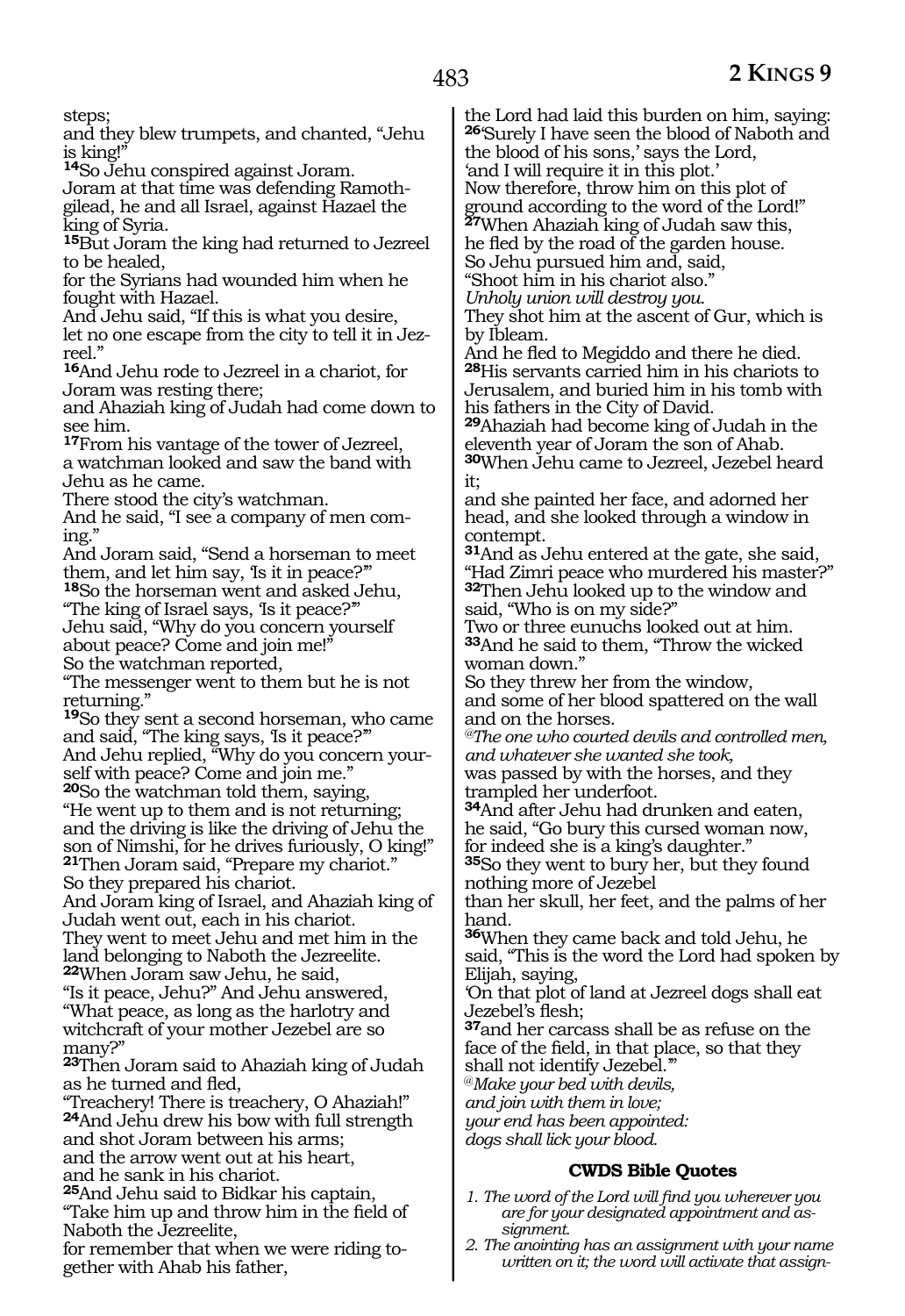steps;
and they blew trumpets, and chanted, "Jehu is king!"

**14**So Jehu conspired against Joram.
Joram at that time was defending Ramoth-gilead, he and all Israel, against Hazael the king of Syria.

**15**But Joram the king had returned to Jezreel to be healed,
for the Syrians had wounded him when he fought with Hazael.
And Jehu said, "If this is what you desire,
let no one escape from the city to tell it in Jezreel."

**16**And Jehu rode to Jezreel in a chariot, for Joram was resting there;
and Ahaziah king of Judah had come down to see him.

**17**From his vantage of the tower of Jezreel,
a watchman looked and saw the band with Jehu as he came.
There stood the city's watchman.
And he said, "I see a company of men coming."
And Joram said, "Send a horseman to meet them, and let him say, 'Is it in peace?'"

**18**So the horseman went and asked Jehu,
"The king of Israel says, 'Is it peace?'"
Jehu said, "Why do you concern yourself about peace? Come and join me!"
So the watchman reported,
"The messenger went to them but he is not returning."

**19**So they sent a second horseman, who came and said, "The king says, 'Is it peace?'"
And Jehu replied, "Why do you concern yourself with peace? Come and join me."

**20**So the watchman told them, saying,
"He went up to them and is not returning;
and the driving is like the driving of Jehu the son of Nimshi, for he drives furiously, O king!"

**21**Then Joram said, "Prepare my chariot."
So they prepared his chariot.
And Joram king of Israel, and Ahaziah king of Judah went out, each in his chariot.
They went to meet Jehu and met him in the land belonging to Naboth the Jezreelite.

**22**When Joram saw Jehu, he said,
"Is it peace, Jehu?" And Jehu answered,
"What peace, as long as the harlotry and witchcraft of your mother Jezebel are so many?"

**23**Then Joram said to Ahaziah king of Judah as he turned and fled,
"Treachery! There is treachery, O Ahaziah!"

**24**And Jehu drew his bow with full strength
and shot Joram between his arms;
and the arrow went out at his heart,
and he sank in his chariot.

**25**And Jehu said to Bidkar his captain,
"Take him up and throw him in the field of Naboth the Jezreelite,
for remember that when we were riding together with Ahab his father,
the Lord had laid this burden on him, saying:

**26**'Surely I have seen the blood of Naboth and the blood of his sons,' says the Lord,
'and I will require it in this plot.'
Now therefore, throw him on this plot of ground according to the word of the Lord!"

**27**When Ahaziah king of Judah saw this,
he fled by the road of the garden house.
So Jehu pursued him and, said,
"Shoot him in his chariot also."
*Unholy union will destroy you.*
They shot him at the ascent of Gur, which is by Ibleam.
And he fled to Megiddo and there he died.

**28**His servants carried him in his chariots to Jerusalem, and buried him in his tomb with his fathers in the City of David.

**29**Ahaziah had become king of Judah in the eleventh year of Joram the son of Ahab.

**30**When Jehu came to Jezreel, Jezebel heard it;
and she painted her face, and adorned her head, and she looked through a window in contempt.

**31**And as Jehu entered at the gate, she said,
"Had Zimri peace who murdered his master?"

**32**Then Jehu looked up to the window and said, "Who is on my side?"
Two or three eunuchs looked out at him.

**33**And he said to them, "Throw the wicked woman down."
So they threw her from the window,
and some of her blood spattered on the wall and on the horses.
@*The one who courted devils and controlled men,*
*and whatever she wanted she took,*
was passed by with the horses, and they trampled her underfoot.

**34**And after Jehu had drunken and eaten,
he said, "Go bury this cursed woman now,
for indeed she is a king's daughter."

**35**So they went to bury her, but they found nothing more of Jezebel
than her skull, her feet, and the palms of her hand.

**36**When they came back and told Jehu, he said, "This is the word the Lord had spoken by Elijah, saying,
'On that plot of land at Jezreel dogs shall eat Jezebel's flesh;

**37**and her carcass shall be as refuse on the face of the field, in that place, so that they shall not identify Jezebel.'"
@*Make your bed with devils,*
*and join with them in love;*
*your end has been appointed:*
*dogs shall lick your blood.*

### CWDS Bible Quotes

1. *The word of the Lord will find you wherever you are for your designated appointment and assignment.*
2. *The anointing has an assignment with your name written on it; the word will activate that assign-*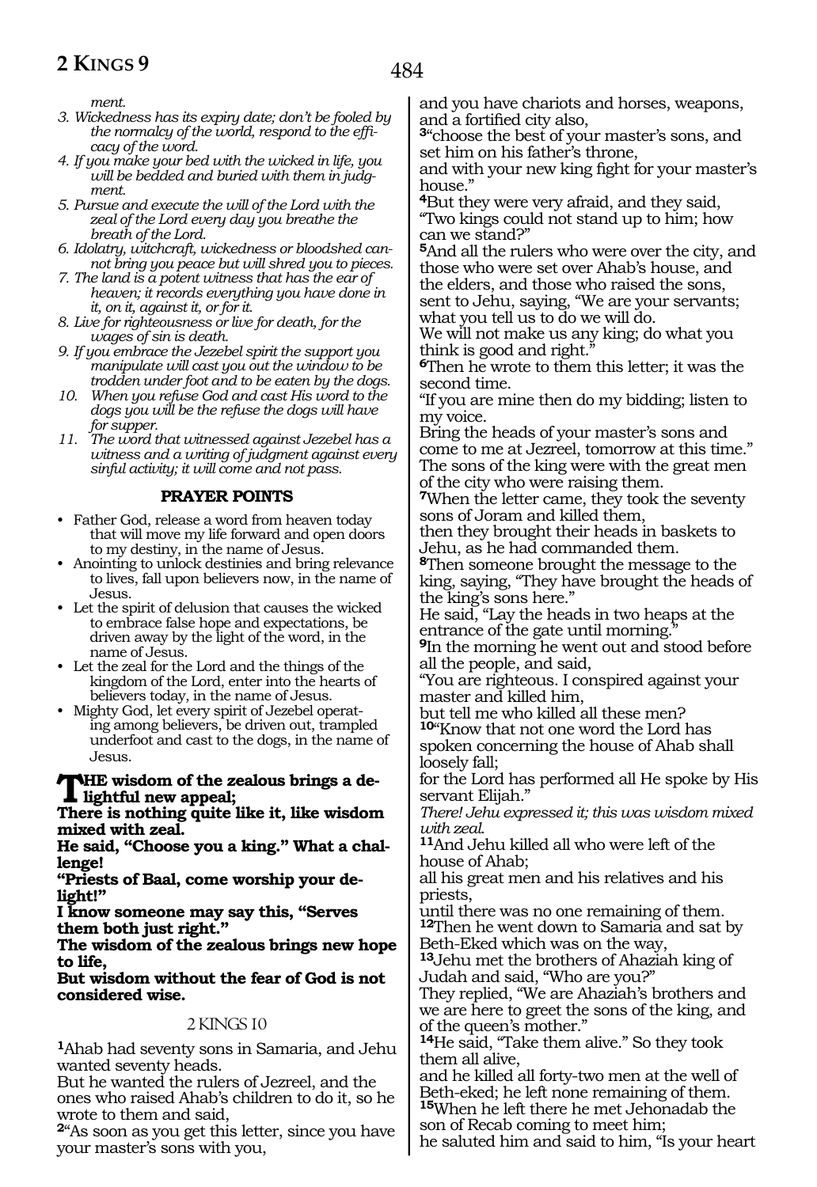*ment.*

3. *Wickedness has its expiry date; don't be fooled by the normalcy of the world, respond to the efficacy of the word.*
4. *If you make your bed with the wicked in life, you will be bedded and buried with them in judgment.*
5. *Pursue and execute the will of the Lord with the zeal of the Lord every day you breathe the breath of the Lord.*
6. *Idolatry, witchcraft, wickedness or bloodshed cannot bring you peace but will shred you to pieces.*
7. *The land is a potent witness that has the ear of heaven; it records everything you have done in it, on it, against it, or for it.*
8. *Live for righteousness or live for death, for the wages of sin is death.*
9. *If you embrace the Jezebel spirit the support you manipulate will cast you out the window to be trodden under foot and to be eaten by the dogs.*
10. *When you refuse God and cast His word to the dogs you will be the refuse the dogs will have for supper.*
11. *The word that witnessed against Jezebel has a witness and a writing of judgment against every sinful activity; it will come and not pass.*

## PRAYER POINTS

- Father God, release a word from heaven today that will move my life forward and open doors to my destiny, in the name of Jesus.
- Anointing to unlock destinies and bring relevance to lives, fall upon believers now, in the name of Jesus.
- Let the spirit of delusion that causes the wicked to embrace false hope and expectations, be driven away by the light of the word, in the name of Jesus.
- Let the zeal for the Lord and the things of the kingdom of the Lord, enter into the hearts of believers today, in the name of Jesus.
- Mighty God, let every spirit of Jezebel operating among believers, be driven out, trampled underfoot and cast to the dogs, in the name of Jesus.

**THE wisdom of the zealous brings a delightful new appeal;**
**There is nothing quite like it, like wisdom mixed with zeal.**
**He said, "Choose you a king." What a challenge!**
**"Priests of Baal, come worship your delight!"**
**I know someone may say this, "Serves them both just right."**
**The wisdom of the zealous brings new hope to life,**
**But wisdom without the fear of God is not considered wise.**

## 2 KINGS 10

[1]Ahab had seventy sons in Samaria, and Jehu wanted seventy heads.
But he wanted the rulers of Jezreel, and the ones who raised Ahab's children to do it, so he wrote to them and said,
[2]"As soon as you get this letter, since you have your master's sons with you,
and you have chariots and horses, weapons, and a fortified city also,
[3]"choose the best of your master's sons, and set him on his father's throne,
and with your new king fight for your master's house."
[4]But they were very afraid, and they said, "Two kings could not stand up to him; how can we stand?"
[5]And all the rulers who were over the city, and those who were set over Ahab's house, and the elders, and those who raised the sons, sent to Jehu, saying, "We are your servants; what you tell us to do we will do.
We will not make us any king; do what you think is good and right."
[6]Then he wrote to them this letter; it was the second time.
"If you are mine then do my bidding; listen to my voice.
Bring the heads of your master's sons and come to me at Jezreel, tomorrow at this time."
The sons of the king were with the great men of the city who were raising them.
[7]When the letter came, they took the seventy sons of Joram and killed them,
then they brought their heads in baskets to Jehu, as he had commanded them.
[8]Then someone brought the message to the king, saying, "They have brought the heads of the king's sons here."
He said, "Lay the heads in two heaps at the entrance of the gate until morning."
[9]In the morning he went out and stood before all the people, and said,
"You are righteous. I conspired against your master and killed him,
but tell me who killed all these men?
[10]"Know that not one word the Lord has spoken concerning the house of Ahab shall loosely fall;
for the Lord has performed all He spoke by His servant Elijah."
*There! Jehu expressed it; this was wisdom mixed with zeal.*
[11]And Jehu killed all who were left of the house of Ahab;
all his great men and his relatives and his priests,
until there was no one remaining of them.
[12]Then he went down to Samaria and sat by Beth-Eked which was on the way,
[13]Jehu met the brothers of Ahaziah king of Judah and said, "Who are you?"
They replied, "We are Ahaziah's brothers and we are here to greet the sons of the king, and of the queen's mother."
[14]He said, "Take them alive." So they took them all alive,
and he killed all forty-two men at the well of Beth-eked; he left none remaining of them.
[15]When he left there he met Jehonadab the son of Recab coming to meet him;
he saluted him and said to him, "Is your heart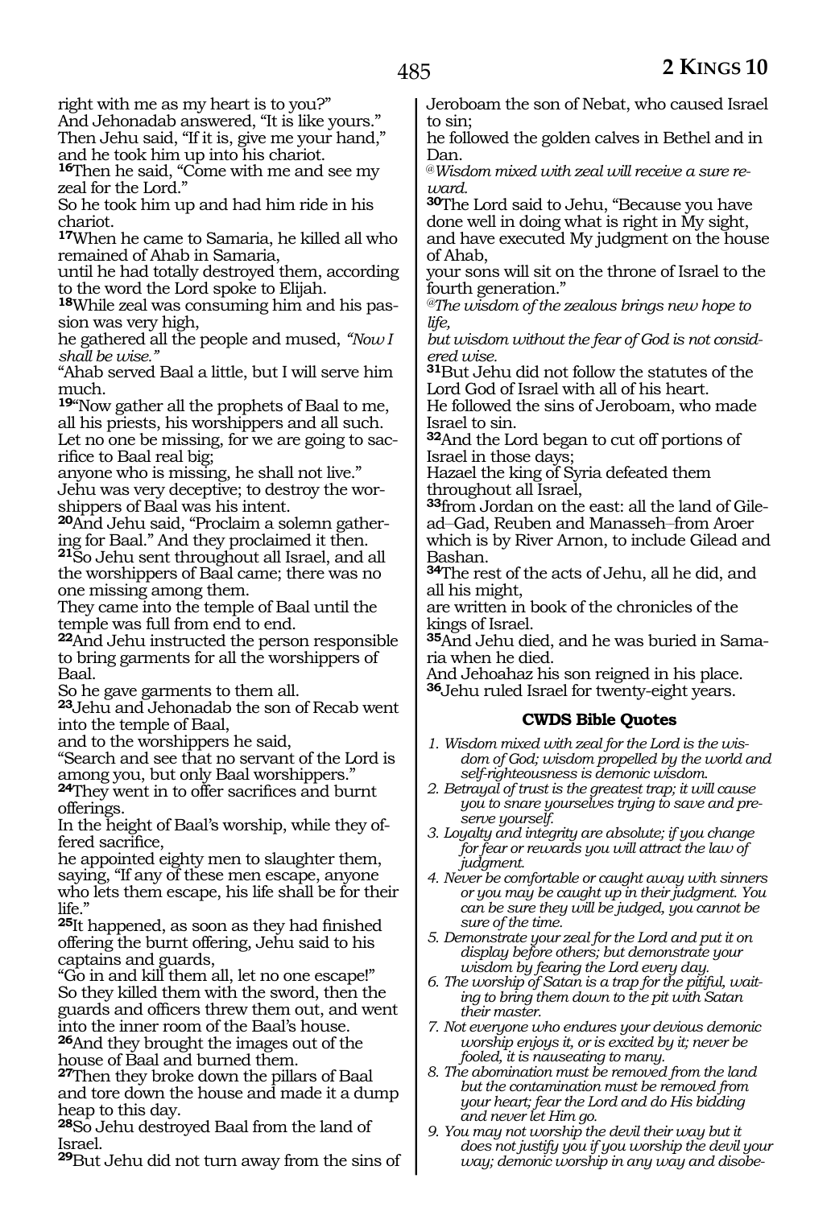right with me as my heart is to you?"
And Jehonadab answered, "It is like yours."
Then Jehu said, "If it is, give me your hand,"
and he took him up into his chariot.
**16**Then he said, "Come with me and see my zeal for the Lord."
So he took him up and had him ride in his chariot.
**17**When he came to Samaria, he killed all who remained of Ahab in Samaria,
until he had totally destroyed them, according to the word the Lord spoke to Elijah.
**18**While zeal was consuming him and his passion was very high,
he gathered all the people and mused, *"Now I shall be wise."*
"Ahab served Baal a little, but I will serve him much.
**19**"Now gather all the prophets of Baal to me, all his priests, his worshippers and all such.
Let no one be missing, for we are going to sacrifice to Baal real big;
anyone who is missing, he shall not live."
Jehu was very deceptive; to destroy the worshippers of Baal was his intent.
**20**And Jehu said, "Proclaim a solemn gathering for Baal." And they proclaimed it then.
**21**So Jehu sent throughout all Israel, and all the worshippers of Baal came; there was no one missing among them.
They came into the temple of Baal until the temple was full from end to end.
**22**And Jehu instructed the person responsible to bring garments for all the worshippers of Baal.
So he gave garments to them all.
**23**Jehu and Jehonadab the son of Recab went into the temple of Baal,
and to the worshippers he said,
"Search and see that no servant of the Lord is among you, but only Baal worshippers."
**24**They went in to offer sacrifices and burnt offerings.
In the height of Baal's worship, while they offered sacrifice,
he appointed eighty men to slaughter them, saying, "If any of these men escape, anyone who lets them escape, his life shall be for their life."
**25**It happened, as soon as they had finished offering the burnt offering, Jehu said to his captains and guards,
"Go in and kill them all, let no one escape!"
So they killed them with the sword, then the guards and officers threw them out, and went into the inner room of the Baal's house.
**26**And they brought the images out of the house of Baal and burned them.
**27**Then they broke down the pillars of Baal and tore down the house and made it a dump heap to this day.
**28**So Jehu destroyed Baal from the land of Israel.
**29**But Jehu did not turn away from the sins of Jeroboam the son of Nebat, who caused Israel to sin;
he followed the golden calves in Bethel and in Dan.
*@Wisdom mixed with zeal will receive a sure reward.*
**30**The Lord said to Jehu, "Because you have done well in doing what is right in My sight, and have executed My judgment on the house of Ahab,
your sons will sit on the throne of Israel to the fourth generation."
*@The wisdom of the zealous brings new hope to life,*
*but wisdom without the fear of God is not considered wise.*
**31**But Jehu did not follow the statutes of the Lord God of Israel with all of his heart.
He followed the sins of Jeroboam, who made Israel to sin.
**32**And the Lord began to cut off portions of Israel in those days;
Hazael the king of Syria defeated them throughout all Israel,
**33**from Jordan on the east: all the land of Gilead–Gad, Reuben and Manasseh–from Aroer which is by River Arnon, to include Gilead and Bashan.
**34**The rest of the acts of Jehu, all he did, and all his might,
are written in book of the chronicles of the kings of Israel.
**35**And Jehu died, and he was buried in Samaria when he died.
And Jehoahaz his son reigned in his place.
**36**Jehu ruled Israel for twenty-eight years.

### CWDS Bible Quotes

1. *Wisdom mixed with zeal for the Lord is the wisdom of God; wisdom propelled by the world and self-righteousness is demonic wisdom.*
2. *Betrayal of trust is the greatest trap; it will cause you to snare yourselves trying to save and preserve yourself.*
3. *Loyalty and integrity are absolute; if you change for fear or rewards you will attract the law of judgment.*
4. *Never be comfortable or caught away with sinners or you may be caught up in their judgment. You can be sure they will be judged, you cannot be sure of the time.*
5. *Demonstrate your zeal for the Lord and put it on display before others; but demonstrate your wisdom by fearing the Lord every day.*
6. *The worship of Satan is a trap for the pitiful, waiting to bring them down to the pit with Satan their master.*
7. *Not everyone who endures your devious demonic worship enjoys it, or is excited by it; never be fooled, it is nauseating to many.*
8. *The abomination must be removed from the land but the contamination must be removed from your heart; fear the Lord and do His bidding and never let Him go.*
9. *You may not worship the devil their way but it does not justify you if you worship the devil your way; demonic worship in any way and disobe-*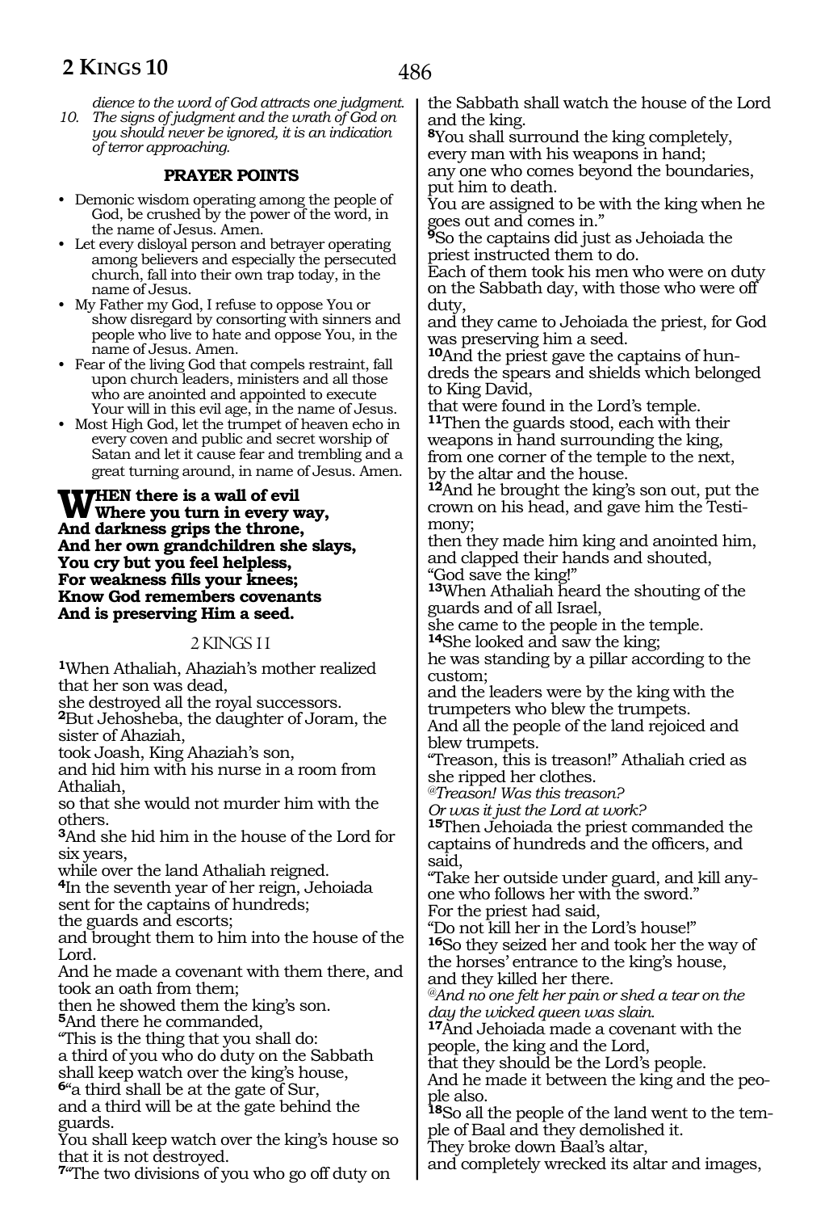*dience to the word of God attracts one judgment.*

10. *The signs of judgment and the wrath of God on you should never be ignored, it is an indication of terror approaching.*

### PRAYER POINTS

- Demonic wisdom operating among the people of God, be crushed by the power of the word, in the name of Jesus. Amen.
- Let every disloyal person and betrayer operating among believers and especially the persecuted church, fall into their own trap today, in the name of Jesus.
- My Father my God, I refuse to oppose You or show disregard by consorting with sinners and people who live to hate and oppose You, in the name of Jesus. Amen.
- Fear of the living God that compels restraint, fall upon church leaders, ministers and all those who are anointed and appointed to execute Your will in this evil age, in the name of Jesus.
- Most High God, let the trumpet of heaven echo in every coven and public and secret worship of Satan and let it cause fear and trembling and a great turning around, in name of Jesus. Amen.

**When there is a wall of evil**
**Where you turn in every way,**
**And darkness grips the throne,**
**And her own grandchildren she slays,**
**You cry but you feel helpless,**
**For weakness fills your knees;**
**Know God remembers covenants**
**And is preserving Him a seed.**

## 2 KINGS 11

**1**When Athaliah, Ahaziah's mother realized that her son was dead,
she destroyed all the royal successors.
**2**But Jehosheba, the daughter of Joram, the sister of Ahaziah,
took Joash, King Ahaziah's son,
and hid him with his nurse in a room from Athaliah,
so that she would not murder him with the others.
**3**And she hid him in the house of the Lord for six years,
while over the land Athaliah reigned.
**4**In the seventh year of her reign, Jehoiada sent for the captains of hundreds;
the guards and escorts;
and brought them to him into the house of the Lord.
And he made a covenant with them there, and took an oath from them;
then he showed them the king's son.
**5**And there he commanded,
"This is the thing that you shall do:
a third of you who do duty on the Sabbath
shall keep watch over the king's house,
**6**"a third shall be at the gate of Sur,
and a third will be at the gate behind the guards.
You shall keep watch over the king's house so that it is not destroyed.
**7**"The two divisions of you who go off duty on the Sabbath shall watch the house of the Lord and the king.
**8**You shall surround the king completely,
every man with his weapons in hand;
any one who comes beyond the boundaries, put him to death.
You are assigned to be with the king when he goes out and comes in."
**9**So the captains did just as Jehoiada the priest instructed them to do.
Each of them took his men who were on duty on the Sabbath day, with those who were off duty,
and they came to Jehoiada the priest, for God was preserving him a seed.
**10**And the priest gave the captains of hundreds the spears and shields which belonged to King David,
that were found in the Lord's temple.
**11**Then the guards stood, each with their weapons in hand surrounding the king,
from one corner of the temple to the next,
by the altar and the house.
**12**And he brought the king's son out, put the crown on his head, and gave him the Testimony;
then they made him king and anointed him,
and clapped their hands and shouted,
"God save the king!"
**13**When Athaliah heard the shouting of the guards and of all Israel,
she came to the people in the temple.
**14**She looked and saw the king;
he was standing by a pillar according to the custom;
and the leaders were by the king with the trumpeters who blew the trumpets.
And all the people of the land rejoiced and blew trumpets.
"Treason, this is treason!" Athaliah cried as she ripped her clothes.
*@Treason! Was this treason?*
*Or was it just the Lord at work?*
**15**Then Jehoiada the priest commanded the captains of hundreds and the officers, and said,
"Take her outside under guard, and kill anyone who follows her with the sword."
For the priest had said,
"Do not kill her in the Lord's house!"
**16**So they seized her and took her the way of the horses' entrance to the king's house,
and they killed her there.
*@And no one felt her pain or shed a tear on the day the wicked queen was slain.*
**17**And Jehoiada made a covenant with the people, the king and the Lord,
that they should be the Lord's people.
And he made it between the king and the people also.
**18**So all the people of the land went to the temple of Baal and they demolished it.
They broke down Baal's altar,
and completely wrecked its altar and images,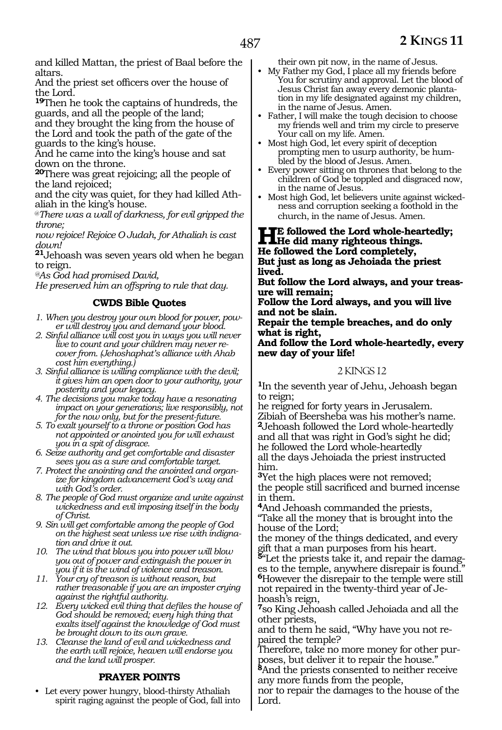and killed Mattan, the priest of Baal before the altars.
And the priest set officers over the house of the Lord.
**19**Then he took the captains of hundreds, the guards, and all the people of the land;
and they brought the king from the house of the Lord and took the path of the gate of the guards to the king's house.
And he came into the king's house and sat down on the throne.
**20**There was great rejoicing; all the people of the land rejoiced;
and the city was quiet, for they had killed Athaliah in the king's house.
*@There was a wall of darkness, for evil gripped the throne;*
*now rejoice! Rejoice O Judah, for Athaliah is cast down!*
**21**Jehoash was seven years old when he began to reign.
*@As God had promised David,*
*He preserved him an offspring to rule that day.*

### CWDS Bible Quotes

1. *When you destroy your own blood for power, power will destroy you and demand your blood.*
2. *Sinful alliance will cost you in ways you will never live to count and your children may never recover from. (Jehoshaphat's alliance with Ahab cost him everything.)*
3. *Sinful alliance is willing compliance with the devil; it gives him an open door to your authority, your posterity and your legacy.*
4. *The decisions you make today have a resonating impact on your generations; live responsibly, not for the now only, but for the present-future.*
5. *To exalt yourself to a throne or position God has not appointed or anointed you for will exhaust you in a spit of disgrace.*
6. *Seize authority and get comfortable and disaster sees you as a sure and comfortable target.*
7. *Protect the anointing and the anointed and organize for kingdom advancement God's way and with God's order.*
8. *The people of God must organize and unite against wickedness and evil imposing itself in the body of Christ.*
9. *Sin will get comfortable among the people of God on the highest seat unless we rise with indignation and drive it out.*
10. *The wind that blows you into power will blow you out of power and extinguish the power in you if it is the wind of violence and treason.*
11. *Your cry of treason is without reason, but rather treasonable if you are an imposter crying against the rightful authority.*
12. *Every wicked evil thing that defiles the house of God should be removed; every high thing that exalts itself against the knowledge of God must be brought down to its own grave.*
13. *Cleanse the land of evil and wickedness and the earth will rejoice, heaven will endorse you and the land will prosper.*

### PRAYER POINTS

- Let every power hungry, blood-thirsty Athaliah spirit raging against the people of God, fall into their own pit now, in the name of Jesus.
- My Father my God, I place all my friends before You for scrutiny and approval. Let the blood of Jesus Christ fan away every demonic plantation in my life designated against my children, in the name of Jesus. Amen.
- Father, I will make the tough decision to choose my friends well and trim my circle to preserve Your call on my life. Amen.
- Most high God, let every spirit of deception prompting men to usurp authority, be humbled by the blood of Jesus. Amen.
- Every power sitting on thrones that belong to the children of God be toppled and disgraced now, in the name of Jesus.
- Most high God, let believers unite against wickedness and corruption seeking a foothold in the church, in the name of Jesus. Amen.

**HE followed the Lord whole-heartedly;**
**He did many righteous things.**
**He followed the Lord completely,**
**But just as long as Jehoiada the priest lived.**
**But follow the Lord always, and your treasure will remain;**
**Follow the Lord always, and you will live and not be slain.**
**Repair the temple breaches, and do only what is right,**
**And follow the Lord whole-heartedly, every new day of your life!**

## 2 KINGS 12

**1**In the seventh year of Jehu, Jehoash began to reign;
he reigned for forty years in Jerusalem.
Zibiah of Beersheba was his mother's name.
**2**Jehoash followed the Lord whole-heartedly and all that was right in God's sight he did;
he followed the Lord whole-heartedly
all the days Jehoiada the priest instructed him.
**3**Yet the high places were not removed;
the people still sacrificed and burned incense in them.
**4**And Jehoash commanded the priests,
"Take all the money that is brought into the house of the Lord;
the money of the things dedicated, and every gift that a man purposes from his heart.
**5**"Let the priests take it, and repair the damages to the temple, anywhere disrepair is found."
**6**However the disrepair to the temple were still not repaired in the twenty-third year of Jehoash's reign,
**7**so King Jehoash called Jehoiada and all the other priests,
and to them he said, "Why have you not repaired the temple?
Therefore, take no more money for other purposes, but deliver it to repair the house."
**8**And the priests consented to neither receive any more funds from the people,
nor to repair the damages to the house of the Lord.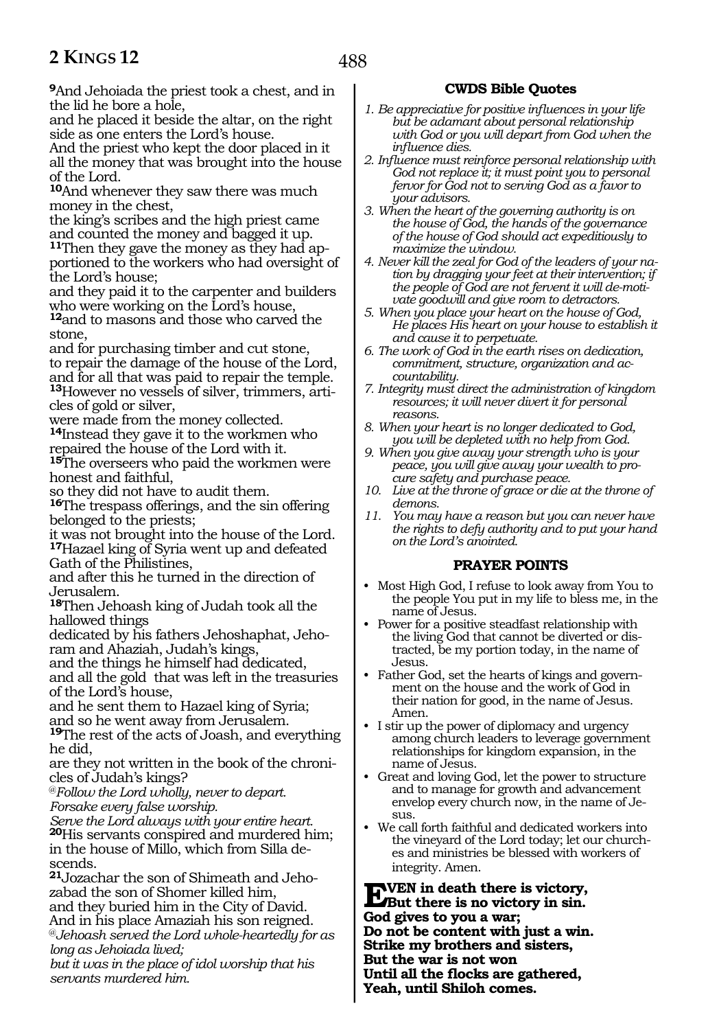**9**And Jehoiada the priest took a chest, and in the lid he bore a hole,
and he placed it beside the altar, on the right side as one enters the Lord's house.
And the priest who kept the door placed in it all the money that was brought into the house of the Lord.
**10**And whenever they saw there was much money in the chest,
the king's scribes and the high priest came and counted the money and bagged it up.
**11**Then they gave the money as they had apportioned to the workers who had oversight of the Lord's house;
and they paid it to the carpenter and builders who were working on the Lord's house,
**12**and to masons and those who carved the stone,
and for purchasing timber and cut stone,
to repair the damage of the house of the Lord,
and for all that was paid to repair the temple.
**13**However no vessels of silver, trimmers, articles of gold or silver,
were made from the money collected.
**14**Instead they gave it to the workmen who repaired the house of the Lord with it.
**15**The overseers who paid the workmen were honest and faithful,
so they did not have to audit them.
**16**The trespass offerings, and the sin offering belonged to the priests;
it was not brought into the house of the Lord.
**17**Hazael king of Syria went up and defeated Gath of the Philistines,
and after this he turned in the direction of Jerusalem.
**18**Then Jehoash king of Judah took all the hallowed things
dedicated by his fathers Jehoshaphat, Jehoram and Ahaziah, Judah's kings,
and the things he himself had dedicated,
and all the gold that was left in the treasuries of the Lord's house,
and he sent them to Hazael king of Syria;
and so he went away from Jerusalem.
**19**The rest of the acts of Joash, and everything he did,
are they not written in the book of the chronicles of Judah's kings?

@*Follow the Lord wholly, never to depart.*
*Forsake every false worship.*
*Serve the Lord always with your entire heart.*

**20**His servants conspired and murdered him;
in the house of Millo, which from Silla descends.
**21**Jozachar the son of Shimeath and Jehozabad the son of Shomer killed him,
and they buried him in the City of David.
And in his place Amaziah his son reigned.

@*Jehoash served the Lord whole-heartedly for as long as Jehoiada lived;*
*but it was in the place of idol worship that his servants murdered him.*

### CWDS Bible Quotes

1. *Be appreciative for positive influences in your life but be adamant about personal relationship with God or you will depart from God when the influence dies.*
2. *Influence must reinforce personal relationship with God not replace it; it must point you to personal fervor for God not to serving God as a favor to your advisors.*
3. *When the heart of the governing authority is on the house of God, the hands of the governance of the house of God should act expeditiously to maximize the window.*
4. *Never kill the zeal for God of the leaders of your nation by dragging your feet at their intervention; if the people of God are not fervent it will de-motivate goodwill and give room to detractors.*
5. *When you place your heart on the house of God, He places His heart on your house to establish it and cause it to perpetuate.*
6. *The work of God in the earth rises on dedication, commitment, structure, organization and accountability.*
7. *Integrity must direct the administration of kingdom resources; it will never divert it for personal reasons.*
8. *When your heart is no longer dedicated to God, you will be depleted with no help from God.*
9. *When you give away your strength who is your peace, you will give away your wealth to procure safety and purchase peace.*
10. *Live at the throne of grace or die at the throne of demons.*
11. *You may have a reason but you can never have the rights to defy authority and to put your hand on the Lord's anointed.*

### PRAYER POINTS

- Most High God, I refuse to look away from You to the people You put in my life to bless me, in the name of Jesus.
- Power for a positive steadfast relationship with the living God that cannot be diverted or distracted, be my portion today, in the name of Jesus.
- Father God, set the hearts of kings and government on the house and the work of God in their nation for good, in the name of Jesus. Amen.
- I stir up the power of diplomacy and urgency among church leaders to leverage government relationships for kingdom expansion, in the name of Jesus.
- Great and loving God, let the power to structure and to manage for growth and advancement envelop every church now, in the name of Jesus.
- We call forth faithful and dedicated workers into the vineyard of the Lord today; let our churches and ministries be blessed with workers of integrity. Amen.

**EVEN in death there is victory,**
**But there is no victory in sin.**
**God gives to you a war;**
**Do not be content with just a win.**
**Strike my brothers and sisters,**
**But the war is not won**
**Until all the flocks are gathered,**
**Yeah, until Shiloh comes.**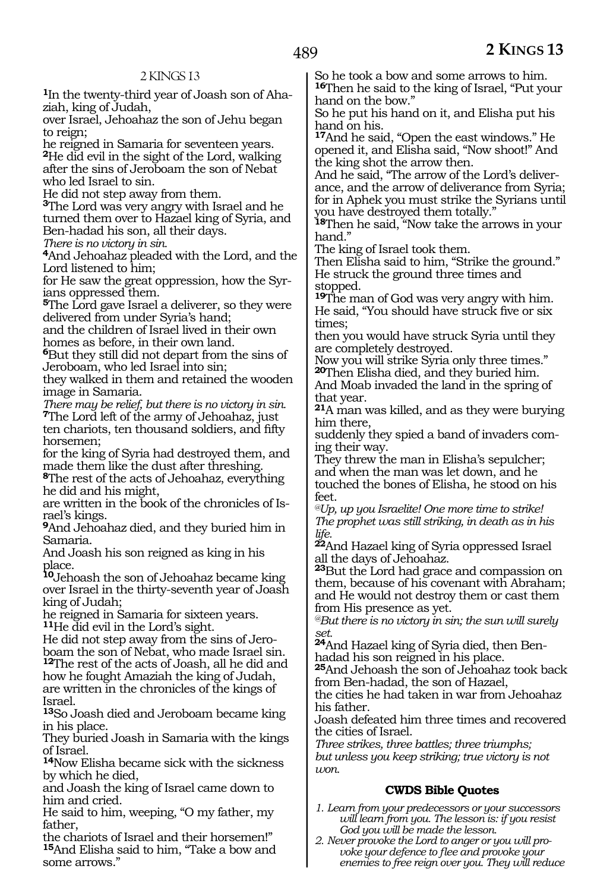## 2 KINGS 13

[1]In the twenty-third year of Joash son of Ahaziah, king of Judah,
over Israel, Jehoahaz the son of Jehu began to reign;
he reigned in Samaria for seventeen years.
[2]He did evil in the sight of the Lord, walking after the sins of Jeroboam the son of Nebat who led Israel to sin.
He did not step away from them.
[3]The Lord was very angry with Israel and he turned them over to Hazael king of Syria, and Ben-hadad his son, all their days.
*There is no victory in sin.*
[4]And Jehoahaz pleaded with the Lord, and the Lord listened to him;
for He saw the great oppression, how the Syrians oppressed them.
[5]The Lord gave Israel a deliverer, so they were delivered from under Syria's hand;
and the children of Israel lived in their own homes as before, in their own land.
[6]But they still did not depart from the sins of Jeroboam, who led Israel into sin;
they walked in them and retained the wooden image in Samaria.
*There may be relief, but there is no victory in sin.*
[7]The Lord left of the army of Jehoahaz, just ten chariots, ten thousand soldiers, and fifty horsemen;
for the king of Syria had destroyed them, and made them like the dust after threshing.
[8]The rest of the acts of Jehoahaz, everything he did and his might,
are written in the book of the chronicles of Israel's kings.
[9]And Jehoahaz died, and they buried him in Samaria.
And Joash his son reigned as king in his place.
[10]Jehoash the son of Jehoahaz became king over Israel in the thirty-seventh year of Joash king of Judah;
he reigned in Samaria for sixteen years.
[11]He did evil in the Lord's sight.
He did not step away from the sins of Jeroboam the son of Nebat, who made Israel sin.
[12]The rest of the acts of Joash, all he did and how he fought Amaziah the king of Judah, are written in the chronicles of the kings of Israel.
[13]So Joash died and Jeroboam became king in his place.
They buried Joash in Samaria with the kings of Israel.
[14]Now Elisha became sick with the sickness by which he died,
and Joash the king of Israel came down to him and cried.
He said to him, weeping, "O my father, my father,
the chariots of Israel and their horsemen!"
[15]And Elisha said to him, "Take a bow and some arrows."
So he took a bow and some arrows to him.
[16]Then he said to the king of Israel, "Put your hand on the bow."
So he put his hand on it, and Elisha put his hand on his.
[17]And he said, "Open the east windows." He opened it, and Elisha said, "Now shoot!" And the king shot the arrow then.
And he said, "The arrow of the Lord's deliverance, and the arrow of deliverance from Syria; for in Aphek you must strike the Syrians until you have destroyed them totally."
[18]Then he said, "Now take the arrows in your hand."
The king of Israel took them.
Then Elisha said to him, "Strike the ground."
He struck the ground three times and stopped.
[19]The man of God was very angry with him.
He said, "You should have struck five or six times;
then you would have struck Syria until they are completely destroyed.
Now you will strike Syria only three times."
[20]Then Elisha died, and they buried him.
And Moab invaded the land in the spring of that year.
[21]A man was killed, and as they were burying him there,
suddenly they spied a band of invaders coming their way.
They threw the man in Elisha's sepulcher;
and when the man was let down, and he touched the bones of Elisha, he stood on his feet.
*@Up, up you Israelite! One more time to strike! The prophet was still striking, in death as in his life.*
[22]And Hazael king of Syria oppressed Israel all the days of Jehoahaz.
[23]But the Lord had grace and compassion on them, because of his covenant with Abraham;
and He would not destroy them or cast them from His presence as yet.
*@But there is no victory in sin; the sun will surely set.*
[24]And Hazael king of Syria died, then Ben-hadad his son reigned in his place.
[25]And Jehoash the son of Jehoahaz took back from Ben-hadad, the son of Hazael,
the cities he had taken in war from Jehoahaz his father.
Joash defeated him three times and recovered the cities of Israel.
*Three strikes, three battles; three triumphs;*
*but unless you keep striking; true victory is not won.*

### CWDS Bible Quotes

1. *Learn from your predecessors or your successors will learn from you. The lesson is: if you resist God you will be made the lesson.*
2. *Never provoke the Lord to anger or you will provoke your defence to flee and provoke your enemies to free reign over you. They will reduce*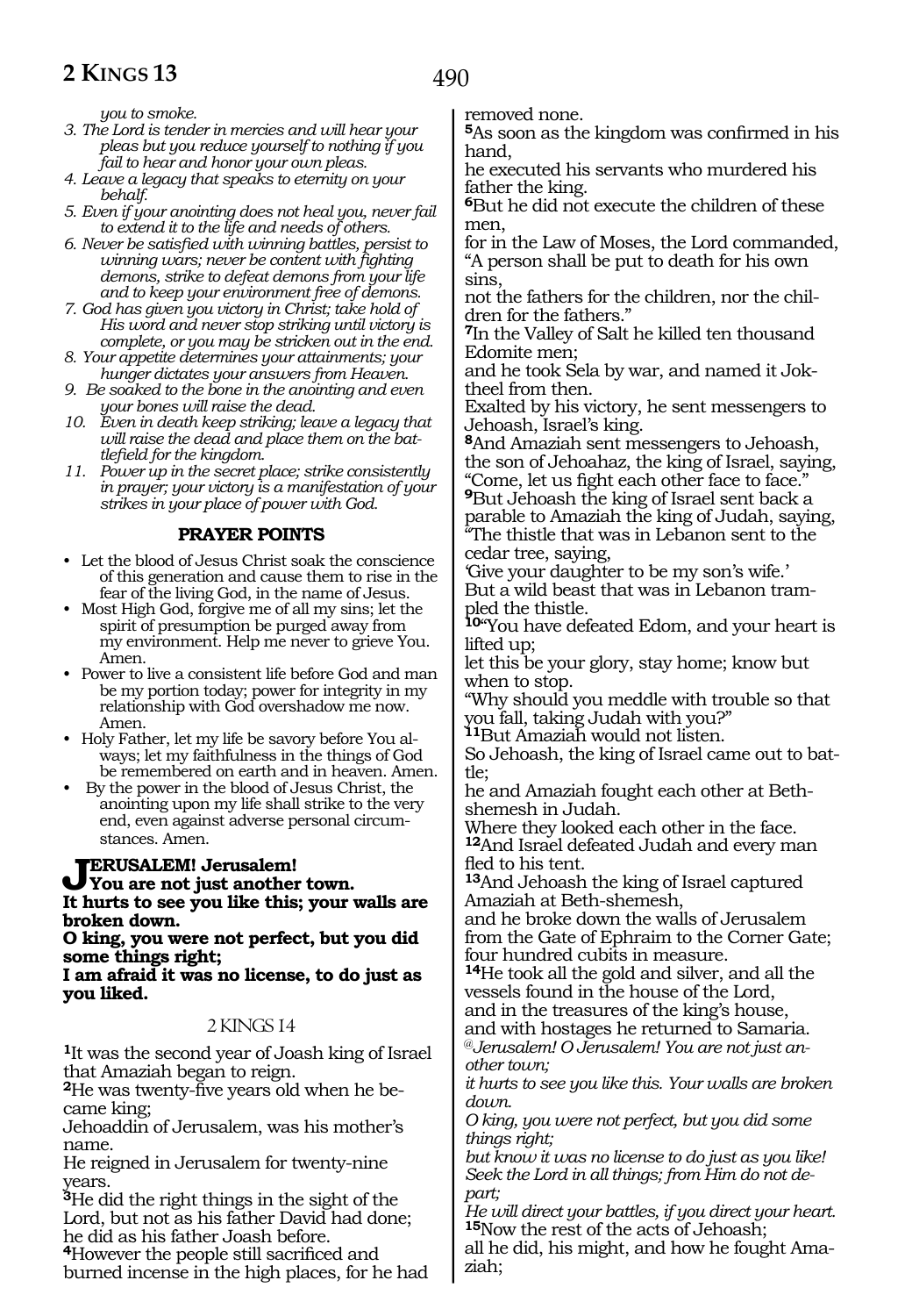*you to smoke.*

3. *The Lord is tender in mercies and will hear your pleas but you reduce yourself to nothing if you fail to hear and honor your own pleas.*
4. *Leave a legacy that speaks to eternity on your behalf.*
5. *Even if your anointing does not heal you, never fail to extend it to the life and needs of others.*
6. *Never be satisfied with winning battles, persist to winning wars; never be content with fighting demons, strike to defeat demons from your life and to keep your environment free of demons.*
7. *God has given you victory in Christ; take hold of His word and never stop striking until victory is complete, or you may be stricken out in the end.*
8. *Your appetite determines your attainments; your hunger dictates your answers from Heaven.*
9. *Be soaked to the bone in the anointing and even your bones will raise the dead.*
10. *Even in death keep striking; leave a legacy that will raise the dead and place them on the battlefield for the kingdom.*
11. *Power up in the secret place; strike consistently in prayer; your victory is a manifestation of your strikes in your place of power with God.*

### PRAYER POINTS

- Let the blood of Jesus Christ soak the conscience of this generation and cause them to rise in the fear of the living God, in the name of Jesus.
- Most High God, forgive me of all my sins; let the spirit of presumption be purged away from my environment. Help me never to grieve You. Amen.
- Power to live a consistent life before God and man be my portion today; power for integrity in my relationship with God overshadow me now. Amen.
- Holy Father, let my life be savory before You always; let my faithfulness in the things of God be remembered on earth and in heaven. Amen.
- By the power in the blood of Jesus Christ, the anointing upon my life shall strike to the very end, even against adverse personal circumstances. Amen.

**JERUSALEM! Jerusalem!**
**You are not just another town.**
**It hurts to see you like this; your walls are broken down.**
**O king, you were not perfect, but you did some things right;**
**I am afraid it was no license, to do just as you liked.**

## 2 KINGS 14

**1**It was the second year of Joash king of Israel that Amaziah began to reign.
**2**He was twenty-five years old when he became king;
Jehoaddin of Jerusalem, was his mother's name.
He reigned in Jerusalem for twenty-nine years.
**3**He did the right things in the sight of the Lord, but not as his father David had done; he did as his father Joash before.
**4**However the people still sacrificed and burned incense in the high places, for he had removed none.
**5**As soon as the kingdom was confirmed in his hand,
he executed his servants who murdered his father the king.
**6**But he did not execute the children of these men,
for in the Law of Moses, the Lord commanded, "A person shall be put to death for his own sins,
not the fathers for the children, nor the children for the fathers."
**7**In the Valley of Salt he killed ten thousand Edomite men;
and he took Sela by war, and named it Joktheel from then.
Exalted by his victory, he sent messengers to Jehoash, Israel's king.
**8**And Amaziah sent messengers to Jehoash, the son of Jehoahaz, the king of Israel, saying, "Come, let us fight each other face to face."
**9**But Jehoash the king of Israel sent back a parable to Amaziah the king of Judah, saying, "The thistle that was in Lebanon sent to the cedar tree, saying,
'Give your daughter to be my son's wife.'
But a wild beast that was in Lebanon trampled the thistle.
**10**"You have defeated Edom, and your heart is lifted up;
let this be your glory, stay home; know but when to stop.
"Why should you meddle with trouble so that you fall, taking Judah with you?"
**11**But Amaziah would not listen.
So Jehoash, the king of Israel came out to battle;
he and Amaziah fought each other at Beth-shemesh in Judah.
Where they looked each other in the face.
**12**And Israel defeated Judah and every man fled to his tent.
**13**And Jehoash the king of Israel captured Amaziah at Beth-shemesh,
and he broke down the walls of Jerusalem from the Gate of Ephraim to the Corner Gate; four hundred cubits in measure.
**14**He took all the gold and silver, and all the vessels found in the house of the Lord,
and in the treasures of the king's house,
and with hostages he returned to Samaria.
*@Jerusalem! O Jerusalem! You are not just another town;*
*it hurts to see you like this. Your walls are broken down.*
*O king, you were not perfect, but you did some things right;*
*but know it was no license to do just as you like!*
*Seek the Lord in all things; from Him do not depart;*
*He will direct your battles, if you direct your heart.*
**15**Now the rest of the acts of Jehoash;
all he did, his might, and how he fought Amaziah;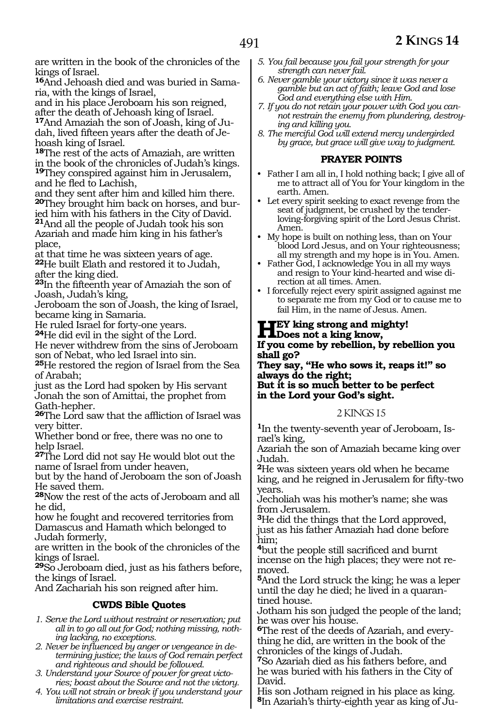are written in the book of the chronicles of the kings of Israel.

**16**And Jehoash died and was buried in Samaria, with the kings of Israel,
and in his place Jeroboam his son reigned, after the death of Jehoash king of Israel.

**17**And Amaziah the son of Joash, king of Judah, lived fifteen years after the death of Jehoash king of Israel.

**18**The rest of the acts of Amaziah, are written in the book of the chronicles of Judah's kings.

**19**They conspired against him in Jerusalem, and he fled to Lachish,
and they sent after him and killed him there.

**20**They brought him back on horses, and buried him with his fathers in the City of David.

**21**And all the people of Judah took his son Azariah and made him king in his father's place,
at that time he was sixteen years of age.

**22**He built Elath and restored it to Judah, after the king died.

**23**In the fifteenth year of Amaziah the son of Joash, Judah's king,
Jeroboam the son of Joash, the king of Israel, became king in Samaria.
He ruled Israel for forty-one years.

**24**He did evil in the sight of the Lord.
He never withdrew from the sins of Jeroboam son of Nebat, who led Israel into sin.

**25**He restored the region of Israel from the Sea of Arabah;
just as the Lord had spoken by His servant Jonah the son of Amittai, the prophet from Gath-hepher.

**26**The Lord saw that the affliction of Israel was very bitter.
Whether bond or free, there was no one to help Israel.

**27**The Lord did not say He would blot out the name of Israel from under heaven,
but by the hand of Jeroboam the son of Joash He saved them.

**28**Now the rest of the acts of Jeroboam and all he did,
how he fought and recovered territories from Damascus and Hamath which belonged to Judah formerly,
are written in the book of the chronicles of the kings of Israel.

**29**So Jeroboam died, just as his fathers before, the kings of Israel.
And Zachariah his son reigned after him.

### CWDS Bible Quotes

1. *Serve the Lord without restraint or reservation; put all in to go all out for God; nothing missing, nothing lacking, no exceptions.*
2. *Never be influenced by anger or vengeance in determining justice; the laws of God remain perfect and righteous and should be followed.*
3. *Understand your Source of power for great victories; boast about the Source and not the victory.*
4. *You will not strain or break if you understand your limitations and exercise restraint.*
5. *You fail because you fail your strength for your strength can never fail.*
6. *Never gamble your victory since it was never a gamble but an act of faith; leave God and lose God and everything else with Him.*
7. *If you do not retain your power with God you cannot restrain the enemy from plundering, destroying and killing you.*
8. *The merciful God will extend mercy undergirded by grace, but grace will give way to judgment.*

### PRAYER POINTS

- Father I am all in, I hold nothing back; I give all of me to attract all of You for Your kingdom in the earth. Amen.
- Let every spirit seeking to exact revenge from the seat of judgment, be crushed by the tender-loving-forgiving spirit of the Lord Jesus Christ. Amen.
- My hope is built on nothing less, than on Your blood Lord Jesus, and on Your righteousness; all my strength and my hope is in You. Amen.
- Father God, I acknowledge You in all my ways and resign to Your kind-hearted and wise direction at all times. Amen.
- I forcefully reject every spirit assigned against me to separate me from my God or to cause me to fail Him, in the name of Jesus. Amen.

**HEY king strong and mighty!**
**Does not a king know,**
**If you come by rebellion, by rebellion you shall go?**
**They say, "He who sows it, reaps it!" so always do the right;**
**But it is so much better to be perfect in the Lord your God's sight.**

## 2 KINGS 15

**1**In the twenty-seventh year of Jeroboam, Israel's king,
Azariah the son of Amaziah became king over Judah.

**2**He was sixteen years old when he became king, and he reigned in Jerusalem for fifty-two years.
Jecholiah was his mother's name; she was from Jerusalem.

**3**He did the things that the Lord approved, just as his father Amaziah had done before him;

**4**but the people still sacrificed and burnt incense on the high places; they were not removed.

**5**And the Lord struck the king; he was a leper until the day he died; he lived in a quarantined house.
Jotham his son judged the people of the land; he was over his house.

**6**The rest of the deeds of Azariah, and everything he did, are written in the book of the chronicles of the kings of Judah.

**7**So Azariah died as his fathers before, and he was buried with his fathers in the City of David.
His son Jotham reigned in his place as king.

**8**In Azariah's thirty-eighth year as king of Ju-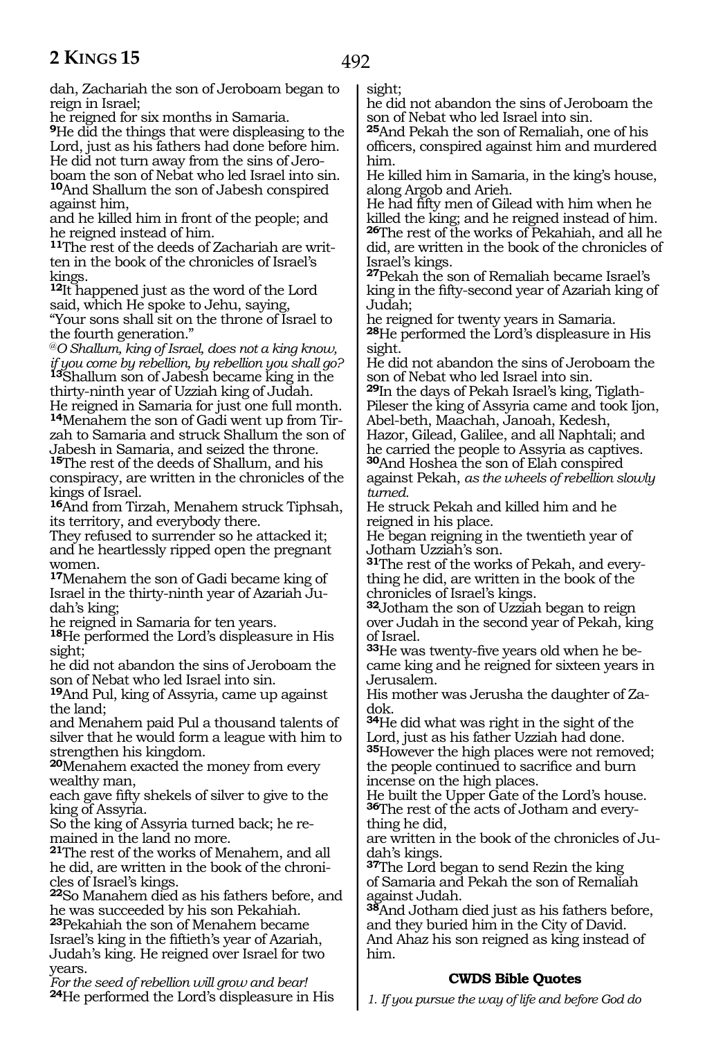dah, Zachariah the son of Jeroboam began to reign in Israel;
he reigned for six months in Samaria.
**9**He did the things that were displeasing to the Lord, just as his fathers had done before him. He did not turn away from the sins of Jeroboam the son of Nebat who led Israel into sin.
**10**And Shallum the son of Jabesh conspired against him,
and he killed him in front of the people; and he reigned instead of him.
**11**The rest of the deeds of Zachariah are written in the book of the chronicles of Israel's kings.
**12**It happened just as the word of the Lord said, which He spoke to Jehu, saying,
"Your sons shall sit on the throne of Israel to the fourth generation."
*@O Shallum, king of Israel, does not a king know, if you come by rebellion, by rebellion you shall go?*
**13**Shallum son of Jabesh became king in the thirty-ninth year of Uzziah king of Judah.
He reigned in Samaria for just one full month.
**14**Menahem the son of Gadi went up from Tirzah to Samaria and struck Shallum the son of Jabesh in Samaria, and seized the throne.
**15**The rest of the deeds of Shallum, and his conspiracy, are written in the chronicles of the kings of Israel.
**16**And from Tirzah, Menahem struck Tiphsah, its territory, and everybody there.
They refused to surrender so he attacked it; and he heartlessly ripped open the pregnant women.
**17**Menahem the son of Gadi became king of Israel in the thirty-ninth year of Azariah Judah's king;
he reigned in Samaria for ten years.
**18**He performed the Lord's displeasure in His sight;
he did not abandon the sins of Jeroboam the son of Nebat who led Israel into sin.
**19**And Pul, king of Assyria, came up against the land;
and Menahem paid Pul a thousand talents of silver that he would form a league with him to strengthen his kingdom.
**20**Menahem exacted the money from every wealthy man,
each gave fifty shekels of silver to give to the king of Assyria.
So the king of Assyria turned back; he remained in the land no more.
**21**The rest of the works of Menahem, and all he did, are written in the book of the chronicles of Israel's kings.
**22**So Manahem died as his fathers before, and he was succeeded by his son Pekahiah.
**23**Pekahiah the son of Menahem became Israel's king in the fiftieth's year of Azariah, Judah's king. He reigned over Israel for two years.
*For the seed of rebellion will grow and bear!*
**24**He performed the Lord's displeasure in His sight;
he did not abandon the sins of Jeroboam the son of Nebat who led Israel into sin.
**25**And Pekah the son of Remaliah, one of his officers, conspired against him and murdered him.
He killed him in Samaria, in the king's house, along Argob and Arieh.
He had fifty men of Gilead with him when he killed the king; and he reigned instead of him.
**26**The rest of the works of Pekahiah, and all he did, are written in the book of the chronicles of Israel's kings.
**27**Pekah the son of Remaliah became Israel's king in the fifty-second year of Azariah king of Judah;
he reigned for twenty years in Samaria.
**28**He performed the Lord's displeasure in His sight.
He did not abandon the sins of Jeroboam the son of Nebat who led Israel into sin.
**29**In the days of Pekah Israel's king, Tiglath-Pileser the king of Assyria came and took Ijon, Abel-beth, Maachah, Janoah, Kedesh, Hazor, Gilead, Galilee, and all Naphtali; and he carried the people to Assyria as captives.
**30**And Hoshea the son of Elah conspired against Pekah, *as the wheels of rebellion slowly turned.*
He struck Pekah and killed him and he reigned in his place.
He began reigning in the twentieth year of Jotham Uzziah's son.
**31**The rest of the works of Pekah, and everything he did, are written in the book of the chronicles of Israel's kings.
**32**Jotham the son of Uzziah began to reign over Judah in the second year of Pekah, king of Israel.
**33**He was twenty-five years old when he became king and he reigned for sixteen years in Jerusalem.
His mother was Jerusha the daughter of Zadok.
**34**He did what was right in the sight of the Lord, just as his father Uzziah had done.
**35**However the high places were not removed; the people continued to sacrifice and burn incense on the high places.
He built the Upper Gate of the Lord's house.
**36**The rest of the acts of Jotham and everything he did,
are written in the book of the chronicles of Judah's kings.
**37**The Lord began to send Rezin the king of Samaria and Pekah the son of Remaliah against Judah.
**38**And Jotham died just as his fathers before, and they buried him in the City of David.
And Ahaz his son reigned as king instead of him.

### CWDS Bible Quotes

*1. If you pursue the way of life and before God do*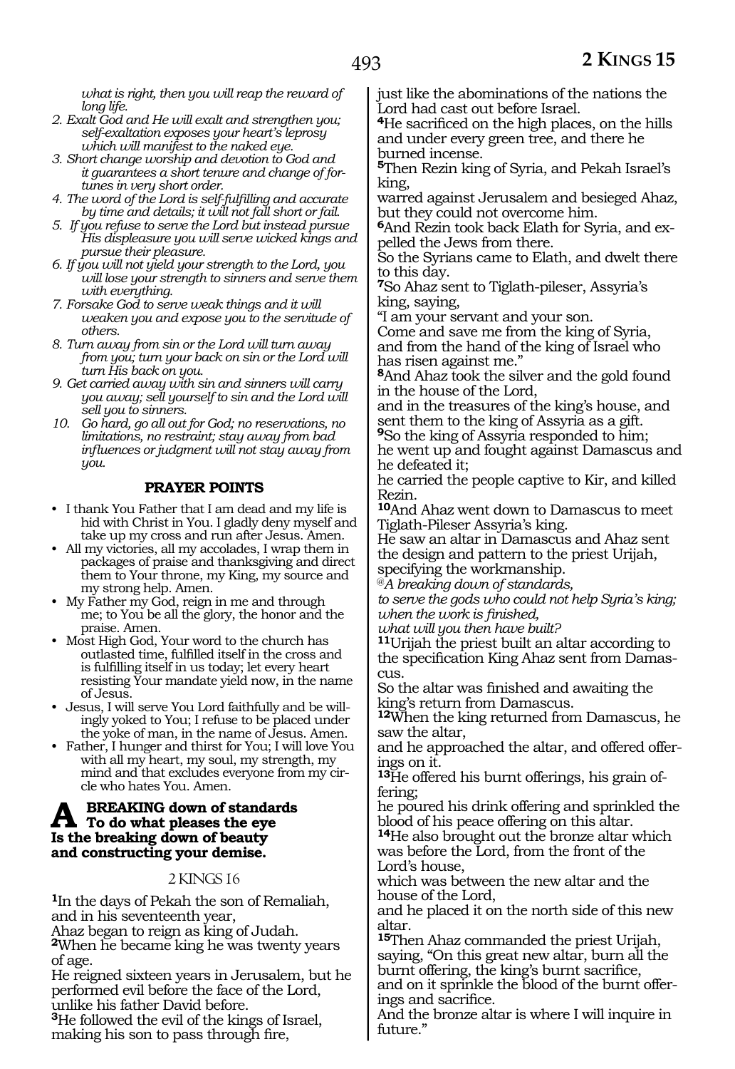*what is right, then you will reap the reward of long life.*

2. *Exalt God and He will exalt and strengthen you; self-exaltation exposes your heart's leprosy which will manifest to the naked eye.*
3. *Short change worship and devotion to God and it guarantees a short tenure and change of fortunes in very short order.*
4. *The word of the Lord is self-fulfilling and accurate by time and details; it will not fall short or fail.*
5. *If you refuse to serve the Lord but instead pursue His displeasure you will serve wicked kings and pursue their pleasure.*
6. *If you will not yield your strength to the Lord, you will lose your strength to sinners and serve them with everything.*
7. *Forsake God to serve weak things and it will weaken you and expose you to the servitude of others.*
8. *Turn away from sin or the Lord will turn away from you; turn your back on sin or the Lord will turn His back on you.*
9. *Get carried away with sin and sinners will carry you away; sell yourself to sin and the Lord will sell you to sinners.*
10. *Go hard, go all out for God; no reservations, no limitations, no restraint; stay away from bad influences or judgment will not stay away from you.*

### PRAYER POINTS

- I thank You Father that I am dead and my life is hid with Christ in You. I gladly deny myself and take up my cross and run after Jesus. Amen.
- All my victories, all my accolades, I wrap them in packages of praise and thanksgiving and direct them to Your throne, my King, my source and my strong help. Amen.
- My Father my God, reign in me and through me; to You be all the glory, the honor and the praise. Amen.
- Most High God, Your word to the church has outlasted time, fulfilled itself in the cross and is fulfilling itself in us today; let every heart resisting Your mandate yield now, in the name of Jesus.
- Jesus, I will serve You Lord faithfully and be willingly yoked to You; I refuse to be placed under the yoke of man, in the name of Jesus. Amen.
- Father, I hunger and thirst for You; I will love You with all my heart, my soul, my strength, my mind and that excludes everyone from my circle who hates You. Amen.

**A BREAKING down of standards
To do what pleases the eye
Is the breaking down of beauty
and constructing your demise.**

## 2 KINGS 16

[1]In the days of Pekah the son of Remaliah, and in his seventeenth year,
Ahaz began to reign as king of Judah.
[2]When he became king he was twenty years of age.
He reigned sixteen years in Jerusalem, but he performed evil before the face of the Lord, unlike his father David before.
[3]He followed the evil of the kings of Israel, making his son to pass through fire, just like the abominations of the nations the Lord had cast out before Israel.
[4]He sacrificed on the high places, on the hills and under every green tree, and there he burned incense.
[5]Then Rezin king of Syria, and Pekah Israel's king,
warred against Jerusalem and besieged Ahaz, but they could not overcome him.
[6]And Rezin took back Elath for Syria, and expelled the Jews from there.
So the Syrians came to Elath, and dwelt there to this day.
[7]So Ahaz sent to Tiglath-pileser, Assyria's king, saying,
"I am your servant and your son.
Come and save me from the king of Syria, and from the hand of the king of Israel who has risen against me."
[8]And Ahaz took the silver and the gold found in the house of the Lord,
and in the treasures of the king's house, and sent them to the king of Assyria as a gift.
[9]So the king of Assyria responded to him;
he went up and fought against Damascus and he defeated it;
he carried the people captive to Kir, and killed Rezin.
[10]And Ahaz went down to Damascus to meet Tiglath-Pileser Assyria's king.
He saw an altar in Damascus and Ahaz sent the design and pattern to the priest Urijah, specifying the workmanship.
*@A breaking down of standards,
to serve the gods who could not help Syria's king;
when the work is finished,
what will you then have built?*
[11]Urijah the priest built an altar according to the specification King Ahaz sent from Damascus.
So the altar was finished and awaiting the king's return from Damascus.
[12]When the king returned from Damascus, he saw the altar,
and he approached the altar, and offered offerings on it.
[13]He offered his burnt offerings, his grain offering;
he poured his drink offering and sprinkled the blood of his peace offering on this altar.
[14]He also brought out the bronze altar which was before the Lord, from the front of the Lord's house,
which was between the new altar and the house of the Lord,
and he placed it on the north side of this new altar.
[15]Then Ahaz commanded the priest Urijah, saying, "On this great new altar, burn all the burnt offering, the king's burnt sacrifice,
and on it sprinkle the blood of the burnt offerings and sacrifice.
And the bronze altar is where I will inquire in future."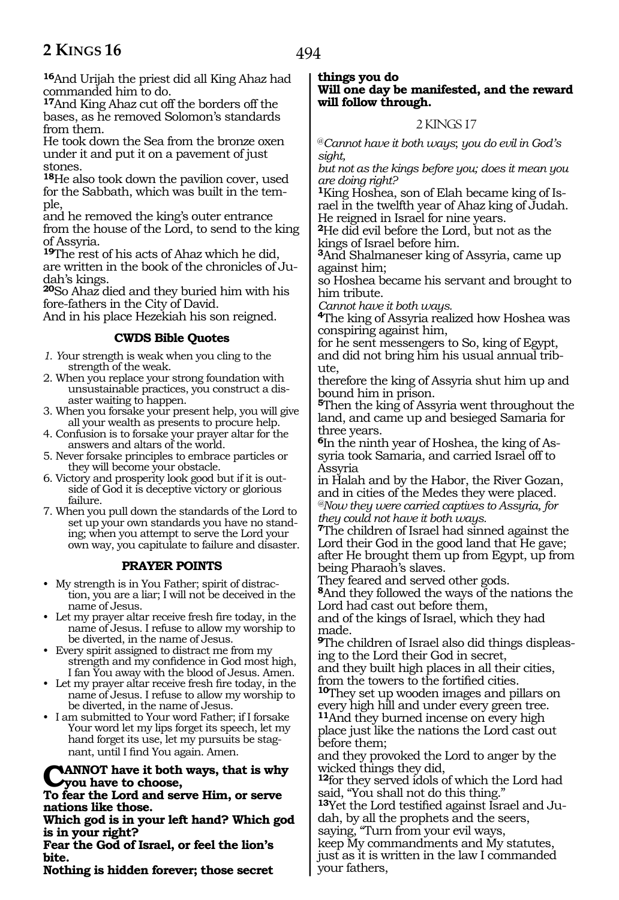[16]And Urijah the priest did all King Ahaz had commanded him to do.
[17]And King Ahaz cut off the borders off the bases, as he removed Solomon's standards from them.
He took down the Sea from the bronze oxen under it and put it on a pavement of just stones.
[18]He also took down the pavilion cover, used for the Sabbath, which was built in the temple,
and he removed the king's outer entrance from the house of the Lord, to send to the king of Assyria.
[19]The rest of his acts of Ahaz which he did, are written in the book of the chronicles of Judah's kings.
[20]So Ahaz died and they buried him with his fore-fathers in the City of David.
And in his place Hezekiah his son reigned.

### CWDS Bible Quotes

1. Your strength is weak when you cling to the strength of the weak.
2. When you replace your strong foundation with unsustainable practices, you construct a disaster waiting to happen.
3. When you forsake your present help, you will give all your wealth as presents to procure help.
4. Confusion is to forsake your prayer altar for the answers and altars of the world.
5. Never forsake principles to embrace particles or they will become your obstacle.
6. Victory and prosperity look good but if it is outside of God it is deceptive victory or glorious failure.
7. When you pull down the standards of the Lord to set up your own standards you have no standing; when you attempt to serve the Lord your own way, you capitulate to failure and disaster.

### PRAYER POINTS

- My strength is in You Father; spirit of distraction, you are a liar; I will not be deceived in the name of Jesus.
- Let my prayer altar receive fresh fire today, in the name of Jesus. I refuse to allow my worship to be diverted, in the name of Jesus.
- Every spirit assigned to distract me from my strength and my confidence in God most high, I fan You away with the blood of Jesus. Amen.
- Let my prayer altar receive fresh fire today, in the name of Jesus. I refuse to allow my worship to be diverted, in the name of Jesus.
- I am submitted to Your word Father; if I forsake Your word let my lips forget its speech, let my hand forget its use, let my pursuits be stagnant, until I find You again. Amen.

**CANNOT have it both ways, that is why you have to choose,**
**To fear the Lord and serve Him, or serve nations like those.**
**Which god is in your left hand? Which god is in your right?**
**Fear the God of Israel, or feel the lion's bite.**
**Nothing is hidden forever; those secret things you do**
**Will one day be manifested, and the reward will follow through.**

## 2 KINGS 17

*@Cannot have it both ways; you do evil in God's sight,*
*but not as the kings before you; does it mean you are doing right?*
[1]King Hoshea, son of Elah became king of Israel in the twelfth year of Ahaz king of Judah.
He reigned in Israel for nine years.
[2]He did evil before the Lord, but not as the kings of Israel before him.
[3]And Shalmaneser king of Assyria, came up against him;
so Hoshea became his servant and brought to him tribute.
*Cannot have it both ways.*
[4]The king of Assyria realized how Hoshea was conspiring against him,
for he sent messengers to So, king of Egypt, and did not bring him his usual annual tribute,
therefore the king of Assyria shut him up and bound him in prison.
[5]Then the king of Assyria went throughout the land, and came up and besieged Samaria for three years.
[6]In the ninth year of Hoshea, the king of Assyria took Samaria, and carried Israel off to Assyria
in Halah and by the Habor, the River Gozan, and in cities of the Medes they were placed.
*@Now they were carried captives to Assyria, for they could not have it both ways.*
[7]The children of Israel had sinned against the Lord their God in the good land that He gave;
after He brought them up from Egypt, up from being Pharaoh's slaves.
They feared and served other gods.
[8]And they followed the ways of the nations the Lord had cast out before them,
and of the kings of Israel, which they had made.
[9]The children of Israel also did things displeasing to the Lord their God in secret,
and they built high places in all their cities, from the towers to the fortified cities.
[10]They set up wooden images and pillars on every high hill and under every green tree.
[11]And they burned incense on every high place just like the nations the Lord cast out before them;
and they provoked the Lord to anger by the wicked things they did,
[12]for they served idols of which the Lord had said, "You shall not do this thing."
[13]Yet the Lord testified against Israel and Judah, by all the prophets and the seers,
saying, "Turn from your evil ways,
keep My commandments and My statutes, just as it is written in the law I commanded your fathers,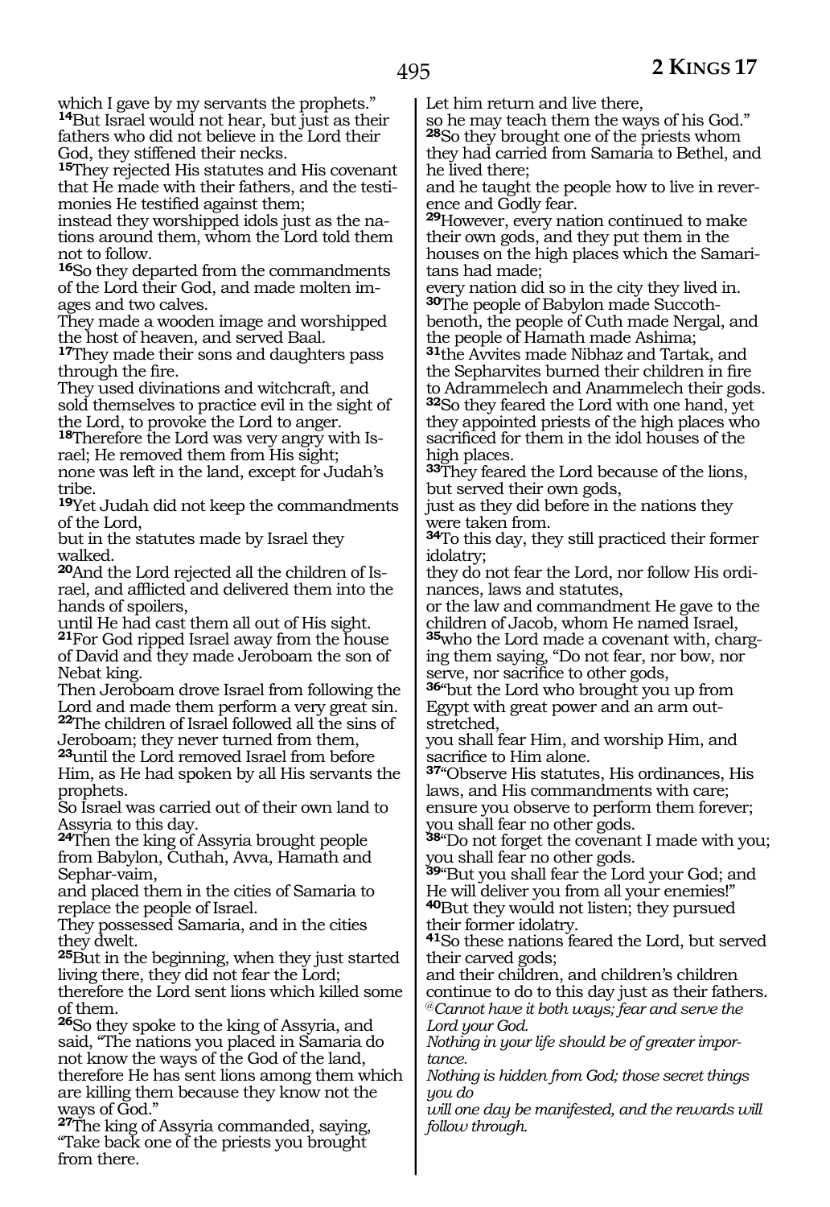which I gave by my servants the prophets."
**14**But Israel would not hear, but just as their fathers who did not believe in the Lord their God, they stiffened their necks.
**15**They rejected His statutes and His covenant that He made with their fathers, and the testimonies He testified against them;
instead they worshipped idols just as the nations around them, whom the Lord told them not to follow.
**16**So they departed from the commandments of the Lord their God, and made molten images and two calves.
They made a wooden image and worshipped the host of heaven, and served Baal.
**17**They made their sons and daughters pass through the fire.
They used divinations and witchcraft, and sold themselves to practice evil in the sight of the Lord, to provoke the Lord to anger.
**18**Therefore the Lord was very angry with Israel; He removed them from His sight;
none was left in the land, except for Judah's tribe.
**19**Yet Judah did not keep the commandments of the Lord,
but in the statutes made by Israel they walked.
**20**And the Lord rejected all the children of Israel, and afflicted and delivered them into the hands of spoilers,
until He had cast them all out of His sight.
**21**For God ripped Israel away from the house of David and they made Jeroboam the son of Nebat king.
Then Jeroboam drove Israel from following the Lord and made them perform a very great sin.
**22**The children of Israel followed all the sins of Jeroboam; they never turned from them,
**23**until the Lord removed Israel from before Him, as He had spoken by all His servants the prophets.
So Israel was carried out of their own land to Assyria to this day.
**24**Then the king of Assyria brought people from Babylon, Cuthah, Avva, Hamath and Sephar-vaim,
and placed them in the cities of Samaria to replace the people of Israel.
They possessed Samaria, and in the cities they dwelt.
**25**But in the beginning, when they just started living there, they did not fear the Lord;
therefore the Lord sent lions which killed some of them.
**26**So they spoke to the king of Assyria, and said, "The nations you placed in Samaria do not know the ways of the God of the land, therefore He has sent lions among them which are killing them because they know not the ways of God."
**27**The king of Assyria commanded, saying, "Take back one of the priests you brought from there.
Let him return and live there,
so he may teach them the ways of his God."
**28**So they brought one of the priests whom they had carried from Samaria to Bethel, and he lived there;
and he taught the people how to live in reverence and Godly fear.
**29**However, every nation continued to make their own gods, and they put them in the houses on the high places which the Samaritans had made;
every nation did so in the city they lived in.
**30**The people of Babylon made Succoth-benoth, the people of Cuth made Nergal, and the people of Hamath made Ashima;
**31**the Avvites made Nibhaz and Tartak, and the Sepharvites burned their children in fire to Adrammelech and Anammelech their gods.
**32**So they feared the Lord with one hand, yet they appointed priests of the high places who sacrificed for them in the idol houses of the high places.
**33**They feared the Lord because of the lions, but served their own gods,
just as they did before in the nations they were taken from.
**34**To this day, they still practiced their former idolatry;
they do not fear the Lord, nor follow His ordinances, laws and statutes,
or the law and commandment He gave to the children of Jacob, whom He named Israel,
**35**who the Lord made a covenant with, charging them saying, "Do not fear, nor bow, nor serve, nor sacrifice to other gods,
**36**"but the Lord who brought you up from Egypt with great power and an arm outstretched,
you shall fear Him, and worship Him, and sacrifice to Him alone.
**37**"Observe His statutes, His ordinances, His laws, and His commandments with care;
ensure you observe to perform them forever;
you shall fear no other gods.
**38**"Do not forget the covenant I made with you;
you shall fear no other gods.
**39**"But you shall fear the Lord your God; and He will deliver you from all your enemies!"
**40**But they would not listen; they pursued their former idolatry.
**41**So these nations feared the Lord, but served their carved gods;
and their children, and children's children continue to do to this day just as their fathers.

@*Cannot have it both ways; fear and serve the Lord your God.*
*Nothing in your life should be of greater importance.*
*Nothing is hidden from God; those secret things you do*
*will one day be manifested, and the rewards will follow through.*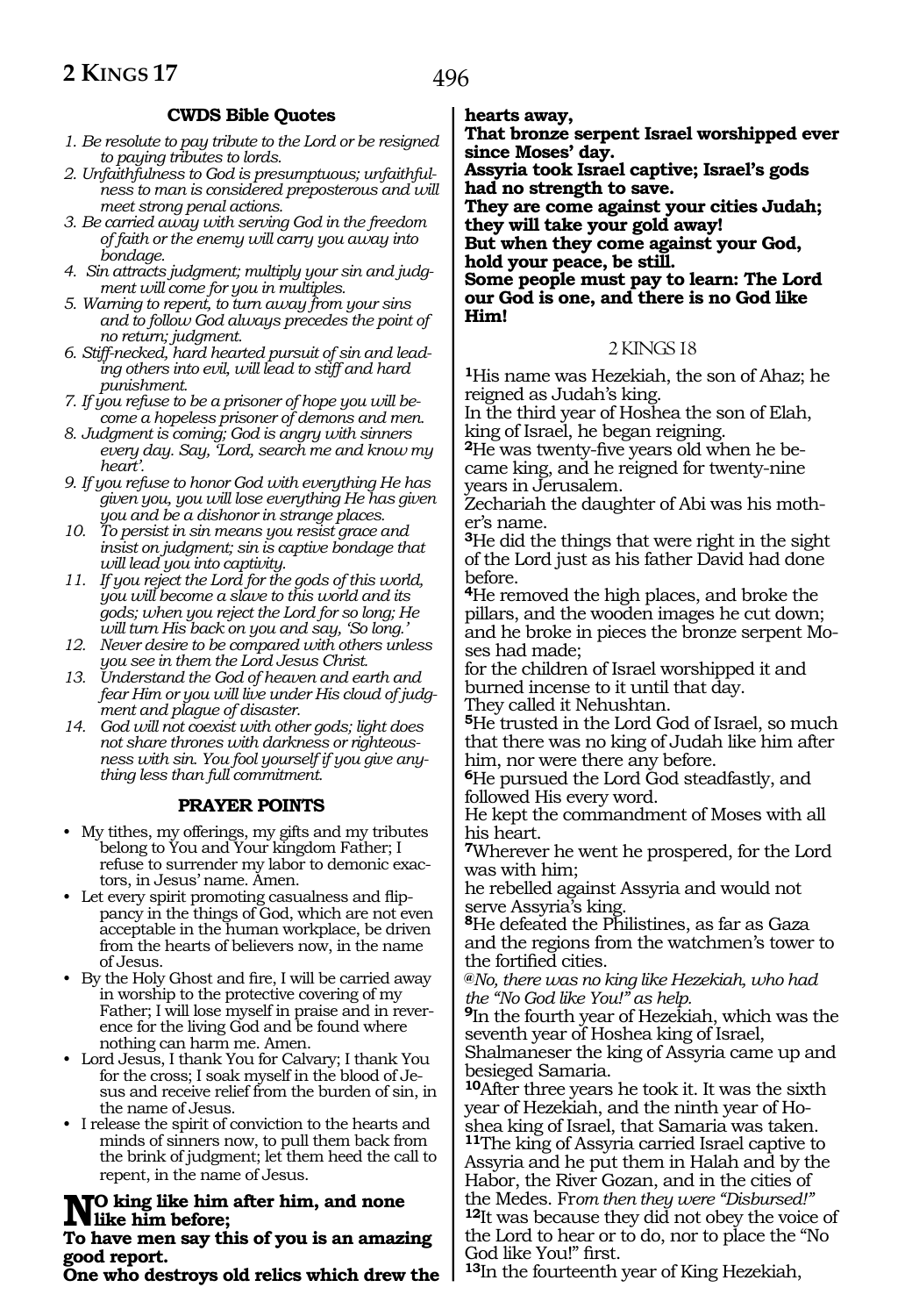### CWDS Bible Quotes

1. *Be resolute to pay tribute to the Lord or be resigned to paying tributes to lords.*
2. *Unfaithfulness to God is presumptuous; unfaithfulness to man is considered preposterous and will meet strong penal actions.*
3. *Be carried away with serving God in the freedom of faith or the enemy will carry you away into bondage.*
4. *Sin attracts judgment; multiply your sin and judgment will come for you in multiples.*
5. *Warning to repent, to turn away from your sins and to follow God always precedes the point of no return; judgment.*
6. *Stiff-necked, hard hearted pursuit of sin and leading others into evil, will lead to stiff and hard punishment.*
7. *If you refuse to be a prisoner of hope you will become a hopeless prisoner of demons and men.*
8. *Judgment is coming; God is angry with sinners every day. Say, 'Lord, search me and know my heart'.*
9. *If you refuse to honor God with everything He has given you, you will lose everything He has given you and be a dishonor in strange places.*
10. *To persist in sin means you resist grace and insist on judgment; sin is captive bondage that will lead you into captivity.*
11. *If you reject the Lord for the gods of this world, you will become a slave to this world and its gods; when you reject the Lord for so long; He will turn His back on you and say, 'So long.'*
12. *Never desire to be compared with others unless you see in them the Lord Jesus Christ.*
13. *Understand the God of heaven and earth and fear Him or you will live under His cloud of judgment and plague of disaster.*
14. *God will not coexist with other gods; light does not share thrones with darkness or righteousness with sin. You fool yourself if you give anything less than full commitment.*

### PRAYER POINTS

- My tithes, my offerings, my gifts and my tributes belong to You and Your kingdom Father; I refuse to surrender my labor to demonic exactors, in Jesus' name. Amen.
- Let every spirit promoting casualness and flippancy in the things of God, which are not even acceptable in the human workplace, be driven from the hearts of believers now, in the name of Jesus.
- By the Holy Ghost and fire, I will be carried away in worship to the protective covering of my Father; I will lose myself in praise and in reverence for the living God and be found where nothing can harm me. Amen.
- Lord Jesus, I thank You for Calvary; I thank You for the cross; I soak myself in the blood of Jesus and receive relief from the burden of sin, in the name of Jesus.
- I release the spirit of conviction to the hearts and minds of sinners now, to pull them back from the brink of judgment; let them heed the call to repent, in the name of Jesus.

**No king like him after him, and none like him before;**
**To have men say this of you is an amazing good report.**
**One who destroys old relics which drew the hearts away,**
**That bronze serpent Israel worshipped ever since Moses' day.**
**Assyria took Israel captive; Israel's gods had no strength to save.**
**They are come against your cities Judah; they will take your gold away!**
**But when they come against your God, hold your peace, be still.**
**Some people must pay to learn: The Lord our God is one, and there is no God like Him!**

## 2 KINGS 18

**1**His name was Hezekiah, the son of Ahaz; he reigned as Judah's king.
In the third year of Hoshea the son of Elah, king of Israel, he began reigning.
**2**He was twenty-five years old when he became king, and he reigned for twenty-nine years in Jerusalem.
Zechariah the daughter of Abi was his mother's name.
**3**He did the things that were right in the sight of the Lord just as his father David had done before.
**4**He removed the high places, and broke the pillars, and the wooden images he cut down; and he broke in pieces the bronze serpent Moses had made;
for the children of Israel worshipped it and burned incense to it until that day.
They called it Nehushtan.
**5**He trusted in the Lord God of Israel, so much that there was no king of Judah like him after him, nor were there any before.
**6**He pursued the Lord God steadfastly, and followed His every word.
He kept the commandment of Moses with all his heart.
**7**Wherever he went he prospered, for the Lord was with him;
he rebelled against Assyria and would not serve Assyria's king.
**8**He defeated the Philistines, as far as Gaza and the regions from the watchmen's tower to the fortified cities.
*@No, there was no king like Hezekiah, who had the "No God like You!" as help.*
**9**In the fourth year of Hezekiah, which was the seventh year of Hoshea king of Israel, Shalmaneser the king of Assyria came up and besieged Samaria.
**10**After three years he took it. It was the sixth year of Hezekiah, and the ninth year of Hoshea king of Israel, that Samaria was taken.
**11**The king of Assyria carried Israel captive to Assyria and he put them in Halah and by the Habor, the River Gozan, and in the cities of the Medes. Fr*om then they were "Disbursed!"*
**12**It was because they did not obey the voice of the Lord to hear or to do, nor to place the "No God like You!" first.
**13**In the fourteenth year of King Hezekiah,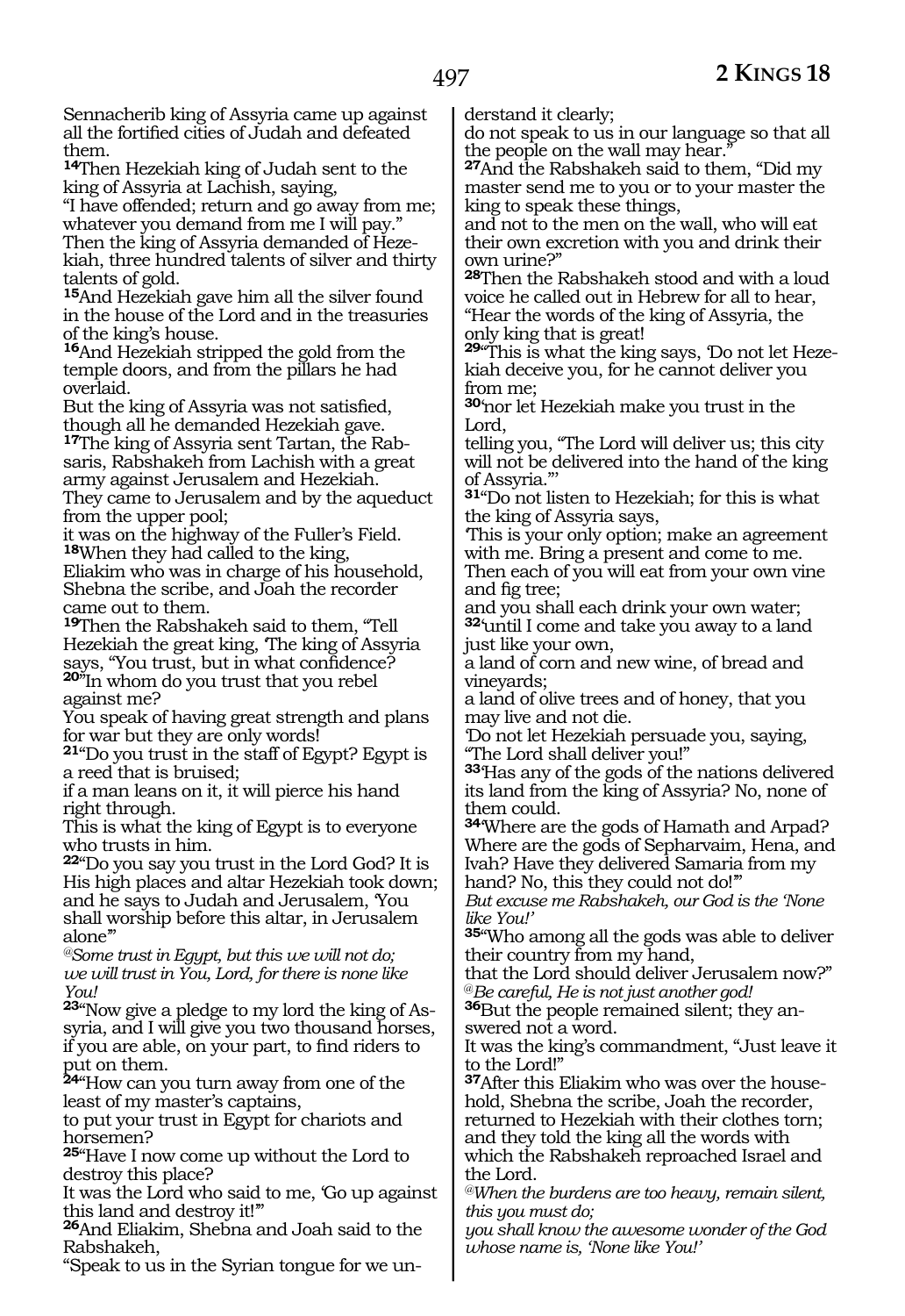Sennacherib king of Assyria came up against all the fortified cities of Judah and defeated them.

**14**Then Hezekiah king of Judah sent to the king of Assyria at Lachish, saying,
"I have offended; return and go away from me; whatever you demand from me I will pay."
Then the king of Assyria demanded of Hezekiah, three hundred talents of silver and thirty talents of gold.

**15**And Hezekiah gave him all the silver found in the house of the Lord and in the treasuries of the king's house.

**16**And Hezekiah stripped the gold from the temple doors, and from the pillars he had overlaid.
But the king of Assyria was not satisfied, though all he demanded Hezekiah gave.

**17**The king of Assyria sent Tartan, the Rabsaris, Rabshakeh from Lachish with a great army against Jerusalem and Hezekiah.
They came to Jerusalem and by the aqueduct from the upper pool;
it was on the highway of the Fuller's Field.

**18**When they had called to the king,
Eliakim who was in charge of his household, Shebna the scribe, and Joah the recorder came out to them.

**19**Then the Rabshakeh said to them, "Tell Hezekiah the great king, 'The king of Assyria says, "You trust, but in what confidence?

**20**"In whom do you trust that you rebel against me?
You speak of having great strength and plans for war but they are only words!

**21**"Do you trust in the staff of Egypt? Egypt is a reed that is bruised;
if a man leans on it, it will pierce his hand right through.
This is what the king of Egypt is to everyone who trusts in him.

**22**"Do you say you trust in the Lord God? It is His high places and altar Hezekiah took down; and he says to Judah and Jerusalem, 'You shall worship before this altar, in Jerusalem alone'"

*@Some trust in Egypt, but this we will not do; we will trust in You, Lord, for there is none like You!*

**23**"Now give a pledge to my lord the king of Assyria, and I will give you two thousand horses, if you are able, on your part, to find riders to put on them.

**24**"How can you turn away from one of the least of my master's captains,
to put your trust in Egypt for chariots and horsemen?

**25**"Have I now come up without the Lord to destroy this place?
It was the Lord who said to me, 'Go up against this land and destroy it!'"

**26**And Eliakim, Shebna and Joah said to the Rabshakeh,
"Speak to us in the Syrian tongue for we understand it clearly;
do not speak to us in our language so that all the people on the wall may hear."

**27**And the Rabshakeh said to them, "Did my master send me to you or to your master the king to speak these things,
and not to the men on the wall, who will eat their own excretion with you and drink their own urine?"

**28**Then the Rabshakeh stood and with a loud voice he called out in Hebrew for all to hear,
"Hear the words of the king of Assyria, the only king that is great!

**29**"This is what the king says, 'Do not let Hezekiah deceive you, for he cannot deliver you from me;

**30**'nor let Hezekiah make you trust in the Lord,
telling you, "The Lord will deliver us; this city will not be delivered into the hand of the king of Assyria."'

**31**"Do not listen to Hezekiah; for this is what the king of Assyria says,
'This is your only option; make an agreement with me. Bring a present and come to me.
Then each of you will eat from your own vine and fig tree;
and you shall each drink your own water;

**32**'until I come and take you away to a land just like your own,
a land of corn and new wine, of bread and vineyards;
a land of olive trees and of honey, that you may live and not die.
'Do not let Hezekiah persuade you, saying, "The Lord shall deliver you!"

**33**'Has any of the gods of the nations delivered its land from the king of Assyria? No, none of them could.

**34**'Where are the gods of Hamath and Arpad? Where are the gods of Sepharvaim, Hena, and Ivah? Have they delivered Samaria from my hand? No, this they could not do!'"

*But excuse me Rabshakeh, our God is the 'None like You!'*

**35**"Who among all the gods was able to deliver their country from my hand,
that the Lord should deliver Jerusalem now?"

*@Be careful, He is not just another god!*

**36**But the people remained silent; they answered not a word.
It was the king's commandment, "Just leave it to the Lord!"

**37**After this Eliakim who was over the household, Shebna the scribe, Joah the recorder, returned to Hezekiah with their clothes torn; and they told the king all the words with which the Rabshakeh reproached Israel and the Lord.

*@When the burdens are too heavy, remain silent, this you must do;*
*you shall know the awesome wonder of the God whose name is, 'None like You!'*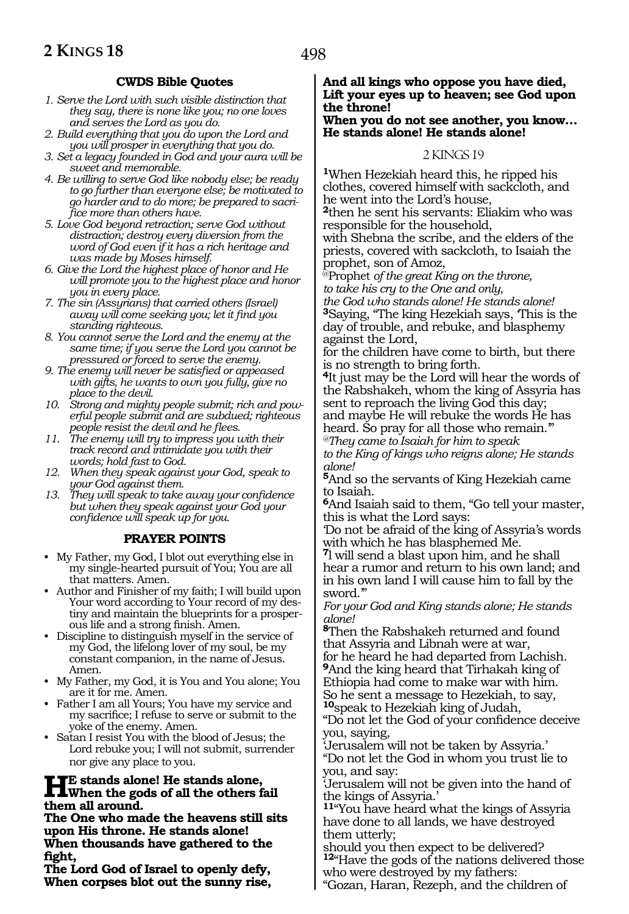### CWDS Bible Quotes

1. *Serve the Lord with such visible distinction that they say, there is none like you; no one loves and serves the Lord as you do.*
2. *Build everything that you do upon the Lord and you will prosper in everything that you do.*
3. *Set a legacy founded in God and your aura will be sweet and memorable.*
4. *Be willing to serve God like nobody else; be ready to go further than everyone else; be motivated to go harder and to do more; be prepared to sacrifice more than others have.*
5. *Love God beyond retraction; serve God without distraction; destroy every diversion from the word of God even if it has a rich heritage and was made by Moses himself.*
6. *Give the Lord the highest place of honor and He will promote you to the highest place and honor you in every place.*
7. *The sin (Assyrians) that carried others (Israel) away will come seeking you; let it find you standing righteous.*
8. *You cannot serve the Lord and the enemy at the same time; if you serve the Lord you cannot be pressured or forced to serve the enemy.*
9. *The enemy will never be satisfied or appeased with gifts, he wants to own you fully, give no place to the devil.*
10. *Strong and mighty people submit; rich and powerful people submit and are subdued; righteous people resist the devil and he flees.*
11. *The enemy will try to impress you with their track record and intimidate you with their words; hold fast to God.*
12. *When they speak against your God, speak to your God against them.*
13. *They will speak to take away your confidence but when they speak against your God your confidence will speak up for you.*

### PRAYER POINTS

- My Father, my God, I blot out everything else in my single-hearted pursuit of You; You are all that matters. Amen.
- Author and Finisher of my faith; I will build upon Your word according to Your record of my destiny and maintain the blueprints for a prosperous life and a strong finish. Amen.
- Discipline to distinguish myself in the service of my God, the lifelong lover of my soul, be my constant companion, in the name of Jesus. Amen.
- My Father, my God, it is You and You alone; You are it for me. Amen.
- Father I am all Yours; You have my service and my sacrifice; I refuse to serve or submit to the yoke of the enemy. Amen.
- Satan I resist You with the blood of Jesus; the Lord rebuke you; I will not submit, surrender nor give any place to you.

**He stands alone! He stands alone,**
**When the gods of all the others fail them all around.**
**The One who made the heavens still sits upon His throne. He stands alone!**
**When thousands have gathered to the fight,**
**The Lord God of Israel to openly defy,**
**When corpses blot out the sunny rise,**
**And all kings who oppose you have died,**
**Lift your eyes up to heaven; see God upon the throne!**
**When you do not see another, you know… He stands alone! He stands alone!**

## 2 KINGS 19

**1**When Hezekiah heard this, he ripped his clothes, covered himself with sackcloth, and he went into the Lord's house,
**2**then he sent his servants: Eliakim who was responsible for the household,
with Shebna the scribe, and the elders of the priests, covered with sackcloth, to Isaiah the prophet, son of Amoz,
@Prophet *of the great King on the throne,*
*to take his cry to the One and only,*
*the God who stands alone! He stands alone!*
**3**Saying, "The king Hezekiah says, 'This is the day of trouble, and rebuke, and blasphemy against the Lord,
for the children have come to birth, but there is no strength to bring forth.
**4**It just may be the Lord will hear the words of the Rabshakeh, whom the king of Assyria has sent to reproach the living God this day;
and maybe He will rebuke the words He has heard. So pray for all those who remain.'"
*@They came to Isaiah for him to speak*
*to the King of kings who reigns alone; He stands alone!*
**5**And so the servants of King Hezekiah came to Isaiah.
**6**And Isaiah said to them, "Go tell your master, this is what the Lord says:
'Do not be afraid of the king of Assyria's words with which he has blasphemed Me.
**7**I will send a blast upon him, and he shall hear a rumor and return to his own land; and in his own land I will cause him to fall by the sword.'"
*For your God and King stands alone; He stands alone!*
**8**Then the Rabshakeh returned and found that Assyria and Libnah were at war,
for he heard he had departed from Lachish.
**9**And the king heard that Tirhakah king of Ethiopia had come to make war with him.
So he sent a message to Hezekiah, to say,
**10**speak to Hezekiah king of Judah,
"Do not let the God of your confidence deceive you, saying,
'Jerusalem will not be taken by Assyria.'
"Do not let the God in whom you trust lie to you, and say:
'Jerusalem will not be given into the hand of the kings of Assyria.'
**11**"You have heard what the kings of Assyria have done to all lands, we have destroyed them utterly;
should you then expect to be delivered?
**12**"Have the gods of the nations delivered those who were destroyed by my fathers:
"Gozan, Haran, Rezeph, and the children of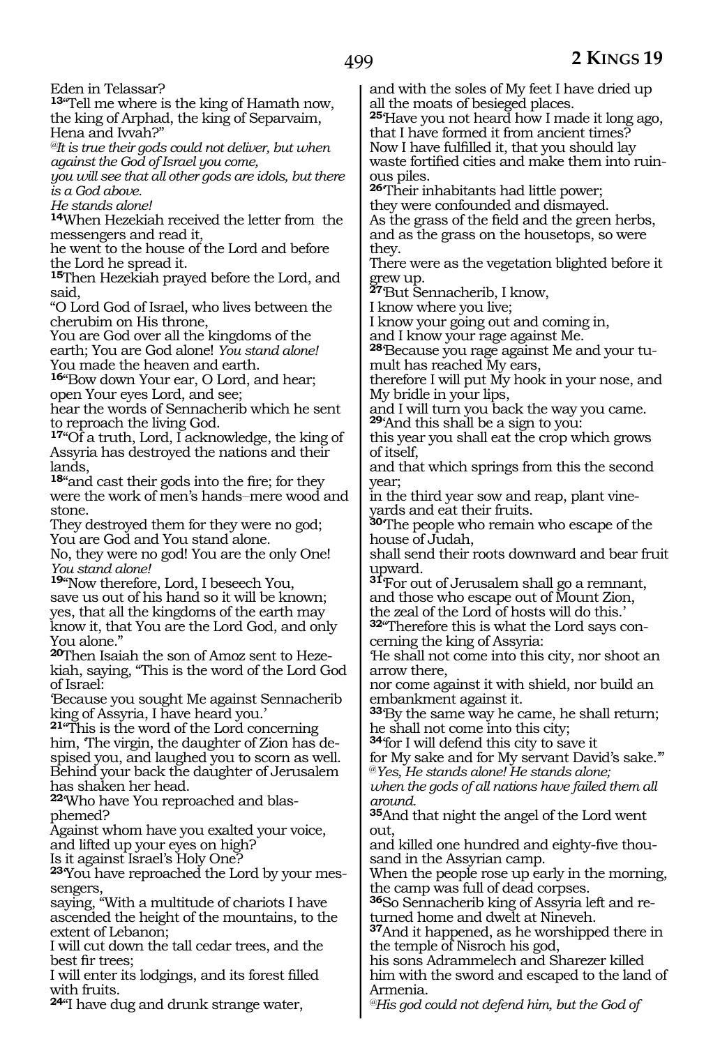Eden in Telassar?

**13**"Tell me where is the king of Hamath now, the king of Arphad, the king of Separvaim, Hena and Ivvah?"

*@It is true their gods could not deliver, but when against the God of Israel you come,*
*you will see that all other gods are idols, but there is a God above.*
*He stands alone!*

**14**When Hezekiah received the letter from the messengers and read it,
he went to the house of the Lord and before the Lord he spread it.

**15**Then Hezekiah prayed before the Lord, and said,
"O Lord God of Israel, who lives between the cherubim on His throne,
You are God over all the kingdoms of the earth; You are God alone! *You stand alone!*
You made the heaven and earth.

**16**"Bow down Your ear, O Lord, and hear; open Your eyes Lord, and see;
hear the words of Sennacherib which he sent to reproach the living God.

**17**"Of a truth, Lord, I acknowledge, the king of Assyria has destroyed the nations and their lands,

**18**"and cast their gods into the fire; for they were the work of men's hands–mere wood and stone.
They destroyed them for they were no god;
You are God and You stand alone.
No, they were no god! You are the only One! *You stand alone!*

**19**"Now therefore, Lord, I beseech You,
save us out of his hand so it will be known;
yes, that all the kingdoms of the earth may know it, that You are the Lord God, and only You alone."

**20**Then Isaiah the son of Amoz sent to Hezekiah, saying, "This is the word of the Lord God of Israel:
'Because you sought Me against Sennacherib king of Assyria, I have heard you.'

**21**"This is the word of the Lord concerning him, 'The virgin, the daughter of Zion has despised you, and laughed you to scorn as well.
Behind your back the daughter of Jerusalem has shaken her head.

**22**'Who have You reproached and blasphemed?
Against whom have you exalted your voice, and lifted up your eyes on high?
Is it against Israel's Holy One?

**23**'You have reproached the Lord by your messengers,
saying, "With a multitude of chariots I have ascended the height of the mountains, to the extent of Lebanon;
I will cut down the tall cedar trees, and the best fir trees;
I will enter its lodgings, and its forest filled with fruits.

**24**"I have dug and drunk strange water,
and with the soles of My feet I have dried up all the moats of besieged places.

**25**'Have you not heard how I made it long ago, that I have formed it from ancient times?
Now I have fulfilled it, that you should lay waste fortified cities and make them into ruinous piles.

**26**'Their inhabitants had little power;
they were confounded and dismayed.
As the grass of the field and the green herbs, and as the grass on the housetops, so were they.
There were as the vegetation blighted before it grew up.

**27**'But Sennacherib, I know,
I know where you live;
I know your going out and coming in,
and I know your rage against Me.

**28**'Because you rage against Me and your tumult has reached My ears,
therefore I will put My hook in your nose, and My bridle in your lips,
and I will turn you back the way you came.

**29**'And this shall be a sign to you:
this year you shall eat the crop which grows of itself,
and that which springs from this the second year;
in the third year sow and reap, plant vineyards and eat their fruits.

**30**'The people who remain who escape of the house of Judah,
shall send their roots downward and bear fruit upward.

**31**'For out of Jerusalem shall go a remnant, and those who escape out of Mount Zion,
the zeal of the Lord of hosts will do this.'

**32**"Therefore this is what the Lord says concerning the king of Assyria:
'He shall not come into this city, nor shoot an arrow there,
nor come against it with shield, nor build an embankment against it.

**33**'By the same way he came, he shall return; he shall not come into this city;

**34**'for I will defend this city to save it
for My sake and for My servant David's sake.'"

*@Yes, He stands alone! He stands alone;*
*when the gods of all nations have failed them all around.*

**35**And that night the angel of the Lord went out,
and killed one hundred and eighty-five thousand in the Assyrian camp.
When the people rose up early in the morning, the camp was full of dead corpses.

**36**So Sennacherib king of Assyria left and returned home and dwelt at Nineveh.

**37**And it happened, as he worshipped there in the temple of Nisroch his god,
his sons Adrammelech and Sharezer killed him with the sword and escaped to the land of Armenia.

*@His god could not defend him, but the God of*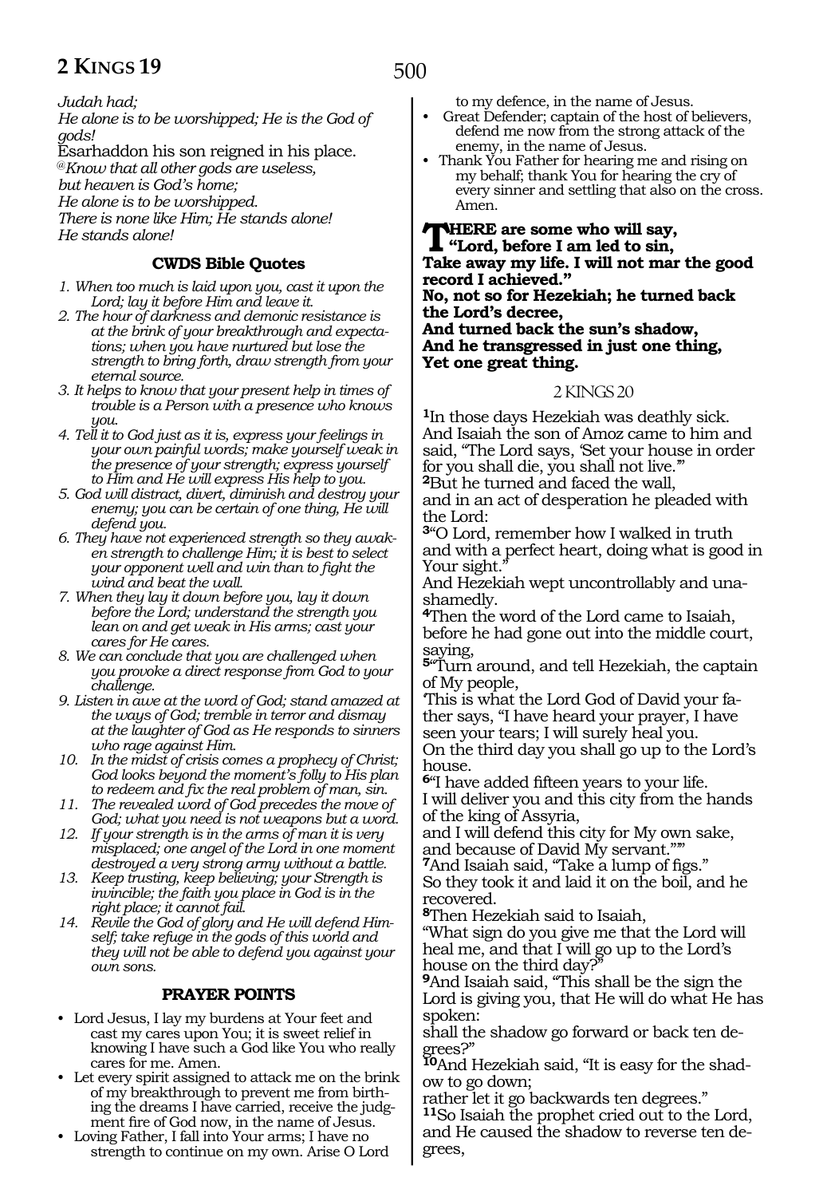*Judah had;*
*He alone is to be worshipped; He is the God of gods!*
Esarhaddon his son reigned in his place.
*@Know that all other gods are useless,*
*but heaven is God's home;*
*He alone is to be worshipped.*
*There is none like Him; He stands alone!*
*He stands alone!*

### CWDS Bible Quotes

1. *When too much is laid upon you, cast it upon the Lord; lay it before Him and leave it.*
2. *The hour of darkness and demonic resistance is at the brink of your breakthrough and expectations; when you have nurtured but lose the strength to bring forth, draw strength from your eternal source.*
3. *It helps to know that your present help in times of trouble is a Person with a presence who knows you.*
4. *Tell it to God just as it is, express your feelings in your own painful words; make yourself weak in the presence of your strength; express yourself to Him and He will express His help to you.*
5. *God will distract, divert, diminish and destroy your enemy; you can be certain of one thing, He will defend you.*
6. *They have not experienced strength so they awaken strength to challenge Him; it is best to select your opponent well and win than to fight the wind and beat the wall.*
7. *When they lay it down before you, lay it down before the Lord; understand the strength you lean on and get weak in His arms; cast your cares for He cares.*
8. *We can conclude that you are challenged when you provoke a direct response from God to your challenge.*
9. *Listen in awe at the word of God; stand amazed at the ways of God; tremble in terror and dismay at the laughter of God as He responds to sinners who rage against Him.*
10. *In the midst of crisis comes a prophecy of Christ; God looks beyond the moment's folly to His plan to redeem and fix the real problem of man, sin.*
11. *The revealed word of God precedes the move of God; what you need is not weapons but a word.*
12. *If your strength is in the arms of man it is very misplaced; one angel of the Lord in one moment destroyed a very strong army without a battle.*
13. *Keep trusting, keep believing; your Strength is invincible; the faith you place in God is in the right place; it cannot fail.*
14. *Revile the God of glory and He will defend Himself; take refuge in the gods of this world and they will not be able to defend you against your own sons.*

### PRAYER POINTS

- Lord Jesus, I lay my burdens at Your feet and cast my cares upon You; it is sweet relief in knowing I have such a God like You who really cares for me. Amen.
- Let every spirit assigned to attack me on the brink of my breakthrough to prevent me from birthing the dreams I have carried, receive the judgment fire of God now, in the name of Jesus.
- Loving Father, I fall into Your arms; I have no strength to continue on my own. Arise O Lord to my defence, in the name of Jesus.
- Great Defender; captain of the host of believers, defend me now from the strong attack of the enemy, in the name of Jesus.
- Thank You Father for hearing me and rising on my behalf; thank You for hearing the cry of every sinner and settling that also on the cross. Amen.

**THERE are some who will say,**
**"Lord, before I am led to sin,**
**Take away my life. I will not mar the good record I achieved."**
**No, not so for Hezekiah; he turned back the Lord's decree,**
**And turned back the sun's shadow,**
**And he transgressed in just one thing,**
**Yet one great thing.**

## 2 KINGS 20

**1**In those days Hezekiah was deathly sick. And Isaiah the son of Amoz came to him and said, "The Lord says, 'Set your house in order for you shall die, you shall not live.'"
**2**But he turned and faced the wall,
and in an act of desperation he pleaded with the Lord:
**3**"O Lord, remember how I walked in truth and with a perfect heart, doing what is good in Your sight."
And Hezekiah wept uncontrollably and unashamedly.
**4**Then the word of the Lord came to Isaiah, before he had gone out into the middle court, saying,
**5**"Turn around, and tell Hezekiah, the captain of My people,
'This is what the Lord God of David your father says, "I have heard your prayer, I have seen your tears; I will surely heal you.
On the third day you shall go up to the Lord's house.
**6**"I have added fifteen years to your life.
I will deliver you and this city from the hands of the king of Assyria,
and I will defend this city for My own sake, and because of David My servant."'"
**7**And Isaiah said, "Take a lump of figs."
So they took it and laid it on the boil, and he recovered.
**8**Then Hezekiah said to Isaiah,
"What sign do you give me that the Lord will heal me, and that I will go up to the Lord's house on the third day?"
**9**And Isaiah said, "This shall be the sign the Lord is giving you, that He will do what He has spoken:
shall the shadow go forward or back ten degrees?"
**10**And Hezekiah said, "It is easy for the shadow to go down;
rather let it go backwards ten degrees."
**11**So Isaiah the prophet cried out to the Lord, and He caused the shadow to reverse ten degrees,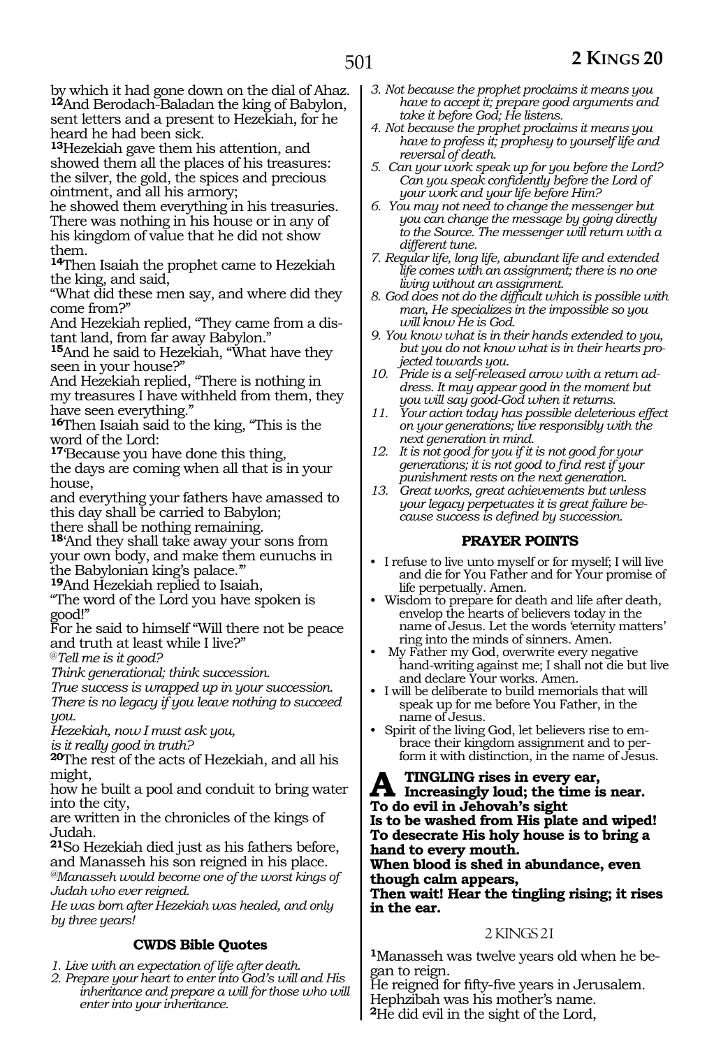by which it had gone down on the dial of Ahaz.
**12**And Berodach-Baladan the king of Babylon, sent letters and a present to Hezekiah, for he heard he had been sick.

**13**Hezekiah gave them his attention, and showed them all the places of his treasures: the silver, the gold, the spices and precious ointment, and all his armory;
he showed them everything in his treasuries. There was nothing in his house or in any of his kingdom of value that he did not show them.

**14**Then Isaiah the prophet came to Hezekiah the king, and said,
"What did these men say, and where did they come from?"
And Hezekiah replied, "They came from a distant land, from far away Babylon."

**15**And he said to Hezekiah, "What have they seen in your house?"
And Hezekiah replied, "There is nothing in my treasures I have withheld from them, they have seen everything."

**16**Then Isaiah said to the king, "This is the word of the Lord:
**17**'Because you have done this thing,
the days are coming when all that is in your house,
and everything your fathers have amassed to this day shall be carried to Babylon;
there shall be nothing remaining.
**18**'And they shall take away your sons from your own body, and make them eunuchs in the Babylonian king's palace.'"

**19**And Hezekiah replied to Isaiah,
"The word of the Lord you have spoken is good!"
For he said to himself "Will there not be peace and truth at least while I live?"

*@Tell me is it good?*
*Think generational; think succession.*
*True success is wrapped up in your succession.*
*There is no legacy if you leave nothing to succeed you.*
*Hezekiah, now I must ask you,*
*is it really good in truth?*

**20**The rest of the acts of Hezekiah, and all his might,
how he built a pool and conduit to bring water into the city,
are written in the chronicles of the kings of Judah.

**21**So Hezekiah died just as his fathers before, and Manasseh his son reigned in his place.

*@Manasseh would become one of the worst kings of Judah who ever reigned.*
*He was born after Hezekiah was healed, and only by three years!*

### CWDS Bible Quotes

1. *Live with an expectation of life after death.*
2. *Prepare your heart to enter into God's will and His inheritance and prepare a will for those who will enter into your inheritance.*
3. *Not because the prophet proclaims it means you have to accept it; prepare good arguments and take it before God; He listens.*
4. *Not because the prophet proclaims it means you have to profess it; prophesy to yourself life and reversal of death.*
5. *Can your work speak up for you before the Lord? Can you speak confidently before the Lord of your work and your life before Him?*
6. *You may not need to change the messenger but you can change the message by going directly to the Source. The messenger will return with a different tune.*
7. *Regular life, long life, abundant life and extended life comes with an assignment; there is no one living without an assignment.*
8. *God does not do the difficult which is possible with man, He specializes in the impossible so you will know He is God.*
9. *You know what is in their hands extended to you, but you do not know what is in their hearts projected towards you.*
10. *Pride is a self-released arrow with a return address. It may appear good in the moment but you will say good-God when it returns.*
11. *Your action today has possible deleterious effect on your generations; live responsibly with the next generation in mind.*
12. *It is not good for you if it is not good for your generations; it is not good to find rest if your punishment rests on the next generation.*
13. *Great works, great achievements but unless your legacy perpetuates it is great failure because success is defined by succession.*

### PRAYER POINTS

- I refuse to live unto myself or for myself; I will live and die for You Father and for Your promise of life perpetually. Amen.
- Wisdom to prepare for death and life after death, envelop the hearts of believers today in the name of Jesus. Let the words 'eternity matters' ring into the minds of sinners. Amen.
- My Father my God, overwrite every negative hand-writing against me; I shall not die but live and declare Your works. Amen.
- I will be deliberate to build memorials that will speak up for me before You Father, in the name of Jesus.
- Spirit of the living God, let believers rise to embrace their kingdom assignment and to perform it with distinction, in the name of Jesus.

**A TINGLING rises in every ear,**
**Increasingly loud; the time is near.**
**To do evil in Jehovah's sight**
**Is to be washed from His plate and wiped!**
**To desecrate His holy house is to bring a hand to every mouth.**
**When blood is shed in abundance, even though calm appears,**
**Then wait! Hear the tingling rising; it rises in the ear.**

## 2 KINGS 21

**1**Manasseh was twelve years old when he began to reign.
He reigned for fifty-five years in Jerusalem.
Hephzibah was his mother's name.
**2**He did evil in the sight of the Lord,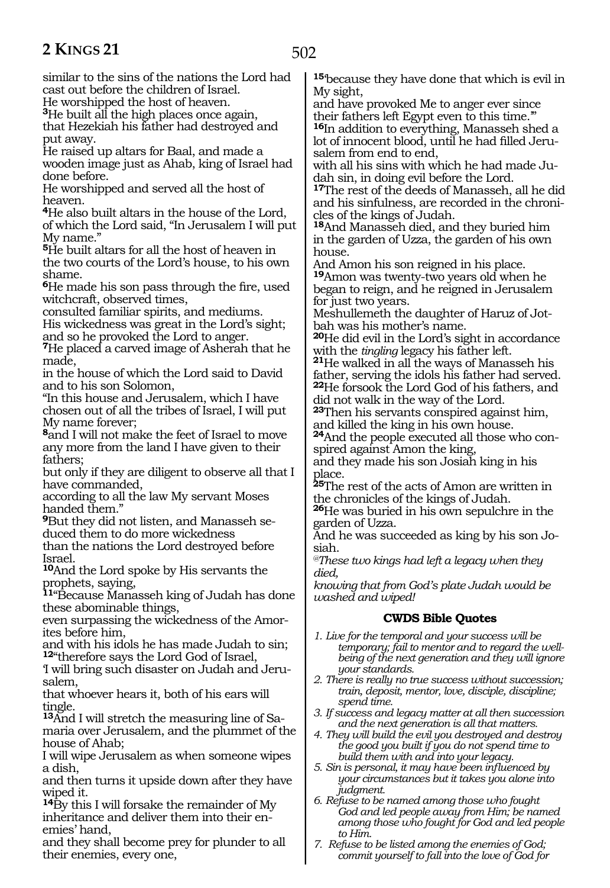similar to the sins of the nations the Lord had cast out before the children of Israel.
He worshipped the host of heaven.
**3**He built all the high places once again, that Hezekiah his father had destroyed and put away.
He raised up altars for Baal, and made a wooden image just as Ahab, king of Israel had done before.
He worshipped and served all the host of heaven.
**4**He also built altars in the house of the Lord, of which the Lord said, "In Jerusalem I will put My name."
**5**He built altars for all the host of heaven in the two courts of the Lord's house, to his own shame.
**6**He made his son pass through the fire, used witchcraft, observed times,
consulted familiar spirits, and mediums.
His wickedness was great in the Lord's sight; and so he provoked the Lord to anger.
**7**He placed a carved image of Asherah that he made,
in the house of which the Lord said to David and to his son Solomon,
"In this house and Jerusalem, which I have chosen out of all the tribes of Israel, I will put My name forever;
**8**and I will not make the feet of Israel to move any more from the land I have given to their fathers;
but only if they are diligent to observe all that I have commanded,
according to all the law My servant Moses handed them."
**9**But they did not listen, and Manasseh seduced them to do more wickedness
than the nations the Lord destroyed before Israel.
**10**And the Lord spoke by His servants the prophets, saying,
**11**"Because Manasseh king of Judah has done these abominable things,
even surpassing the wickedness of the Amorites before him,
and with his idols he has made Judah to sin;
**12**"therefore says the Lord God of Israel,
'I will bring such disaster on Judah and Jerusalem,
that whoever hears it, both of his ears will tingle.
**13**And I will stretch the measuring line of Samaria over Jerusalem, and the plummet of the house of Ahab;
I will wipe Jerusalem as when someone wipes a dish,
and then turns it upside down after they have wiped it.
**14**By this I will forsake the remainder of My inheritance and deliver them into their enemies' hand,
and they shall become prey for plunder to all their enemies, every one,
**15**'because they have done that which is evil in My sight,
and have provoked Me to anger ever since their fathers left Egypt even to this time.'"
**16**In addition to everything, Manasseh shed a lot of innocent blood, until he had filled Jerusalem from end to end,
with all his sins with which he had made Judah sin, in doing evil before the Lord.
**17**The rest of the deeds of Manasseh, all he did and his sinfulness, are recorded in the chronicles of the kings of Judah.
**18**And Manasseh died, and they buried him in the garden of Uzza, the garden of his own house.
And Amon his son reigned in his place.
**19**Amon was twenty-two years old when he began to reign, and he reigned in Jerusalem for just two years.
Meshullemeth the daughter of Haruz of Jotbah was his mother's name.
**20**He did evil in the Lord's sight in accordance with the *tingling* legacy his father left.
**21**He walked in all the ways of Manasseh his father, serving the idols his father had served.
**22**He forsook the Lord God of his fathers, and did not walk in the way of the Lord.
**23**Then his servants conspired against him, and killed the king in his own house.
**24**And the people executed all those who conspired against Amon the king,
and they made his son Josiah king in his place.
**25**The rest of the acts of Amon are written in the chronicles of the kings of Judah.
**26**He was buried in his own sepulchre in the garden of Uzza.
And he was succeeded as king by his son Josiah.
*@These two kings had left a legacy when they died,*
*knowing that from God's plate Judah would be washed and wiped!*

### CWDS Bible Quotes

1. *Live for the temporal and your success will be temporary; fail to mentor and to regard the well-being of the next generation and they will ignore your standards.*
2. *There is really no true success without succession; train, deposit, mentor, love, disciple, discipline; spend time.*
3. *If success and legacy matter at all then succession and the next generation is all that matters.*
4. *They will build the evil you destroyed and destroy the good you built if you do not spend time to build them with and into your legacy.*
5. *Sin is personal, it may have been influenced by your circumstances but it takes you alone into judgment.*
6. *Refuse to be named among those who fought God and led people away from Him; be named among those who fought for God and led people to Him.*
7. *Refuse to be listed among the enemies of God; commit yourself to fall into the love of God for*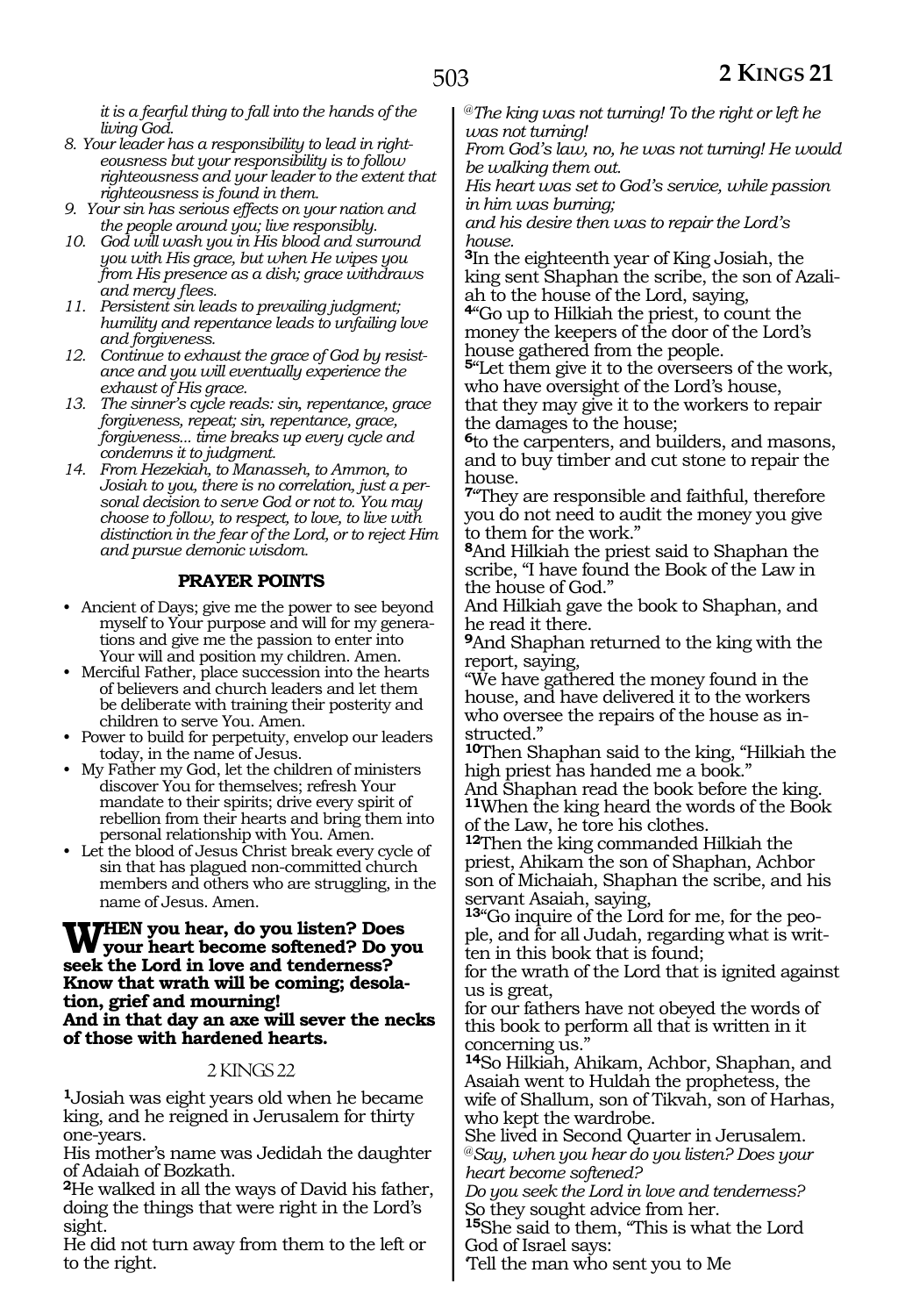*it is a fearful thing to fall into the hands of the living God.*

8. *Your leader has a responsibility to lead in righteousness but your responsibility is to follow righteousness and your leader to the extent that righteousness is found in them.*
9. *Your sin has serious effects on your nation and the people around you; live responsibly.*
10. *God will wash you in His blood and surround you with His grace, but when He wipes you from His presence as a dish; grace withdraws and mercy flees.*
11. *Persistent sin leads to prevailing judgment; humility and repentance leads to unfailing love and forgiveness.*
12. *Continue to exhaust the grace of God by resistance and you will eventually experience the exhaust of His grace.*
13. *The sinner's cycle reads: sin, repentance, grace forgiveness, repeat; sin, repentance, grace, forgiveness... time breaks up every cycle and condemns it to judgment.*
14. *From Hezekiah, to Manasseh, to Ammon, to Josiah to you, there is no correlation, just a personal decision to serve God or not to. You may choose to follow, to respect, to love, to live with distinction in the fear of the Lord, or to reject Him and pursue demonic wisdom.*

### PRAYER POINTS

- Ancient of Days; give me the power to see beyond myself to Your purpose and will for my generations and give me the passion to enter into Your will and position my children. Amen.
- Merciful Father, place succession into the hearts of believers and church leaders and let them be deliberate with training their posterity and children to serve You. Amen.
- Power to build for perpetuity, envelop our leaders today, in the name of Jesus.
- My Father my God, let the children of ministers discover You for themselves; refresh Your mandate to their spirits; drive every spirit of rebellion from their hearts and bring them into personal relationship with You. Amen.
- Let the blood of Jesus Christ break every cycle of sin that has plagued non-committed church members and others who are struggling, in the name of Jesus. Amen.

**WHEN you hear, do you listen? Does your heart become softened? Do you seek the Lord in love and tenderness? Know that wrath will be coming; desolation, grief and mourning!**
**And in that day an axe will sever the necks of those with hardened hearts.**

2 KINGS 22

**1**Josiah was eight years old when he became king, and he reigned in Jerusalem for thirty one-years.
His mother's name was Jedidah the daughter of Adaiah of Bozkath.
**2**He walked in all the ways of David his father, doing the things that were right in the Lord's sight.
He did not turn away from them to the left or to the right.
*@The king was not turning! To the right or left he was not turning!*
*From God's law, no, he was not turning! He would be walking them out.*
*His heart was set to God's service, while passion in him was burning;*
*and his desire then was to repair the Lord's house.*
**3**In the eighteenth year of King Josiah, the king sent Shaphan the scribe, the son of Azaliah to the house of the Lord, saying,
**4**"Go up to Hilkiah the priest, to count the money the keepers of the door of the Lord's house gathered from the people.
**5**"Let them give it to the overseers of the work, who have oversight of the Lord's house, that they may give it to the workers to repair the damages to the house;
**6**to the carpenters, and builders, and masons, and to buy timber and cut stone to repair the house.
**7**"They are responsible and faithful, therefore you do not need to audit the money you give to them for the work."
**8**And Hilkiah the priest said to Shaphan the scribe, "I have found the Book of the Law in the house of God."
And Hilkiah gave the book to Shaphan, and he read it there.
**9**And Shaphan returned to the king with the report, saying,
"We have gathered the money found in the house, and have delivered it to the workers who oversee the repairs of the house as instructed."
**10**Then Shaphan said to the king, "Hilkiah the high priest has handed me a book."
And Shaphan read the book before the king.
**11**When the king heard the words of the Book of the Law, he tore his clothes.
**12**Then the king commanded Hilkiah the priest, Ahikam the son of Shaphan, Achbor son of Michaiah, Shaphan the scribe, and his servant Asaiah, saying,
**13**"Go inquire of the Lord for me, for the people, and for all Judah, regarding what is written in this book that is found;
for the wrath of the Lord that is ignited against us is great,
for our fathers have not obeyed the words of this book to perform all that is written in it concerning us."
**14**So Hilkiah, Ahikam, Achbor, Shaphan, and Asaiah went to Huldah the prophetess, the wife of Shallum, son of Tikvah, son of Harhas, who kept the wardrobe.
She lived in Second Quarter in Jerusalem.
*@Say, when you hear do you listen? Does your heart become softened?*
*Do you seek the Lord in love and tenderness?*
So they sought advice from her.
**15**She said to them, "This is what the Lord God of Israel says:
'Tell the man who sent you to Me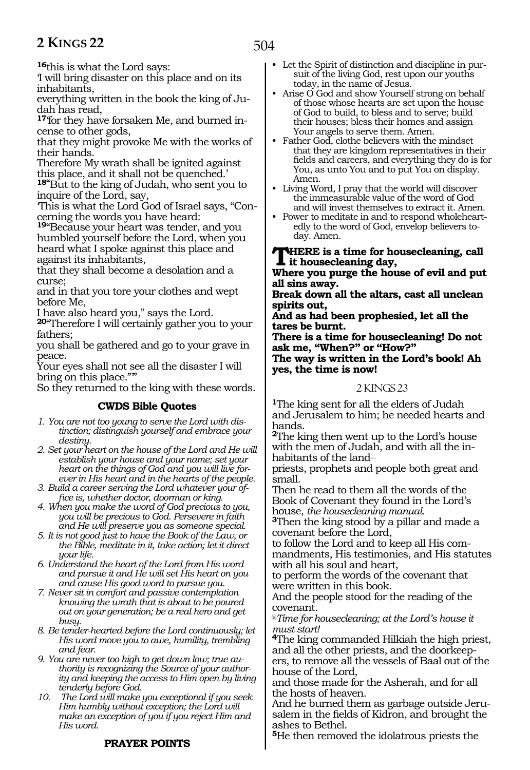[16]this is what the Lord says:
'I will bring disaster on this place and on its inhabitants,
everything written in the book the king of Judah has read,
[17]'for they have forsaken Me, and burned incense to other gods,
that they might provoke Me with the works of their hands.
Therefore My wrath shall be ignited against this place, and it shall not be quenched.'
[18]"But to the king of Judah, who sent you to inquire of the Lord, say,
'This is what the Lord God of Israel says, "Concerning the words you have heard:
[19]"Because your heart was tender, and you humbled yourself before the Lord, when you heard what I spoke against this place and against its inhabitants,
that they shall become a desolation and a curse;
and in that you tore your clothes and wept before Me,
I have also heard you," says the Lord.
[20]"Therefore I will certainly gather you to your fathers;
you shall be gathered and go to your grave in peace.
Your eyes shall not see all the disaster I will bring on this place."'"
So they returned to the king with these words.

### CWDS Bible Quotes

1. *You are not too young to serve the Lord with distinction; distinguish yourself and embrace your destiny.*
2. *Set your heart on the house of the Lord and He will establish your house and your name; set your heart on the things of God and you will live forever in His heart and in the hearts of the people.*
3. *Build a career serving the Lord whatever your office is, whether doctor, doorman or king.*
4. *When you make the word of God precious to you, you will be precious to God. Persevere in faith and He will preserve you as someone special.*
5. *It is not good just to have the Book of the Law, or the Bible, meditate in it, take action; let it direct your life.*
6. *Understand the heart of the Lord from His word and pursue it and He will set His heart on you and cause His good word to pursue you.*
7. *Never sit in comfort and passive contemplation knowing the wrath that is about to be poured out on your generation; be a real hero and get busy.*
8. *Be tender-hearted before the Lord continuously; let His word move you to awe, humility, trembling and fear.*
9. *You are never too high to get down low; true authority is recognizing the Source of your authority and keeping the access to Him open by living tenderly before God.*
10. *The Lord will make you exceptional if you seek Him humbly without exception; the Lord will make an exception of you if you reject Him and His word.*

### PRAYER POINTS

- Let the Spirit of distinction and discipline in pursuit of the living God, rest upon our youths today, in the name of Jesus.
- Arise O God and show Yourself strong on behalf of those whose hearts are set upon the house of God to build, to bless and to serve; build their houses; bless their homes and assign Your angels to serve them. Amen.
- Father God, clothe believers with the mindset that they are kingdom representatives in their fields and careers, and everything they do is for You, as unto You and to put You on display. Amen.
- Living Word, I pray that the world will discover the immeasurable value of the word of God and will invest themselves to extract it. Amen.
- Power to meditate in and to respond wholeheartedly to the word of God, envelop believers today. Amen.

**THERE is a time for housecleaning, call it housecleaning day,**
**Where you purge the house of evil and put all sins away.**
**Break down all the altars, cast all unclean spirits out,**
**And as had been prophesied, let all the tares be burnt.**
**There is a time for housecleaning! Do not ask me, "When?" or "How?"**
**The way is written in the Lord's book! Ah yes, the time is now!**

## 2 KINGS 23

[1]The king sent for all the elders of Judah and Jerusalem to him; he needed hearts and hands.
[2]The king then went up to the Lord's house with the men of Judah, and with all the inhabitants of the land–
priests, prophets and people both great and small.
Then he read to them all the words of the Book of Covenant they found in the Lord's house, *the housecleaning manual.*
[3]Then the king stood by a pillar and made a covenant before the Lord,
to follow the Lord and to keep all His commandments, His testimonies, and His statutes with all his soul and heart,
to perform the words of the covenant that were written in this book.
And the people stood for the reading of the covenant.
*@Time for housecleaning; at the Lord's house it must start!*
[4]The king commanded Hilkiah the high priest, and all the other priests, and the doorkeepers, to remove all the vessels of Baal out of the house of the Lord,
and those made for the Asherah, and for all the hosts of heaven.
And he burned them as garbage outside Jerusalem in the fields of Kidron, and brought the ashes to Bethel.
[5]He then removed the idolatrous priests the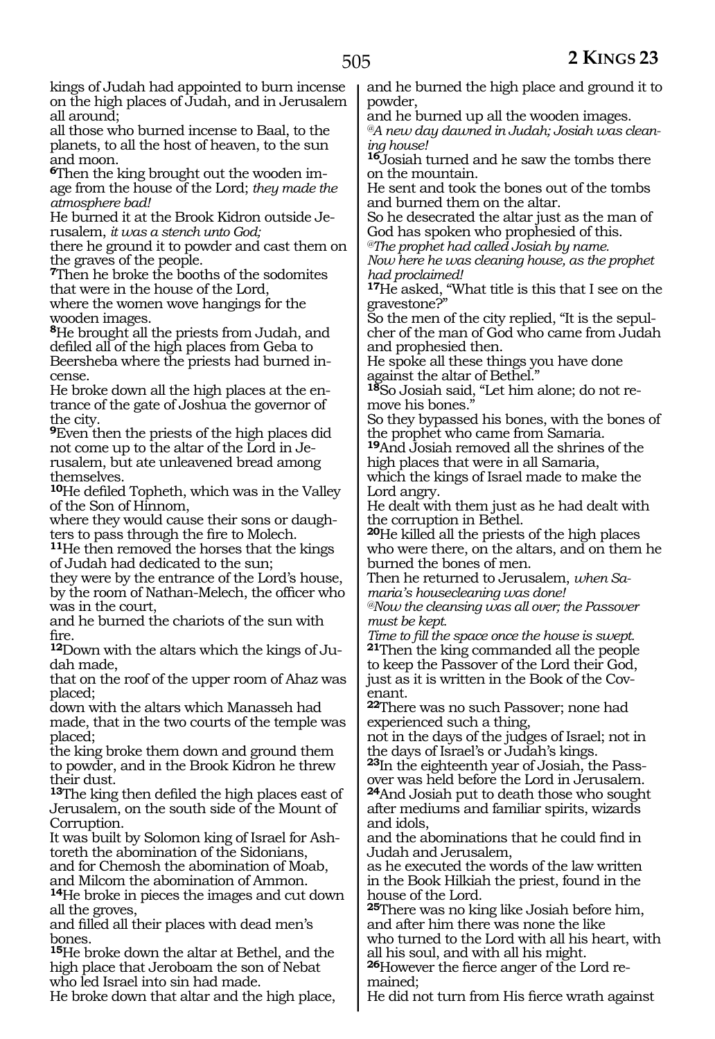kings of Judah had appointed to burn incense on the high places of Judah, and in Jerusalem all around;
all those who burned incense to Baal, to the planets, to all the host of heaven, to the sun and moon.
**6**Then the king brought out the wooden image from the house of the Lord; *they made the atmosphere bad!*
He burned it at the Brook Kidron outside Jerusalem, *it was a stench unto God;*
there he ground it to powder and cast them on the graves of the people.
**7**Then he broke the booths of the sodomites that were in the house of the Lord,
where the women wove hangings for the wooden images.
**8**He brought all the priests from Judah, and defiled all of the high places from Geba to Beersheba where the priests had burned incense.
He broke down all the high places at the entrance of the gate of Joshua the governor of the city.
**9**Even then the priests of the high places did not come up to the altar of the Lord in Jerusalem, but ate unleavened bread among themselves.
**10**He defiled Topheth, which was in the Valley of the Son of Hinnom,
where they would cause their sons or daughters to pass through the fire to Molech.
**11**He then removed the horses that the kings of Judah had dedicated to the sun;
they were by the entrance of the Lord's house, by the room of Nathan-Melech, the officer who was in the court,
and he burned the chariots of the sun with fire.
**12**Down with the altars which the kings of Judah made,
that on the roof of the upper room of Ahaz was placed;
down with the altars which Manasseh had made, that in the two courts of the temple was placed;
the king broke them down and ground them to powder, and in the Brook Kidron he threw their dust.
**13**The king then defiled the high places east of Jerusalem, on the south side of the Mount of Corruption.
It was built by Solomon king of Israel for Ashtoreth the abomination of the Sidonians,
and for Chemosh the abomination of Moab,
and Milcom the abomination of Ammon.
**14**He broke in pieces the images and cut down all the groves,
and filled all their places with dead men's bones.
**15**He broke down the altar at Bethel, and the high place that Jeroboam the son of Nebat who led Israel into sin had made.
He broke down that altar and the high place,
and he burned the high place and ground it to powder,
and he burned up all the wooden images.
*@A new day dawned in Judah; Josiah was cleaning house!*
**16**Josiah turned and he saw the tombs there on the mountain.
He sent and took the bones out of the tombs and burned them on the altar.
So he desecrated the altar just as the man of God has spoken who prophesied of this.
*@The prophet had called Josiah by name.*
*Now here he was cleaning house, as the prophet had proclaimed!*
**17**He asked, "What title is this that I see on the gravestone?"
So the men of the city replied, "It is the sepulcher of the man of God who came from Judah and prophesied then.
He spoke all these things you have done against the altar of Bethel."
**18**So Josiah said, "Let him alone; do not remove his bones."
So they bypassed his bones, with the bones of the prophet who came from Samaria.
**19**And Josiah removed all the shrines of the high places that were in all Samaria,
which the kings of Israel made to make the Lord angry.
He dealt with them just as he had dealt with the corruption in Bethel.
**20**He killed all the priests of the high places who were there, on the altars, and on them he burned the bones of men.
Then he returned to Jerusalem, *when Samaria's housecleaning was done!*
*@Now the cleansing was all over; the Passover must be kept.*
*Time to fill the space once the house is swept.*
**21**Then the king commanded all the people to keep the Passover of the Lord their God, just as it is written in the Book of the Covenant.
**22**There was no such Passover; none had experienced such a thing,
not in the days of the judges of Israel; not in the days of Israel's or Judah's kings.
**23**In the eighteenth year of Josiah, the Passover was held before the Lord in Jerusalem.
**24**And Josiah put to death those who sought after mediums and familiar spirits, wizards and idols,
and the abominations that he could find in Judah and Jerusalem,
as he executed the words of the law written in the Book Hilkiah the priest, found in the house of the Lord.
**25**There was no king like Josiah before him, and after him there was none the like
who turned to the Lord with all his heart, with all his soul, and with all his might.
**26**However the fierce anger of the Lord remained;
He did not turn from His fierce wrath against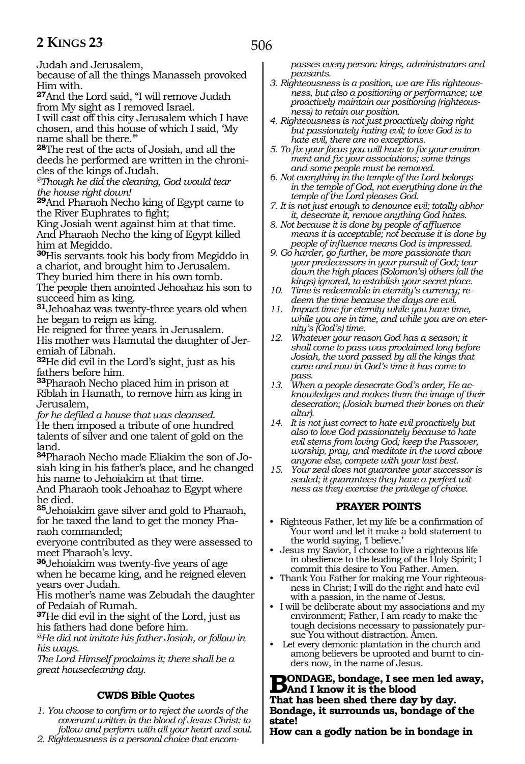Judah and Jerusalem,
because of all the things Manasseh provoked Him with.

**27**And the Lord said, "I will remove Judah from My sight as I removed Israel.
I will cast off this city Jerusalem which I have chosen, and this house of which I said, 'My name shall be there.'"

**28**The rest of the acts of Josiah, and all the deeds he performed are written in the chronicles of the kings of Judah.

*@Though he did the cleaning, God would tear the house right down!*

**29**And Pharaoh Necho king of Egypt came to the River Euphrates to fight;
King Josiah went against him at that time.
And Pharaoh Necho the king of Egypt killed him at Megiddo.

**30**His servants took his body from Megiddo in a chariot, and brought him to Jerusalem.
They buried him there in his own tomb.
The people then anointed Jehoahaz his son to succeed him as king.

**31**Jehoahaz was twenty-three years old when he began to reign as king.
He reigned for three years in Jerusalem.
His mother was Hamutal the daughter of Jeremiah of Libnah.

**32**He did evil in the Lord's sight, just as his fathers before him.

**33**Pharaoh Necho placed him in prison at Riblah in Hamath, to remove him as king in Jerusalem,
*for he defiled a house that was cleansed.*
He then imposed a tribute of one hundred talents of silver and one talent of gold on the land.

**34**Pharaoh Necho made Eliakim the son of Josiah king in his father's place, and he changed his name to Jehoiakim at that time.
And Pharaoh took Jehoahaz to Egypt where he died.

**35**Jehoiakim gave silver and gold to Pharaoh, for he taxed the land to get the money Pharaoh commanded;
everyone contributed as they were assessed to meet Pharaoh's levy.

**36**Jehoiakim was twenty-five years of age when he became king, and he reigned eleven years over Judah.
His mother's name was Zebudah the daughter of Pedaiah of Rumah.

**37**He did evil in the sight of the Lord, just as his fathers had done before him.

*@He did not imitate his father Josiah, or follow in his ways.*
*The Lord Himself proclaims it; there shall be a great housecleaning day.*

### CWDS Bible Quotes

1. *You choose to confirm or to reject the words of the covenant written in the blood of Jesus Christ: to follow and perform with all your heart and soul.*
2. *Righteousness is a personal choice that encompasses every person: kings, administrators and peasants.*
3. *Righteousness is a position, we are His righteousness, but also a positioning or performance; we proactively maintain our positioning (righteousness) to retain our position.*
4. *Righteousness is not just proactively doing right but passionately hating evil; to love God is to hate evil, there are no exceptions.*
5. *To fix your focus you will have to fix your environment and fix your associations; some things and some people must be removed.*
6. *Not everything in the temple of the Lord belongs in the temple of God, not everything done in the temple of the Lord pleases God.*
7. *It is not just enough to denounce evil; totally abhor it, desecrate it, remove anything God hates.*
8. *Not because it is done by people of affluence means it is acceptable; not because it is done by people of influence means God is impressed.*
9. *Go harder, go further, be more passionate than your predecessors in your pursuit of God; tear down the high places (Solomon's) others (all the kings) ignored, to establish your secret place.*
10. *Time is redeemable in eternity's currency; redeem the time because the days are evil.*
11. *Impact time for eternity while you have time, while you are in time, and while you are on eternity's (God's) time.*
12. *Whatever your reason God has a season; it shall come to pass was proclaimed long before Josiah, the word passed by all the kings that came and now in God's time it has come to pass.*
13. *When a people desecrate God's order, He acknowledges and makes them the image of their desecration; (Josiah burned their bones on their altar).*
14. *It is not just correct to hate evil proactively but also to love God passionately because to hate evil stems from loving God; keep the Passover, worship, pray, and meditate in the word above anyone else, compete with your last best.*
15. *Your zeal does not guarantee your successor is sealed; it guarantees they have a perfect witness as they exercise the privilege of choice.*

### PRAYER POINTS

- Righteous Father, let my life be a confirmation of Your word and let it make a bold statement to the world saying, 'I believe.'
- Jesus my Savior, I choose to live a righteous life in obedience to the leading of the Holy Spirit; I commit this desire to You Father. Amen.
- Thank You Father for making me Your righteousness in Christ; I will do the right and hate evil with a passion, in the name of Jesus.
- I will be deliberate about my associations and my environment; Father, I am ready to make the tough decisions necessary to passionately pursue You without distraction. Amen.
- Let every demonic plantation in the church and among believers be uprooted and burnt to cinders now, in the name of Jesus.

**BONDAGE, bondage, I see men led away,**
**And I know it is the blood**
**That has been shed there day by day.**
**Bondage, it surrounds us, bondage of the state!**
**How can a godly nation be in bondage in**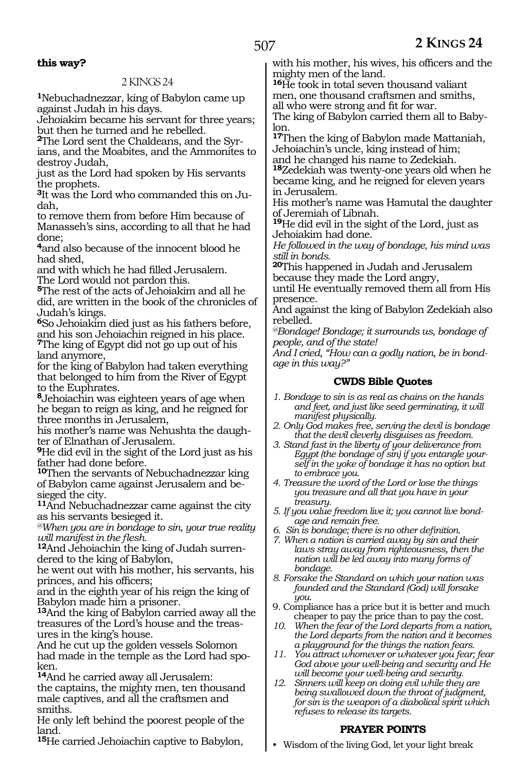**this way?**

2 KINGS 24

**1**Nebuchadnezzar, king of Babylon came up against Judah in his days.
Jehoiakim became his servant for three years; but then he turned and he rebelled.
**2**The Lord sent the Chaldeans, and the Syrians, and the Moabites, and the Ammonites to destroy Judah,
just as the Lord had spoken by His servants the prophets.
**3**It was the Lord who commanded this on Judah,
to remove them from before Him because of Manasseh's sins, according to all that he had done;
**4**and also because of the innocent blood he had shed,
and with which he had filled Jerusalem.
The Lord would not pardon this.
**5**The rest of the acts of Jehoiakim and all he did, are written in the book of the chronicles of Judah's kings.
**6**So Jehoiakim died just as his fathers before, and his son Jehoiachin reigned in his place.
**7**The king of Egypt did not go up out of his land anymore,
for the king of Babylon had taken everything that belonged to him from the River of Egypt to the Euphrates.
**8**Jehoiachin was eighteen years of age when he began to reign as king, and he reigned for three months in Jerusalem,
his mother's name was Nehushta the daughter of Elnathan of Jerusalem.
**9**He did evil in the sight of the Lord just as his father had done before.
**10**Then the servants of Nebuchadnezzar king of Babylon came against Jerusalem and besieged the city.
**11**And Nebuchadnezzar came against the city as his servants besieged it.
*@When you are in bondage to sin, your true reality will manifest in the flesh.*
**12**And Jehoiachin the king of Judah surrendered to the king of Babylon,
he went out with his mother, his servants, his princes, and his officers;
and in the eighth year of his reign the king of Babylon made him a prisoner.
**13**And the king of Babylon carried away all the treasures of the Lord's house and the treasures in the king's house.
And he cut up the golden vessels Solomon had made in the temple as the Lord had spoken.
**14**And he carried away all Jerusalem:
the captains, the mighty men, ten thousand male captives, and all the craftsmen and smiths.
He only left behind the poorest people of the land.
**15**He carried Jehoiachin captive to Babylon,
with his mother, his wives, his officers and the mighty men of the land.
**16**He took in total seven thousand valiant men, one thousand craftsmen and smiths,
all who were strong and fit for war.
The king of Babylon carried them all to Babylon.
**17**Then the king of Babylon made Mattaniah, Jehoiachin's uncle, king instead of him;
and he changed his name to Zedekiah.
**18**Zedekiah was twenty-one years old when he became king, and he reigned for eleven years in Jerusalem.
His mother's name was Hamutal the daughter of Jeremiah of Libnah.
**19**He did evil in the sight of the Lord, just as Jehoiakim had done.
*He followed in the way of bondage, his mind was still in bonds.*
**20**This happened in Judah and Jerusalem because they made the Lord angry,
until He eventually removed them all from His presence.
And against the king of Babylon Zedekiah also rebelled.
*@Bondage! Bondage; it surrounds us, bondage of people, and of the state!*
*And I cried, "How can a godly nation, be in bondage in this way?"*

### CWDS Bible Quotes

1. *Bondage to sin is as real as chains on the hands and feet, and just like seed germinating, it will manifest physically.*
2. *Only God makes free, serving the devil is bondage that the devil cleverly disguises as freedom.*
3. *Stand fast in the liberty of your deliverance from Egypt (the bondage of sin) if you entangle yourself in the yoke of bondage it has no option but to embrace you.*
4. *Treasure the word of the Lord or lose the things you treasure and all that you have in your treasury.*
5. *If you value freedom live it; you cannot live bondage and remain free.*
6. *Sin is bondage; there is no other definition.*
7. *When a nation is carried away by sin and their laws stray away from righteousness, then the nation will be led away into many forms of bondage.*
8. *Forsake the Standard on which your nation was founded and the Standard (God) will forsake you.*
9. Compliance has a price but it is better and much cheaper to pay the price than to pay the cost.
10. *When the fear of the Lord departs from a nation, the Lord departs from the nation and it becomes a playground for the things the nation fears.*
11. *You attract whomever or whatever you fear; fear God above your well-being and security and He will become your well-being and security.*
12. *Sinners will keep on doing evil while they are being swallowed down the throat of judgment, for sin is the weapon of a diabolical spirit which refuses to release its targets.*

### PRAYER POINTS

- Wisdom of the living God, let your light break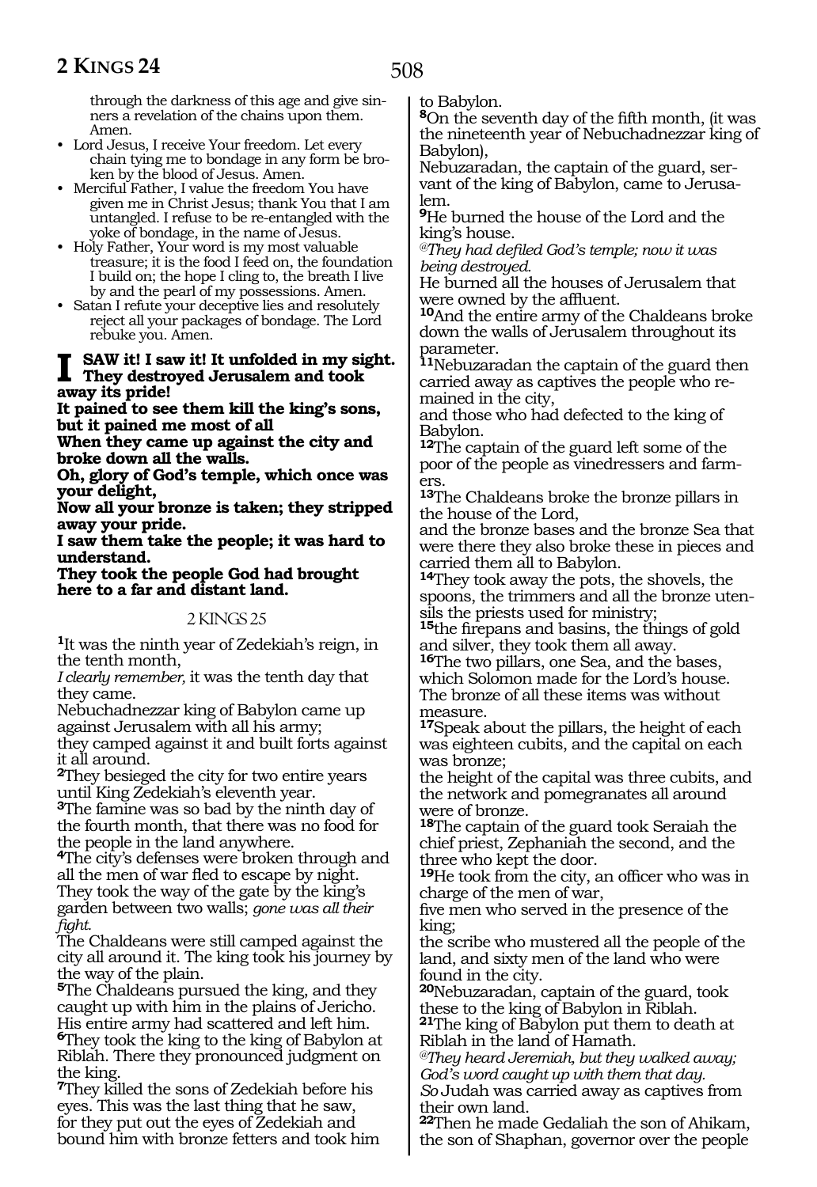through the darkness of this age and give sinners a revelation of the chains upon them. Amen.

- Lord Jesus, I receive Your freedom. Let every chain tying me to bondage in any form be broken by the blood of Jesus. Amen.
- Merciful Father, I value the freedom You have given me in Christ Jesus; thank You that I am untangled. I refuse to be re-entangled with the yoke of bondage, in the name of Jesus.
- Holy Father, Your word is my most valuable treasure; it is the food I feed on, the foundation I build on; the hope I cling to, the breath I live by and the pearl of my possessions. Amen.
- Satan I refute your deceptive lies and resolutely reject all your packages of bondage. The Lord rebuke you. Amen.

**I SAW it! I saw it! It unfolded in my sight. They destroyed Jerusalem and took away its pride!**
**It pained to see them kill the king's sons, but it pained me most of all**
**When they came up against the city and broke down all the walls.**
**Oh, glory of God's temple, which once was your delight,**
**Now all your bronze is taken; they stripped away your pride.**
**I saw them take the people; it was hard to understand.**
**They took the people God had brought here to a far and distant land.**

## 2 KINGS 25

**1**It was the ninth year of Zedekiah's reign, in the tenth month,
*I clearly remember,* it was the tenth day that they came.
Nebuchadnezzar king of Babylon came up against Jerusalem with all his army;
they camped against it and built forts against it all around.
**2**They besieged the city for two entire years until King Zedekiah's eleventh year.
**3**The famine was so bad by the ninth day of the fourth month, that there was no food for the people in the land anywhere.
**4**The city's defenses were broken through and all the men of war fled to escape by night. They took the way of the gate by the king's garden between two walls; *gone was all their fight.*
The Chaldeans were still camped against the city all around it. The king took his journey by the way of the plain.
**5**The Chaldeans pursued the king, and they caught up with him in the plains of Jericho. His entire army had scattered and left him.
**6**They took the king to the king of Babylon at Riblah. There they pronounced judgment on the king.
**7**They killed the sons of Zedekiah before his eyes. This was the last thing that he saw, for they put out the eyes of Zedekiah and bound him with bronze fetters and took him to Babylon.
**8**On the seventh day of the fifth month, (it was the nineteenth year of Nebuchadnezzar king of Babylon),
Nebuzaradan, the captain of the guard, servant of the king of Babylon, came to Jerusalem.
**9**He burned the house of the Lord and the king's house.
*@They had defiled God's temple; now it was being destroyed.*
He burned all the houses of Jerusalem that were owned by the affluent.
**10**And the entire army of the Chaldeans broke down the walls of Jerusalem throughout its parameter.
**11**Nebuzaradan the captain of the guard then carried away as captives the people who remained in the city,
and those who had defected to the king of Babylon.
**12**The captain of the guard left some of the poor of the people as vinedressers and farmers.
**13**The Chaldeans broke the bronze pillars in the house of the Lord,
and the bronze bases and the bronze Sea that were there they also broke these in pieces and carried them all to Babylon.
**14**They took away the pots, the shovels, the spoons, the trimmers and all the bronze utensils the priests used for ministry;
**15**the firepans and basins, the things of gold and silver, they took them all away.
**16**The two pillars, one Sea, and the bases, which Solomon made for the Lord's house. The bronze of all these items was without measure.
**17**Speak about the pillars, the height of each was eighteen cubits, and the capital on each was bronze;
the height of the capital was three cubits, and the network and pomegranates all around were of bronze.
**18**The captain of the guard took Seraiah the chief priest, Zephaniah the second, and the three who kept the door.
**19**He took from the city, an officer who was in charge of the men of war,
five men who served in the presence of the king;
the scribe who mustered all the people of the land, and sixty men of the land who were found in the city.
**20**Nebuzaradan, captain of the guard, took these to the king of Babylon in Riblah.
**21**The king of Babylon put them to death at Riblah in the land of Hamath.
*@They heard Jeremiah, but they walked away; God's word caught up with them that day.*
*So* Judah was carried away as captives from their own land.
**22**Then he made Gedaliah the son of Ahikam, the son of Shaphan, governor over the people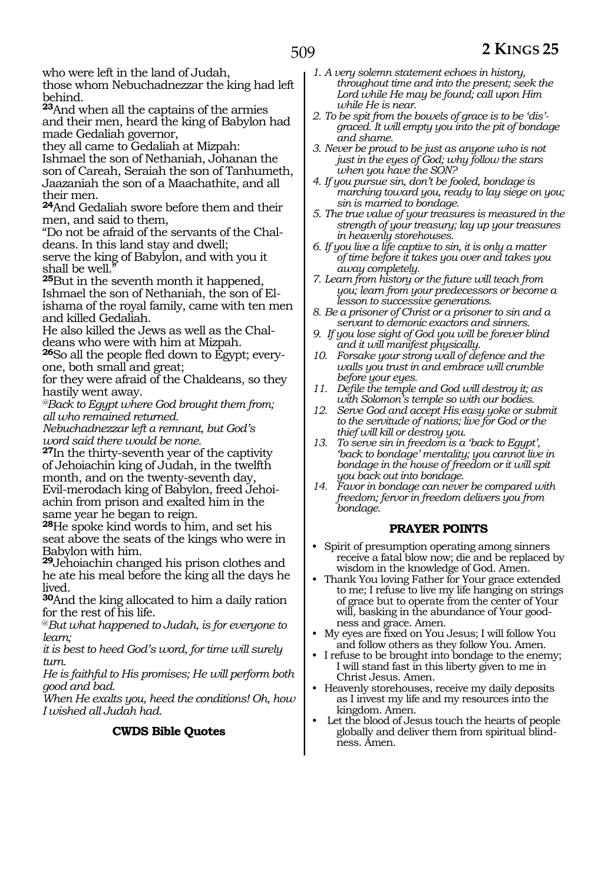who were left in the land of Judah,
those whom Nebuchadnezzar the king had left behind.

**23**And when all the captains of the armies and their men, heard the king of Babylon had made Gedaliah governor,
they all came to Gedaliah at Mizpah:
Ishmael the son of Nethaniah, Johanan the son of Careah, Seraiah the son of Tanhumeth, Jaazaniah the son of a Maachathite, and all their men.

**24**And Gedaliah swore before them and their men, and said to them,
"Do not be afraid of the servants of the Chaldeans. In this land stay and dwell;
serve the king of Babylon, and with you it shall be well."

**25**But in the seventh month it happened, Ishmael the son of Nethaniah, the son of Elishama of the royal family, came with ten men and killed Gedaliah.
He also killed the Jews as well as the Chaldeans who were with him at Mizpah.

**26**So all the people fled down to Egypt; everyone, both small and great;
for they were afraid of the Chaldeans, so they hastily went away.

*@Back to Egypt where God brought them from; all who remained returned.*
*Nebuchadnezzar left a remnant, but God's word said there would be none.*

**27**In the thirty-seventh year of the captivity of Jehoiachin king of Judah, in the twelfth month, and on the twenty-seventh day, Evil-merodach king of Babylon, freed Jehoiachin from prison and exalted him in the same year he began to reign.

**28**He spoke kind words to him, and set his seat above the seats of the kings who were in Babylon with him.

**29**Jehoiachin changed his prison clothes and he ate his meal before the king all the days he lived.

**30**And the king allocated to him a daily ration for the rest of his life.

*@But what happened to Judah, is for everyone to learn;*
*it is best to heed God's word, for time will surely turn.*
*He is faithful to His promises; He will perform both good and bad.*
*When He exalts you, heed the conditions! Oh, how I wished all Judah had.*

**CWDS Bible Quotes**

1. *A very solemn statement echoes in history, throughout time and into the present; seek the Lord while He may be found; call upon Him while He is near.*
2. *To be spit from the bowels of grace is to be 'dis'-graced. It will empty you into the pit of bondage and shame.*
3. *Never be proud to be just as anyone who is not just in the eyes of God; why follow the stars when you have the SON?*
4. *If you pursue sin, don't be fooled, bondage is marching toward you, ready to lay siege on you; sin is married to bondage.*
5. *The true value of your treasures is measured in the strength of your treasury; lay up your treasures in heavenly storehouses.*
6. *If you live a life captive to sin, it is only a matter of time before it takes you over and takes you away completely.*
7. *Learn from history or the future will teach from you; learn from your predecessors or become a lesson to successive generations.*
8. *Be a prisoner of Christ or a prisoner to sin and a servant to demonic exactors and sinners.*
9. *If you lose sight of God you will be forever blind and it will manifest physically.*
10. *Forsake your strong wall of defence and the walls you trust in and embrace will crumble before your eyes.*
11. *Defile the temple and God will destroy it; as with Solomon's temple so with our bodies.*
12. *Serve God and accept His easy yoke or submit to the servitude of nations; live for God or the thief will kill or destroy you.*
13. *To serve sin in freedom is a 'back to Egypt', 'back to bondage' mentality; you cannot live in bondage in the house of freedom or it will spit you back out into bondage.*
14. *Favor in bondage can never be compared with freedom; fervor in freedom delivers you from bondage.*

## PRAYER POINTS

- Spirit of presumption operating among sinners receive a fatal blow now; die and be replaced by wisdom in the knowledge of God. Amen.
- Thank You loving Father for Your grace extended to me; I refuse to live my life hanging on strings of grace but to operate from the center of Your will, basking in the abundance of Your goodness and grace. Amen.
- My eyes are fixed on You Jesus; I will follow You and follow others as they follow You. Amen.
- I refuse to be brought into bondage to the enemy; I will stand fast in this liberty given to me in Christ Jesus. Amen.
- Heavenly storehouses, receive my daily deposits as I invest my life and my resources into the kingdom. Amen.
- Let the blood of Jesus touch the hearts of people globally and deliver them from spiritual blindness. Amen.